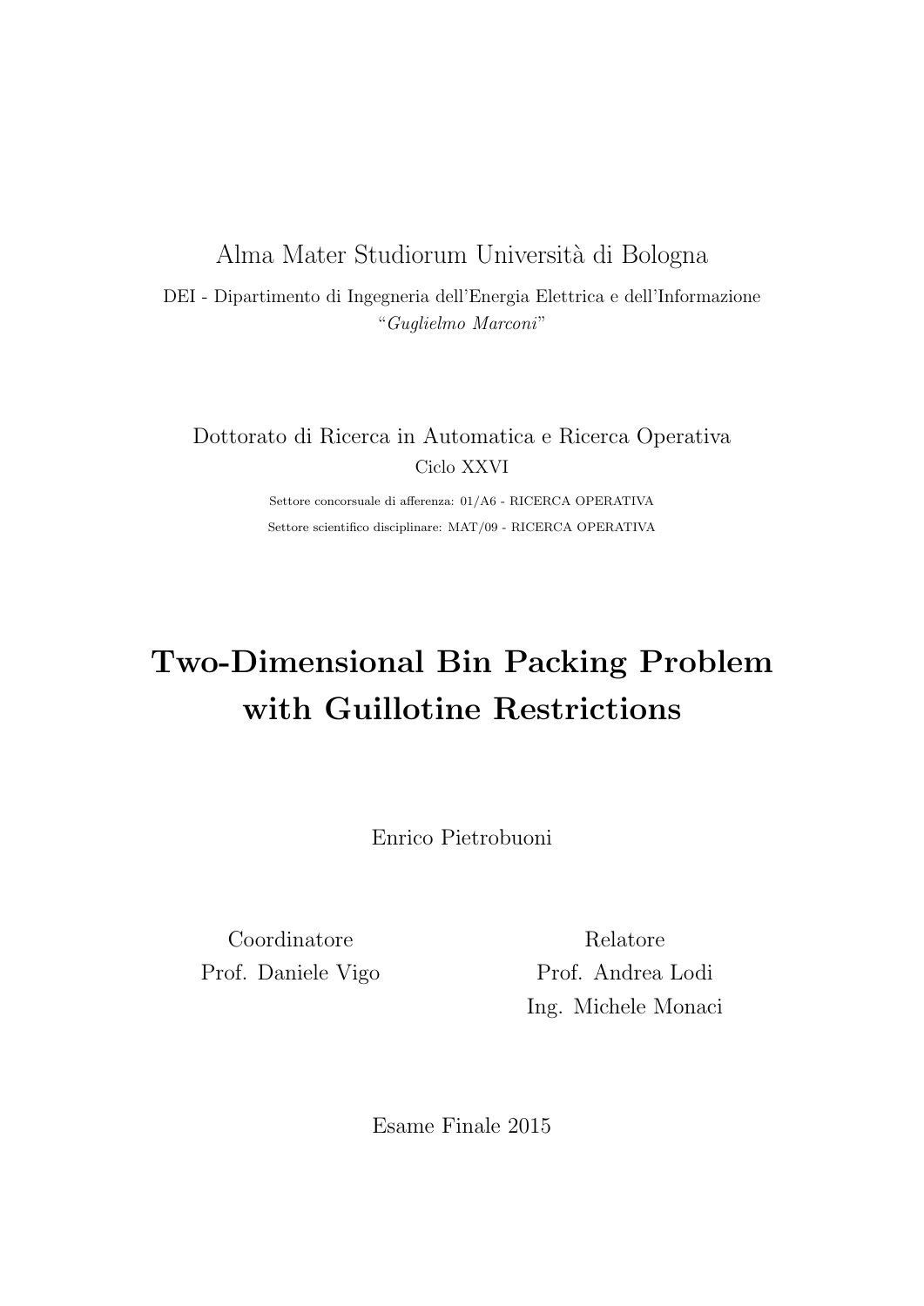Alma Mater Studiorum Università di Bologna

DEI - Dipartimento di Ingegneria dell'Energia Elettrica e dell'Informazione
"*Guglielmo Marconi*"

Dottorato di Ricerca in Automatica e Ricerca Operativa
Ciclo XXVI

Settore concorsuale di afferenza: 01/A6 - RICERCA OPERATIVA
Settore scientifico disciplinare: MAT/09 - RICERCA OPERATIVA

# Two-Dimensional Bin Packing Problem with Guillotine Restrictions

Enrico Pietrobuoni

Coordinatore
Prof. Daniele Vigo

Relatore
Prof. Andrea Lodi
Ing. Michele Monaci

Esame Finale 2015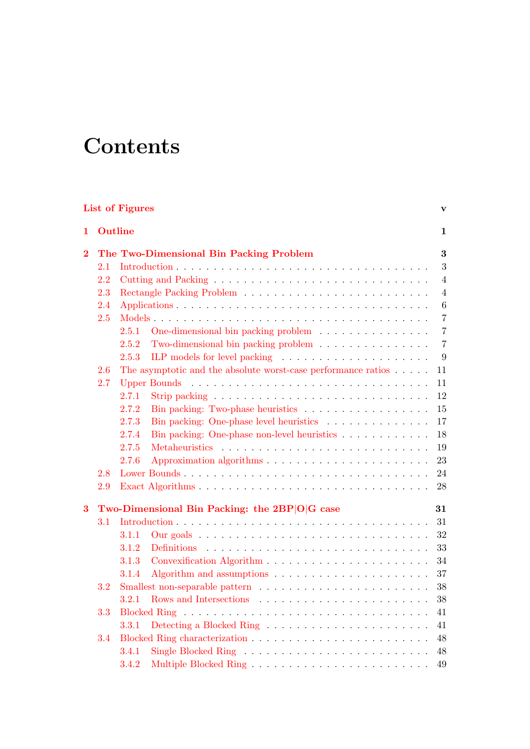# Contents

**List of Figures** **v**

**1 Outline** **1**

**2 The Two-Dimensional Bin Packing Problem** **3**

- 2.1 Introduction . . . 3
- 2.2 Cutting and Packing . . . 4
- 2.3 Rectangle Packing Problem . . . 4
- 2.4 Applications . . . 6
- 2.5 Models . . . 7
  - 2.5.1 One-dimensional bin packing problem . . . 7
  - 2.5.2 Two-dimensional bin packing problem . . . 7
  - 2.5.3 ILP models for level packing . . . 9
- 2.6 The asymptotic and the absolute worst-case performance ratios . . . 11
- 2.7 Upper Bounds . . . 11
  - 2.7.1 Strip packing . . . 12
  - 2.7.2 Bin packing: Two-phase heuristics . . . 15
  - 2.7.3 Bin packing: One-phase level heuristics . . . 17
  - 2.7.4 Bin packing: One-phase non-level heuristics . . . 18
  - 2.7.5 Metaheuristics . . . 19
  - 2.7.6 Approximation algorithms . . . 23
- 2.8 Lower Bounds . . . 24
- 2.9 Exact Algorithms . . . 28

**3 Two-Dimensional Bin Packing: the 2BP|O|G case** **31**

- 3.1 Introduction . . . 31
  - 3.1.1 Our goals . . . 32
  - 3.1.2 Definitions . . . 33
  - 3.1.3 Convexification Algorithm . . . 34
  - 3.1.4 Algorithm and assumptions . . . 37
- 3.2 Smallest non-separable pattern . . . 38
  - 3.2.1 Rows and Intersections . . . 38
- 3.3 Blocked Ring . . . 41
  - 3.3.1 Detecting a Blocked Ring . . . 41
- 3.4 Blocked Ring characterization . . . 48
  - 3.4.1 Single Blocked Ring . . . 48
  - 3.4.2 Multiple Blocked Ring . . . 49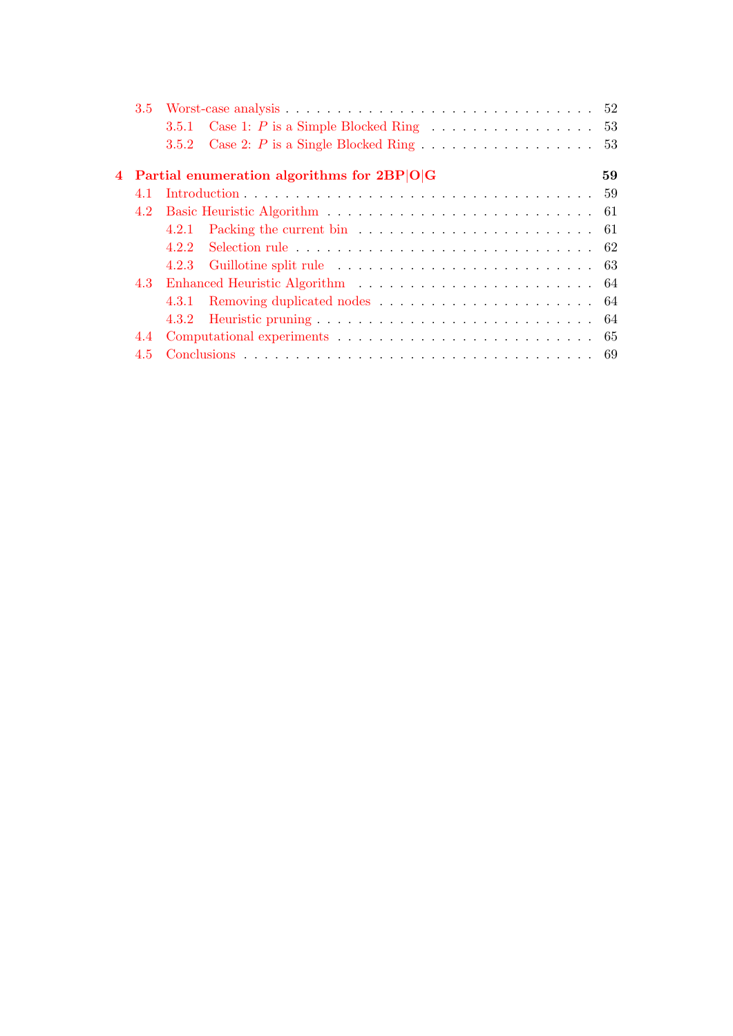3.5 Worst-case analysis . . . . . . . . . . . . . . . . . . . . . . . . . . . . . 52
  3.5.1 Case 1: $P$ is a Simple Blocked Ring . . . . . . . . . . . . . . . . 53
  3.5.2 Case 2: $P$ is a Single Blocked Ring . . . . . . . . . . . . . . . . 53

**4 Partial enumeration algorithms for 2BP|O|G** **59**

4.1 Introduction . . . . . . . . . . . . . . . . . . . . . . . . . . . . . . . . . 59
4.2 Basic Heuristic Algorithm . . . . . . . . . . . . . . . . . . . . . . . . . 61
  4.2.1 Packing the current bin . . . . . . . . . . . . . . . . . . . . . . . 61
  4.2.2 Selection rule . . . . . . . . . . . . . . . . . . . . . . . . . . . . 62
  4.2.3 Guillotine split rule . . . . . . . . . . . . . . . . . . . . . . . . 63
4.3 Enhanced Heuristic Algorithm . . . . . . . . . . . . . . . . . . . . . . . 64
  4.3.1 Removing duplicated nodes . . . . . . . . . . . . . . . . . . . . . 64
  4.3.2 Heuristic pruning . . . . . . . . . . . . . . . . . . . . . . . . . . 64
4.4 Computational experiments . . . . . . . . . . . . . . . . . . . . . . . . 65
4.5 Conclusions . . . . . . . . . . . . . . . . . . . . . . . . . . . . . . . . . 69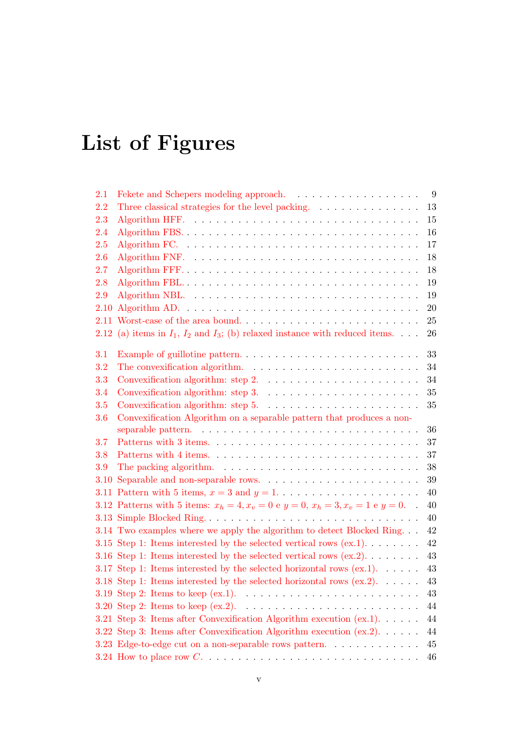# List of Figures

2.1 Fekete and Schepers modeling approach. . . . . . . . . . . . . . . . . . 9
2.2 Three classical strategies for the level packing. . . . . . . . . . . . . . . 13
2.3 Algorithm HFF. . . . . . . . . . . . . . . . . . . . . . . . . . . . . . . . 15
2.4 Algorithm FBS. . . . . . . . . . . . . . . . . . . . . . . . . . . . . . . . 16
2.5 Algorithm FC. . . . . . . . . . . . . . . . . . . . . . . . . . . . . . . . 17
2.6 Algorithm FNF. . . . . . . . . . . . . . . . . . . . . . . . . . . . . . . 18
2.7 Algorithm FFF. . . . . . . . . . . . . . . . . . . . . . . . . . . . . . . 18
2.8 Algorithm FBL. . . . . . . . . . . . . . . . . . . . . . . . . . . . . . . 19
2.9 Algorithm NBL. . . . . . . . . . . . . . . . . . . . . . . . . . . . . . . 19
2.10 Algorithm AD. . . . . . . . . . . . . . . . . . . . . . . . . . . . . . . . 20
2.11 Worst-case of the area bound. . . . . . . . . . . . . . . . . . . . . . . . 25
2.12 (a) items in $I_1$, $I_2$ and $I_3$; (b) relaxed instance with reduced items. . . . 26

3.1 Example of guillotine pattern. . . . . . . . . . . . . . . . . . . . . . . . 33
3.2 The convexification algorithm. . . . . . . . . . . . . . . . . . . . . . . 34
3.3 Convexification algorithm: step 2. . . . . . . . . . . . . . . . . . . . . 34
3.4 Convexification algorithm: step 3. . . . . . . . . . . . . . . . . . . . . 35
3.5 Convexification algorithm: step 5. . . . . . . . . . . . . . . . . . . . . 35
3.6 Convexification Algorithm on a separable pattern that produces a non-separable pattern. . . . . . . . . . . . . . . . . . . . . . . . . . . . . . 36
3.7 Patterns with 3 items. . . . . . . . . . . . . . . . . . . . . . . . . . . . 37
3.8 Patterns with 4 items. . . . . . . . . . . . . . . . . . . . . . . . . . . . 37
3.9 The packing algorithm. . . . . . . . . . . . . . . . . . . . . . . . . . . 38
3.10 Separable and non-separable rows. . . . . . . . . . . . . . . . . . . . . 39
3.11 Pattern with 5 items, $x = 3$ and $y = 1$. . . . . . . . . . . . . . . . . . . 40
3.12 Patterns with 5 items: $x_h = 4, x_v = 0$ e $y = 0$, $x_h = 3, x_v = 1$ e $y = 0$. . 40
3.13 Simple Blocked Ring. . . . . . . . . . . . . . . . . . . . . . . . . . . . 40
3.14 Two examples where we apply the algorithm to detect Blocked Ring. . . 42
3.15 Step 1: Items interested by the selected vertical rows (ex.1). . . . . . . . 42
3.16 Step 1: Items interested by the selected vertical rows (ex.2). . . . . . . . 43
3.17 Step 1: Items interested by the selected horizontal rows (ex.1). . . . . . 43
3.18 Step 1: Items interested by the selected horizontal rows (ex.2). . . . . . 43
3.19 Step 2: Items to keep (ex.1). . . . . . . . . . . . . . . . . . . . . . . . 43
3.20 Step 2: Items to keep (ex.2). . . . . . . . . . . . . . . . . . . . . . . . 44
3.21 Step 3: Items after Convexification Algorithm execution (ex.1). . . . . . 44
3.22 Step 3: Items after Convexification Algorithm execution (ex.2). . . . . . 44
3.23 Edge-to-edge cut on a non-separable rows pattern. . . . . . . . . . . . . 45
3.24 How to place row $C$. . . . . . . . . . . . . . . . . . . . . . . . . . . . 46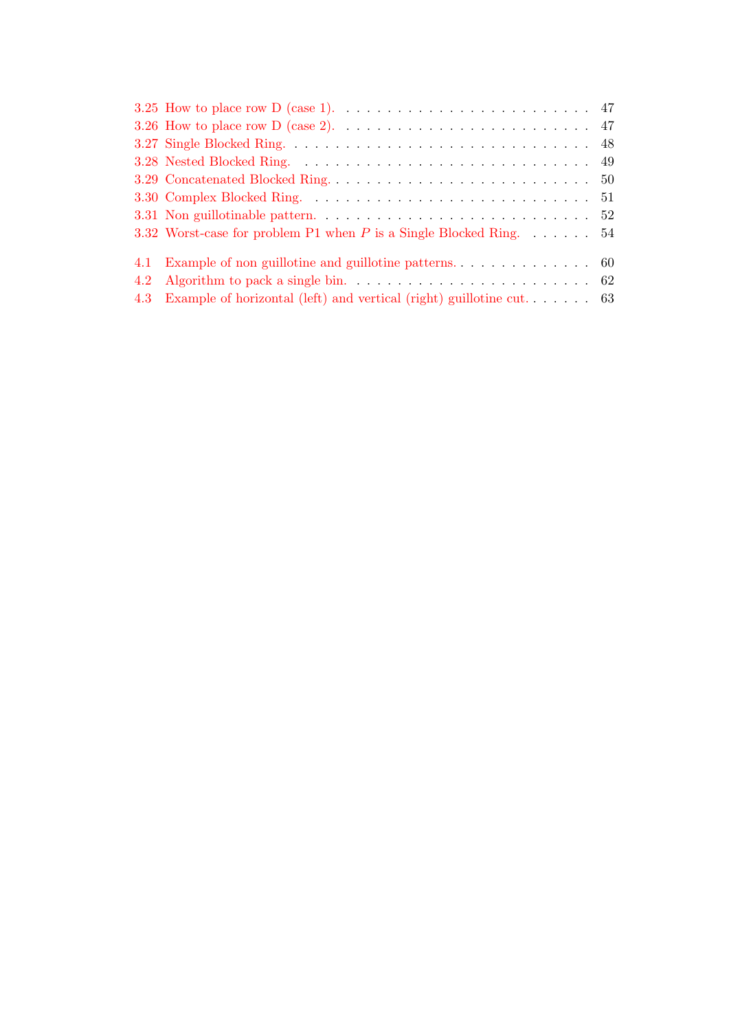3.25 How to place row D (case 1). . . . . . . . . . . . . . . . . . . . . . . . . 47
3.26 How to place row D (case 2). . . . . . . . . . . . . . . . . . . . . . . . . 47
3.27 Single Blocked Ring. . . . . . . . . . . . . . . . . . . . . . . . . . . . . 48
3.28 Nested Blocked Ring. . . . . . . . . . . . . . . . . . . . . . . . . . . . . 49
3.29 Concatenated Blocked Ring. . . . . . . . . . . . . . . . . . . . . . . . . . 50
3.30 Complex Blocked Ring. . . . . . . . . . . . . . . . . . . . . . . . . . . . 51
3.31 Non guillotinable pattern. . . . . . . . . . . . . . . . . . . . . . . . . . . 52
3.32 Worst-case for problem P1 when $P$ is a Single Blocked Ring. . . . . . . 54

4.1 Example of non guillotine and guillotine patterns. . . . . . . . . . . . . . 60
4.2 Algorithm to pack a single bin. . . . . . . . . . . . . . . . . . . . . . . . 62
4.3 Example of horizontal (left) and vertical (right) guillotine cut. . . . . . . 63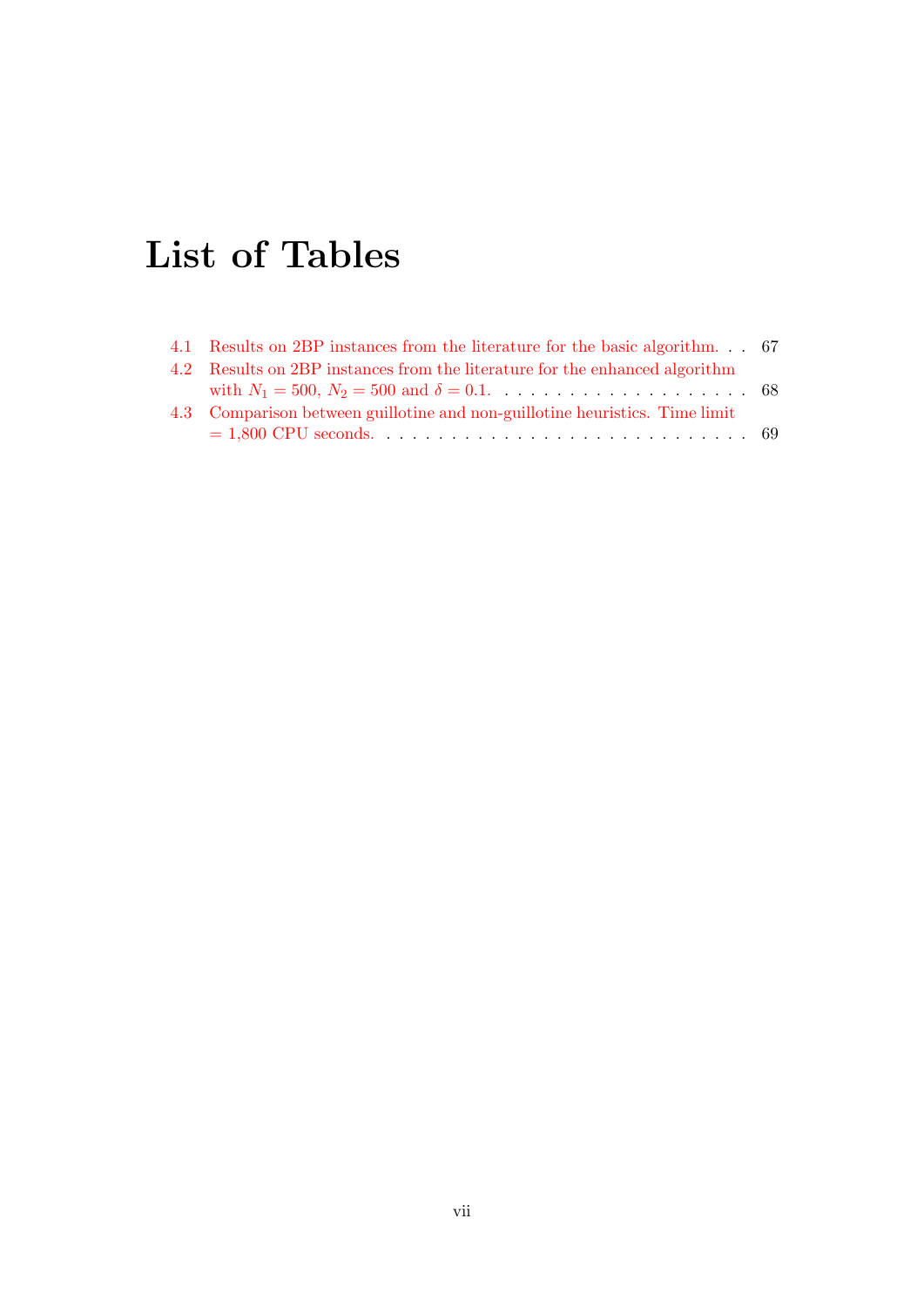# List of Tables

4.1 Results on 2BP instances from the literature for the basic algorithm. . . 67

4.2 Results on 2BP instances from the literature for the enhanced algorithm with $N_1 = 500$, $N_2 = 500$ and $\delta = 0.1$. . . . . . . . . . . . . . . . . . . . 68

4.3 Comparison between guillotine and non-guillotine heuristics. Time limit = 1,800 CPU seconds. . . . . . . . . . . . . . . . . . . . . . . . . . . . . . 69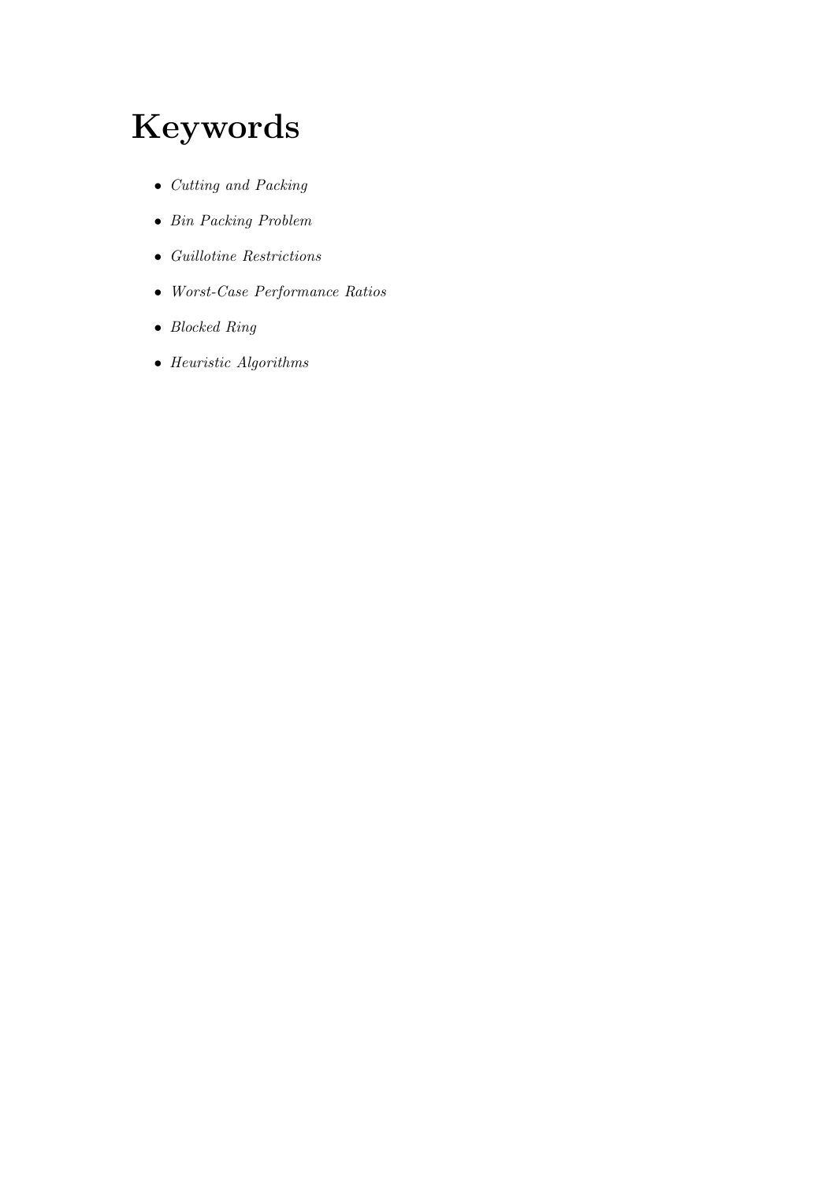# Keywords

- *Cutting and Packing*
- *Bin Packing Problem*
- *Guillotine Restrictions*
- *Worst-Case Performance Ratios*
- *Blocked Ring*
- *Heuristic Algorithms*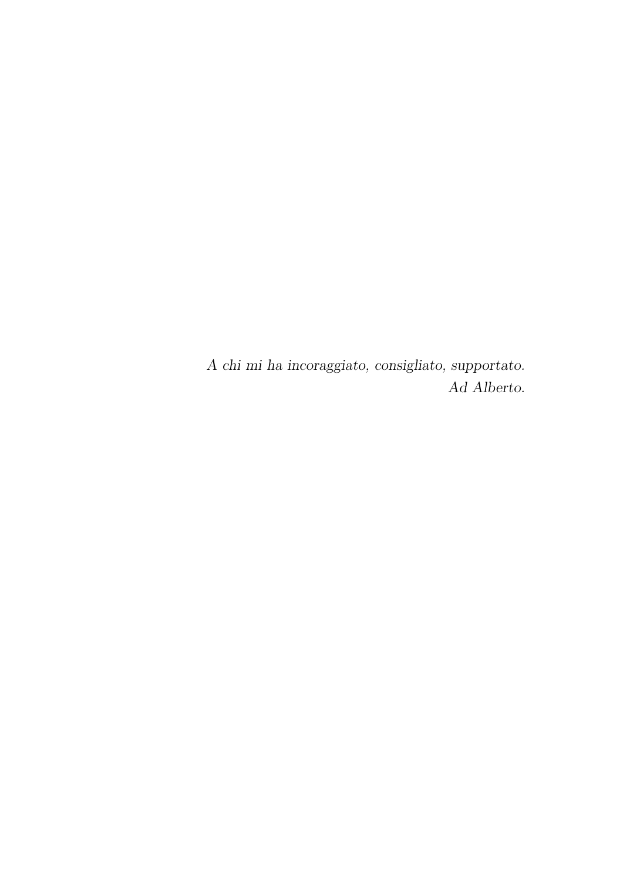*A chi mi ha incoraggiato, consigliato, supportato.*
*Ad Alberto.*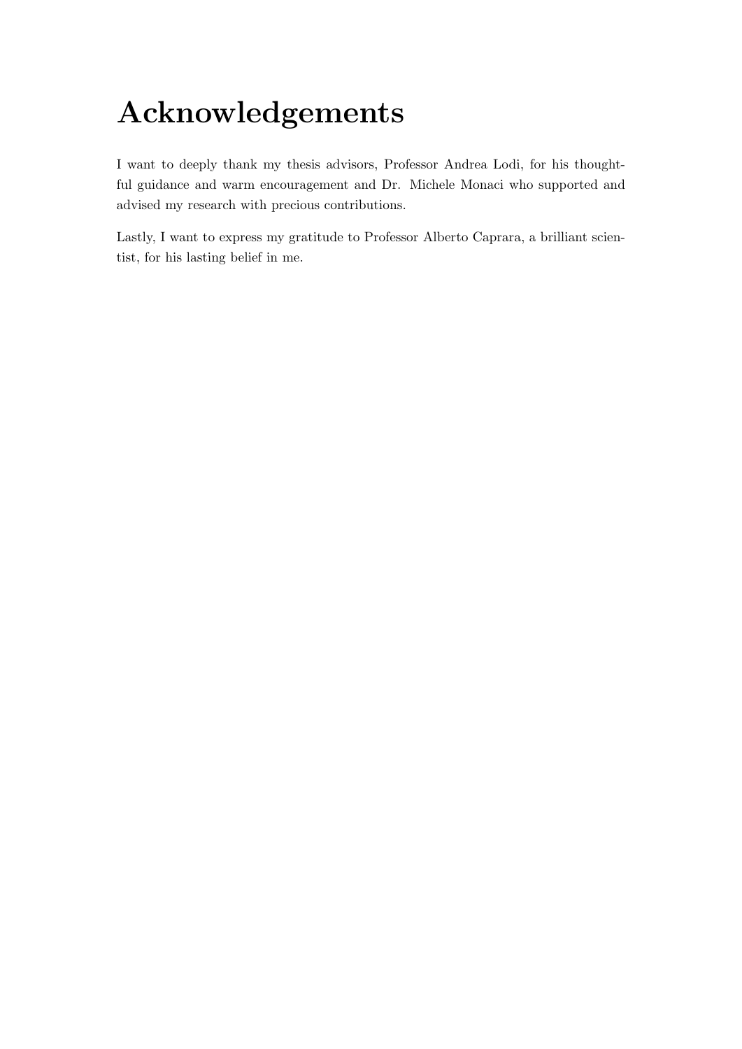# Acknowledgements

I want to deeply thank my thesis advisors, Professor Andrea Lodi, for his thoughtful guidance and warm encouragement and Dr. Michele Monaci who supported and advised my research with precious contributions.

Lastly, I want to express my gratitude to Professor Alberto Caprara, a brilliant scientist, for his lasting belief in me.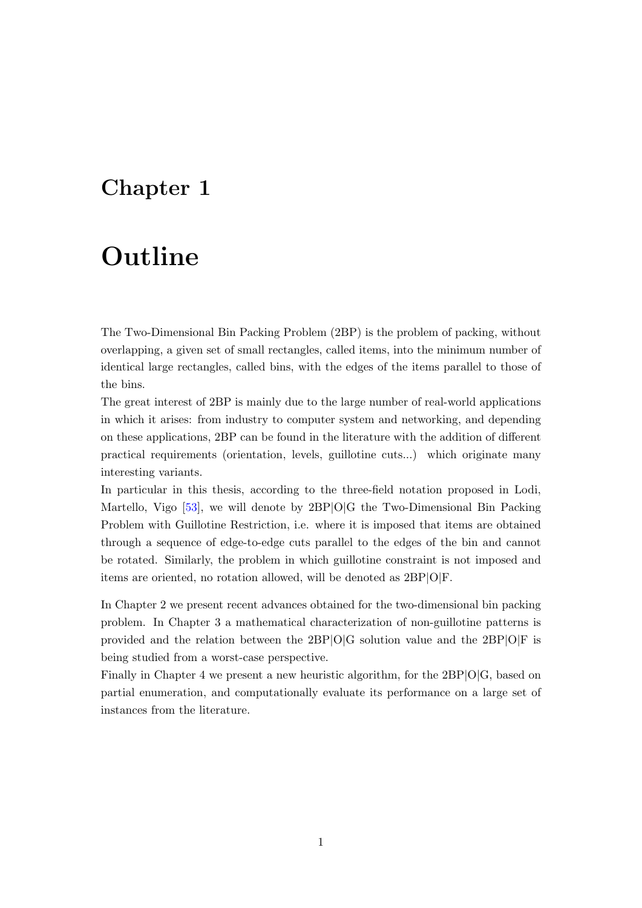# Chapter 1

# Outline

The Two-Dimensional Bin Packing Problem (2BP) is the problem of packing, without overlapping, a given set of small rectangles, called items, into the minimum number of identical large rectangles, called bins, with the edges of the items parallel to those of the bins.

The great interest of 2BP is mainly due to the large number of real-world applications in which it arises: from industry to computer system and networking, and depending on these applications, 2BP can be found in the literature with the addition of different practical requirements (orientation, levels, guillotine cuts...) which originate many interesting variants.

In particular in this thesis, according to the three-field notation proposed in Lodi, Martello, Vigo [53], we will denote by 2BP|O|G the Two-Dimensional Bin Packing Problem with Guillotine Restriction, i.e. where it is imposed that items are obtained through a sequence of edge-to-edge cuts parallel to the edges of the bin and cannot be rotated. Similarly, the problem in which guillotine constraint is not imposed and items are oriented, no rotation allowed, will be denoted as 2BP|O|F.

In Chapter 2 we present recent advances obtained for the two-dimensional bin packing problem. In Chapter 3 a mathematical characterization of non-guillotine patterns is provided and the relation between the 2BP|O|G solution value and the 2BP|O|F is being studied from a worst-case perspective.

Finally in Chapter 4 we present a new heuristic algorithm, for the 2BP|O|G, based on partial enumeration, and computationally evaluate its performance on a large set of instances from the literature.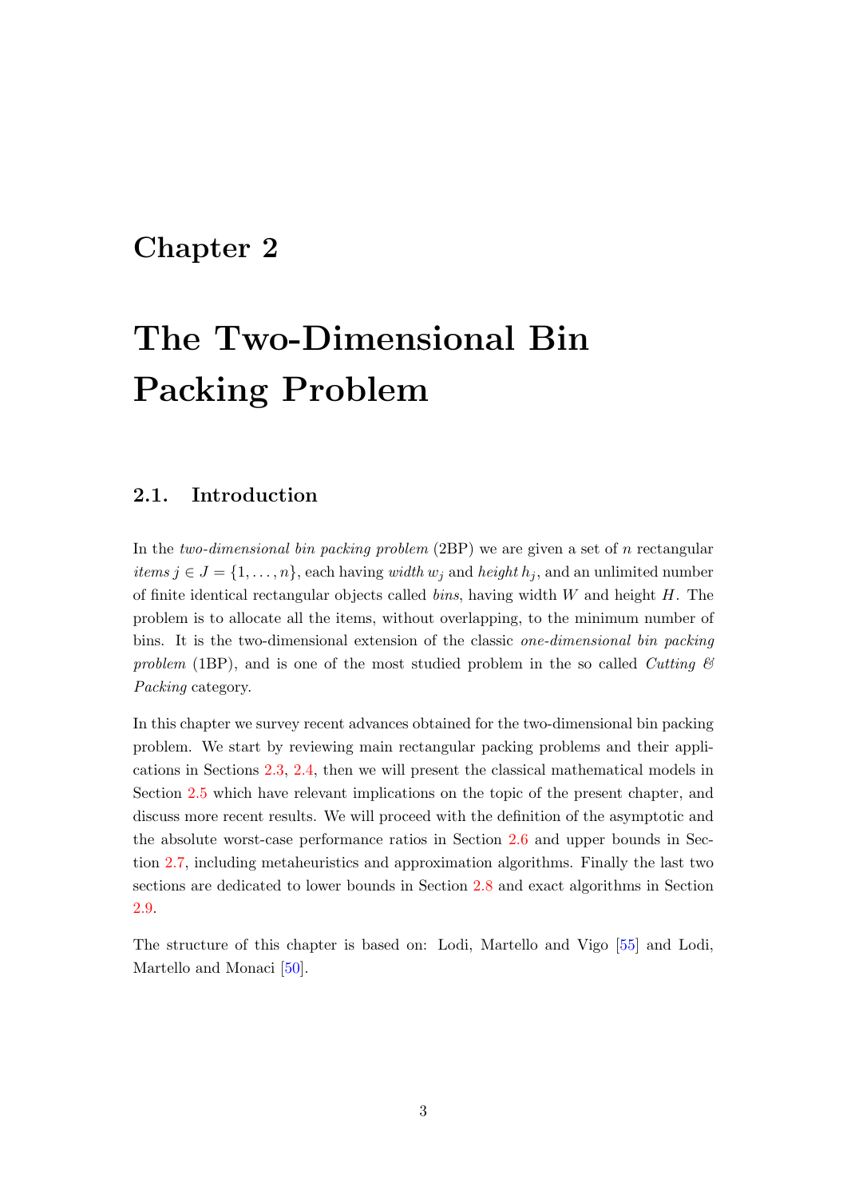# Chapter 2

# The Two-Dimensional Bin Packing Problem

## 2.1. Introduction

In the *two-dimensional bin packing problem* (2BP) we are given a set of $n$ rectangular *items* $j \in J = \{1, \ldots, n\}$, each having *width* $w_j$ and *height* $h_j$, and an unlimited number of finite identical rectangular objects called *bins*, having width $W$ and height $H$. The problem is to allocate all the items, without overlapping, to the minimum number of bins. It is the two-dimensional extension of the classic *one-dimensional bin packing problem* (1BP), and is one of the most studied problem in the so called *Cutting & Packing* category.

In this chapter we survey recent advances obtained for the two-dimensional bin packing problem. We start by reviewing main rectangular packing problems and their applications in Sections 2.3, 2.4, then we will present the classical mathematical models in Section 2.5 which have relevant implications on the topic of the present chapter, and discuss more recent results. We will proceed with the definition of the asymptotic and the absolute worst-case performance ratios in Section 2.6 and upper bounds in Section 2.7, including metaheuristics and approximation algorithms. Finally the last two sections are dedicated to lower bounds in Section 2.8 and exact algorithms in Section 2.9.

The structure of this chapter is based on: Lodi, Martello and Vigo [55] and Lodi, Martello and Monaci [50].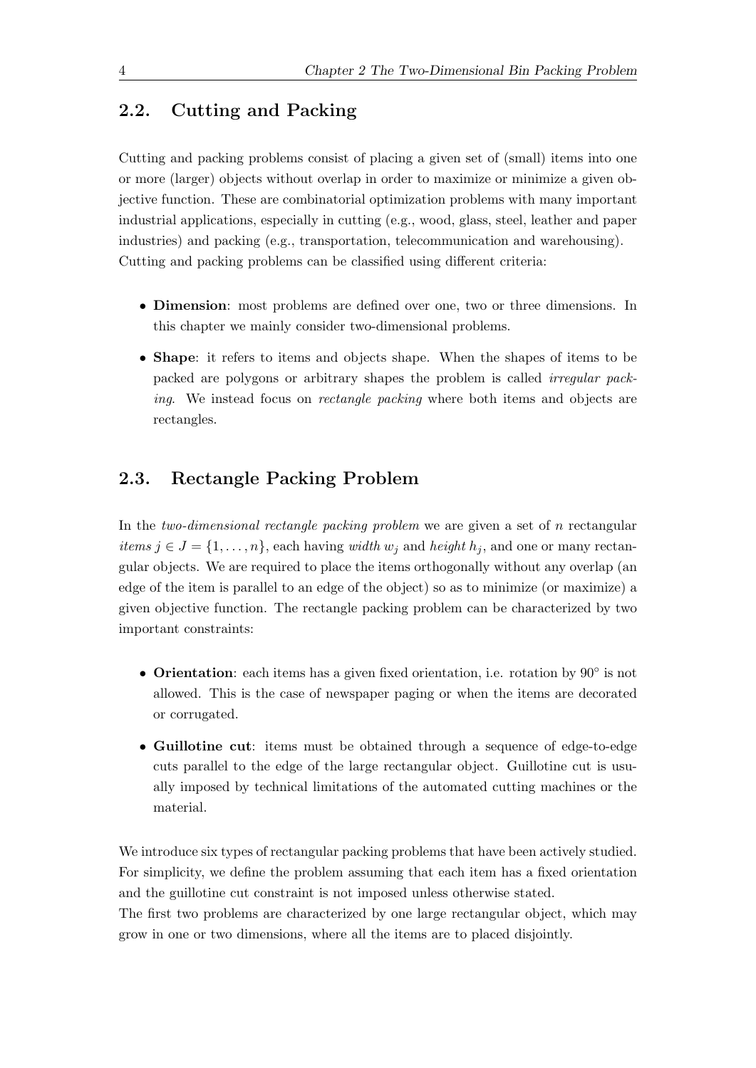## 2.2. Cutting and Packing

Cutting and packing problems consist of placing a given set of (small) items into one or more (larger) objects without overlap in order to maximize or minimize a given objective function. These are combinatorial optimization problems with many important industrial applications, especially in cutting (e.g., wood, glass, steel, leather and paper industries) and packing (e.g., transportation, telecommunication and warehousing). Cutting and packing problems can be classified using different criteria:

- **Dimension**: most problems are defined over one, two or three dimensions. In this chapter we mainly consider two-dimensional problems.
- **Shape**: it refers to items and objects shape. When the shapes of items to be packed are polygons or arbitrary shapes the problem is called *irregular packing*. We instead focus on *rectangle packing* where both items and objects are rectangles.

## 2.3. Rectangle Packing Problem

In the *two-dimensional rectangle packing problem* we are given a set of $n$ rectangular *items* $j \in J = \{1, \ldots, n\}$, each having *width* $w_j$ and *height* $h_j$, and one or many rectangular objects. We are required to place the items orthogonally without any overlap (an edge of the item is parallel to an edge of the object) so as to minimize (or maximize) a given objective function. The rectangle packing problem can be characterized by two important constraints:

- **Orientation**: each items has a given fixed orientation, i.e. rotation by $90^\circ$ is not allowed. This is the case of newspaper paging or when the items are decorated or corrugated.
- **Guillotine cut**: items must be obtained through a sequence of edge-to-edge cuts parallel to the edge of the large rectangular object. Guillotine cut is usually imposed by technical limitations of the automated cutting machines or the material.

We introduce six types of rectangular packing problems that have been actively studied. For simplicity, we define the problem assuming that each item has a fixed orientation and the guillotine cut constraint is not imposed unless otherwise stated.
The first two problems are characterized by one large rectangular object, which may grow in one or two dimensions, where all the items are to placed disjointly.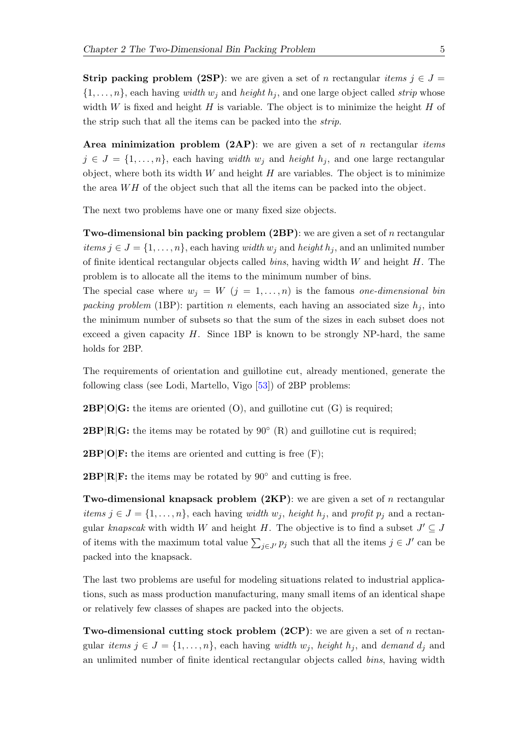**Strip packing problem (2SP)**: we are given a set of $n$ rectangular *items* $j \in J = \{1, \ldots, n\}$, each having *width* $w_j$ and *height* $h_j$, and one large object called *strip* whose width $W$ is fixed and height $H$ is variable. The object is to minimize the height $H$ of the strip such that all the items can be packed into the *strip*.

**Area minimization problem (2AP)**: we are given a set of $n$ rectangular *items* $j \in J = \{1, \ldots, n\}$, each having *width* $w_j$ and *height* $h_j$, and one large rectangular object, where both its width $W$ and height $H$ are variables. The object is to minimize the area $WH$ of the object such that all the items can be packed into the object.

The next two problems have one or many fixed size objects.

**Two-dimensional bin packing problem (2BP)**: we are given a set of $n$ rectangular *items* $j \in J = \{1, \ldots, n\}$, each having *width* $w_j$ and *height* $h_j$, and an unlimited number of finite identical rectangular objects called *bins*, having width $W$ and height $H$. The problem is to allocate all the items to the minimum number of bins.
The special case where $w_j = W$ $(j = 1, \ldots, n)$ is the famous *one-dimensional bin packing problem* (1BP): partition $n$ elements, each having an associated size $h_j$, into the minimum number of subsets so that the sum of the sizes in each subset does not exceed a given capacity $H$. Since 1BP is known to be strongly NP-hard, the same holds for 2BP.

The requirements of orientation and guillotine cut, already mentioned, generate the following class (see Lodi, Martello, Vigo [53]) of 2BP problems:

**2BP|O|G:** the items are oriented (O), and guillotine cut (G) is required;

**2BP|R|G:** the items may be rotated by 90° (R) and guillotine cut is required;

**2BP|O|F:** the items are oriented and cutting is free (F);

**2BP|R|F:** the items may be rotated by 90° and cutting is free.

**Two-dimensional knapsack problem (2KP)**: we are given a set of $n$ rectangular *items* $j \in J = \{1, \ldots, n\}$, each having *width* $w_j$, *height* $h_j$, and *profit* $p_j$ and a rectangular *knapscak* with width $W$ and height $H$. The objective is to find a subset $J' \subseteq J$ of items with the maximum total value $\sum_{j \in J'} p_j$ such that all the items $j \in J'$ can be packed into the knapsack.

The last two problems are useful for modeling situations related to industrial applications, such as mass production manufacturing, many small items of an identical shape or relatively few classes of shapes are packed into the objects.

**Two-dimensional cutting stock problem (2CP)**: we are given a set of $n$ rectangular *items* $j \in J = \{1, \ldots, n\}$, each having *width* $w_j$, *height* $h_j$, and *demand* $d_j$ and an unlimited number of finite identical rectangular objects called *bins*, having width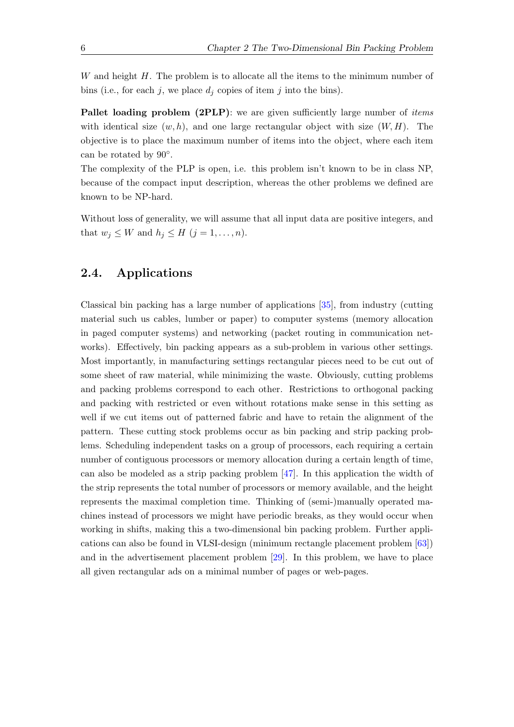$W$ and height $H$. The problem is to allocate all the items to the minimum number of bins (i.e., for each $j$, we place $d_j$ copies of item $j$ into the bins).

**Pallet loading problem (2PLP)**: we are given sufficiently large number of *items* with identical size $(w, h)$, and one large rectangular object with size $(W, H)$. The objective is to place the maximum number of items into the object, where each item can be rotated by $90°$.

The complexity of the PLP is open, i.e. this problem isn't known to be in class NP, because of the compact input description, whereas the other problems we defined are known to be NP-hard.

Without loss of generality, we will assume that all input data are positive integers, and that $w_j \leq W$ and $h_j \leq H$ $(j = 1, \ldots, n)$.

## 2.4. Applications

Classical bin packing has a large number of applications [35], from industry (cutting material such us cables, lumber or paper) to computer systems (memory allocation in paged computer systems) and networking (packet routing in communication networks). Effectively, bin packing appears as a sub-problem in various other settings. Most importantly, in manufacturing settings rectangular pieces need to be cut out of some sheet of raw material, while minimizing the waste. Obviously, cutting problems and packing problems correspond to each other. Restrictions to orthogonal packing and packing with restricted or even without rotations make sense in this setting as well if we cut items out of patterned fabric and have to retain the alignment of the pattern. These cutting stock problems occur as bin packing and strip packing problems. Scheduling independent tasks on a group of processors, each requiring a certain number of contiguous processors or memory allocation during a certain length of time, can also be modeled as a strip packing problem [47]. In this application the width of the strip represents the total number of processors or memory available, and the height represents the maximal completion time. Thinking of (semi-)manually operated machines instead of processors we might have periodic breaks, as they would occur when working in shifts, making this a two-dimensional bin packing problem. Further applications can also be found in VLSI-design (minimum rectangle placement problem [63]) and in the advertisement placement problem [29]. In this problem, we have to place all given rectangular ads on a minimal number of pages or web-pages.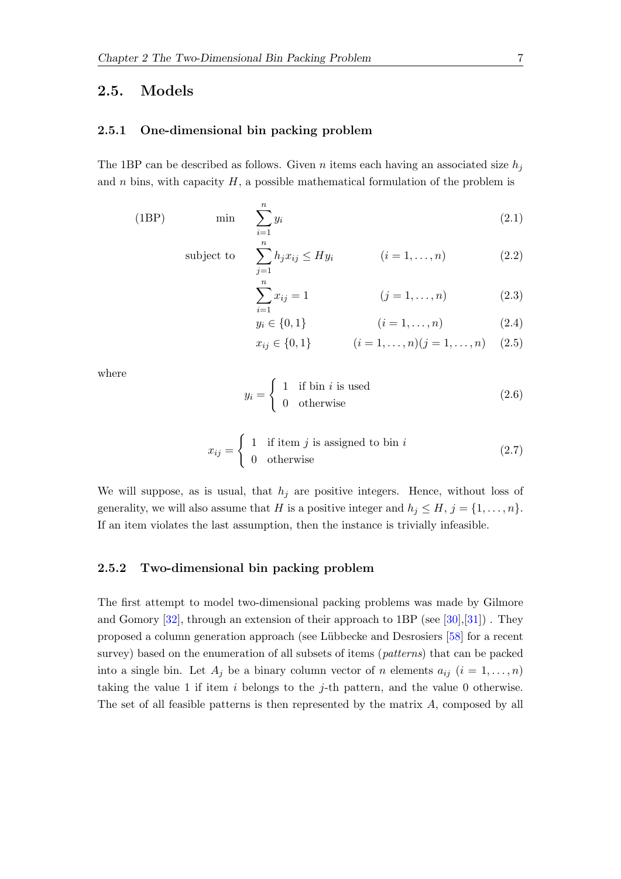## 2.5. Models

### 2.5.1 One-dimensional bin packing problem

The 1BP can be described as follows. Given $n$ items each having an associated size $h_j$ and $n$ bins, with capacity $H$, a possible mathematical formulation of the problem is

$$
\text{(1BP)} \qquad \min \quad \sum_{i=1}^{n} y_i \tag{2.1}
$$

$$
\text{subject to} \quad \sum_{j=1}^{n} h_j x_{ij} \leq H y_i \qquad (i = 1, \ldots, n) \tag{2.2}
$$

$$
\sum_{i=1}^{n} x_{ij} = 1 \qquad (j = 1, \ldots, n) \tag{2.3}
$$

$$
y_i \in \{0, 1\} \qquad (i = 1, \ldots, n) \tag{2.4}
$$

$$
x_{ij} \in \{0, 1\} \qquad (i = 1, \ldots, n)(j = 1, \ldots, n) \tag{2.5}
$$

where

$$
y_i = \begin{cases} 1 & \text{if bin } i \text{ is used} \\ 0 & \text{otherwise} \end{cases} \tag{2.6}
$$

$$
x_{ij} = \begin{cases} 1 & \text{if item } j \text{ is assigned to bin } i \\ 0 & \text{otherwise} \end{cases} \tag{2.7}
$$

We will suppose, as is usual, that $h_j$ are positive integers. Hence, without loss of generality, we will also assume that $H$ is a positive integer and $h_j \leq H$, $j = \{1, \ldots, n\}$. If an item violates the last assumption, then the instance is trivially infeasible.

### 2.5.2 Two-dimensional bin packing problem

The first attempt to model two-dimensional packing problems was made by Gilmore and Gomory [32], through an extension of their approach to 1BP (see [30],[31]) . They proposed a column generation approach (see Lübbecke and Desrosiers [58] for a recent survey) based on the enumeration of all subsets of items (*patterns*) that can be packed into a single bin. Let $A_j$ be a binary column vector of $n$ elements $a_{ij}$ $(i = 1, \ldots, n)$ taking the value 1 if item $i$ belongs to the $j$-th pattern, and the value 0 otherwise. The set of all feasible patterns is then represented by the matrix $A$, composed by all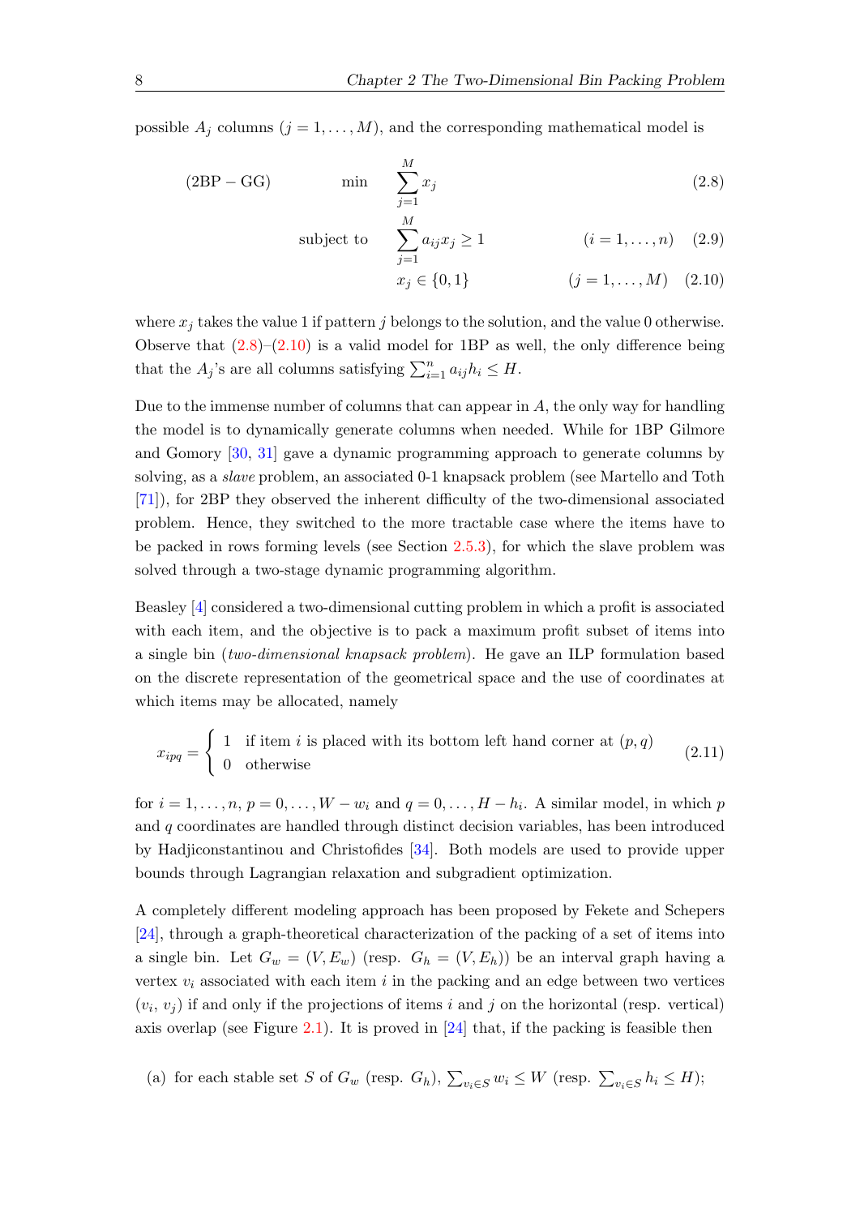possible $A_j$ columns ($j = 1, \ldots, M$), and the corresponding mathematical model is

$$\text{(2BP} - \text{GG)} \qquad \min \quad \sum_{j=1}^{M} x_j \tag{2.8}$$

$$\text{subject to} \quad \sum_{j=1}^{M} a_{ij} x_j \geq 1 \qquad (i = 1, \ldots, n) \tag{2.9}$$

$$x_j \in \{0, 1\} \qquad (j = 1, \ldots, M) \tag{2.10}$$

where $x_j$ takes the value 1 if pattern $j$ belongs to the solution, and the value 0 otherwise. Observe that (2.8)–(2.10) is a valid model for 1BP as well, the only difference being that the $A_j$'s are all columns satisfying $\sum_{i=1}^{n} a_{ij} h_i \leq H$.

Due to the immense number of columns that can appear in $A$, the only way for handling the model is to dynamically generate columns when needed. While for 1BP Gilmore and Gomory [30, 31] gave a dynamic programming approach to generate columns by solving, as a *slave* problem, an associated 0-1 knapsack problem (see Martello and Toth [71]), for 2BP they observed the inherent difficulty of the two-dimensional associated problem. Hence, they switched to the more tractable case where the items have to be packed in rows forming levels (see Section 2.5.3), for which the slave problem was solved through a two-stage dynamic programming algorithm.

Beasley [4] considered a two-dimensional cutting problem in which a profit is associated with each item, and the objective is to pack a maximum profit subset of items into a single bin (*two-dimensional knapsack problem*). He gave an ILP formulation based on the discrete representation of the geometrical space and the use of coordinates at which items may be allocated, namely

$$x_{ipq} = \begin{cases} 1 & \text{if item } i \text{ is placed with its bottom left hand corner at } (p, q) \\ 0 & \text{otherwise} \end{cases} \tag{2.11}$$

for $i = 1, \ldots, n$, $p = 0, \ldots, W - w_i$ and $q = 0, \ldots, H - h_i$. A similar model, in which $p$ and $q$ coordinates are handled through distinct decision variables, has been introduced by Hadjiconstantinou and Christofides [34]. Both models are used to provide upper bounds through Lagrangian relaxation and subgradient optimization.

A completely different modeling approach has been proposed by Fekete and Schepers [24], through a graph-theoretical characterization of the packing of a set of items into a single bin. Let $G_w = (V, E_w)$ (resp. $G_h = (V, E_h)$) be an interval graph having a vertex $v_i$ associated with each item $i$ in the packing and an edge between two vertices $(v_i, v_j)$ if and only if the projections of items $i$ and $j$ on the horizontal (resp. vertical) axis overlap (see Figure 2.1). It is proved in [24] that, if the packing is feasible then

(a) for each stable set $S$ of $G_w$ (resp. $G_h$), $\sum_{v_i \in S} w_i \leq W$ (resp. $\sum_{v_i \in S} h_i \leq H$);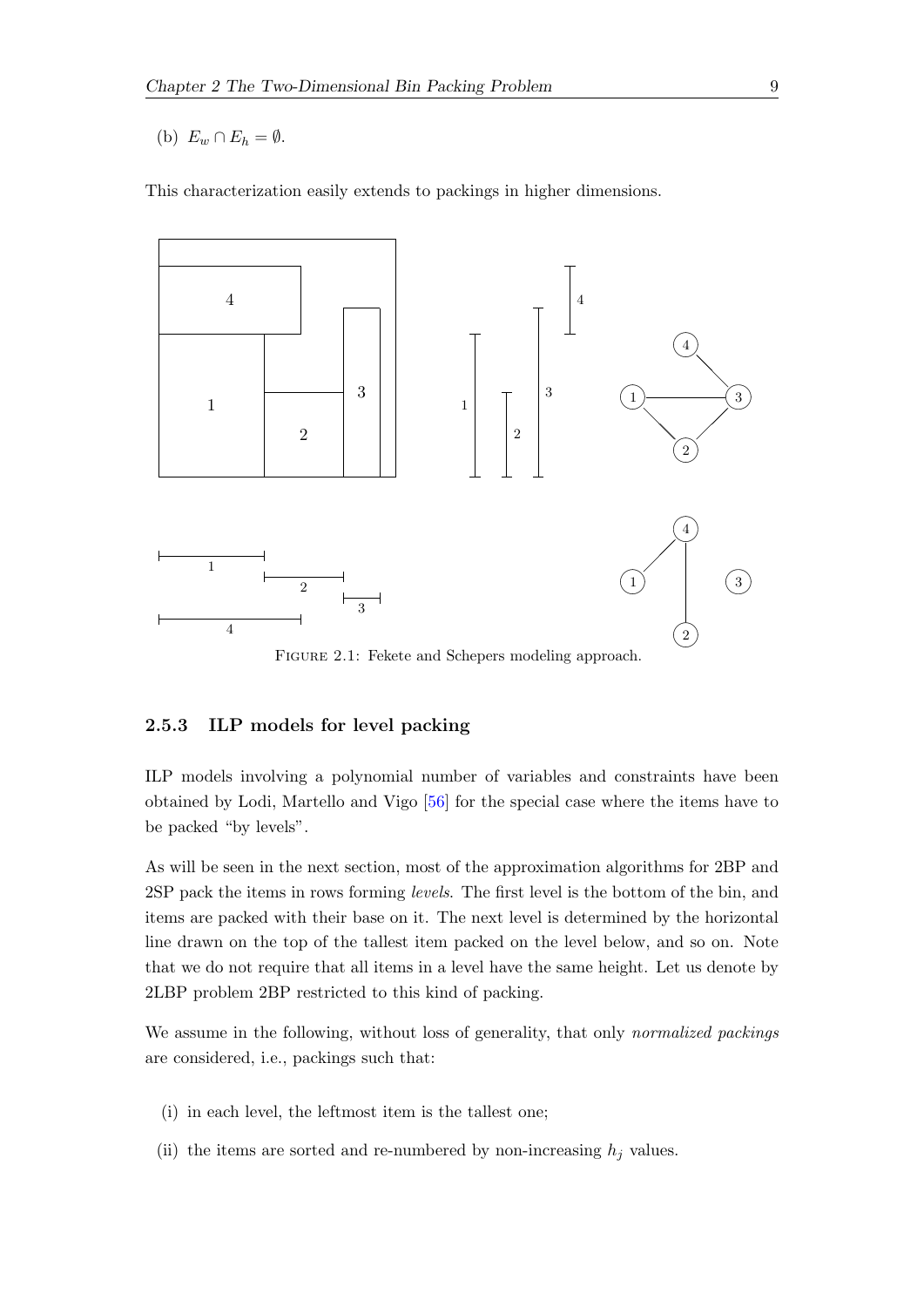(b) $E_w \cap E_h = \emptyset$.

This characterization easily extends to packings in higher dimensions.

FIGURE 2.1: Fekete and Schepers modeling approach.

### 2.5.3 ILP models for level packing

ILP models involving a polynomial number of variables and constraints have been obtained by Lodi, Martello and Vigo [56] for the special case where the items have to be packed "by levels".

As will be seen in the next section, most of the approximation algorithms for 2BP and 2SP pack the items in rows forming *levels*. The first level is the bottom of the bin, and items are packed with their base on it. The next level is determined by the horizontal line drawn on the top of the tallest item packed on the level below, and so on. Note that we do not require that all items in a level have the same height. Let us denote by 2LBP problem 2BP restricted to this kind of packing.

We assume in the following, without loss of generality, that only *normalized packings* are considered, i.e., packings such that:

(i) in each level, the leftmost item is the tallest one;

(ii) the items are sorted and re-numbered by non-increasing $h_j$ values.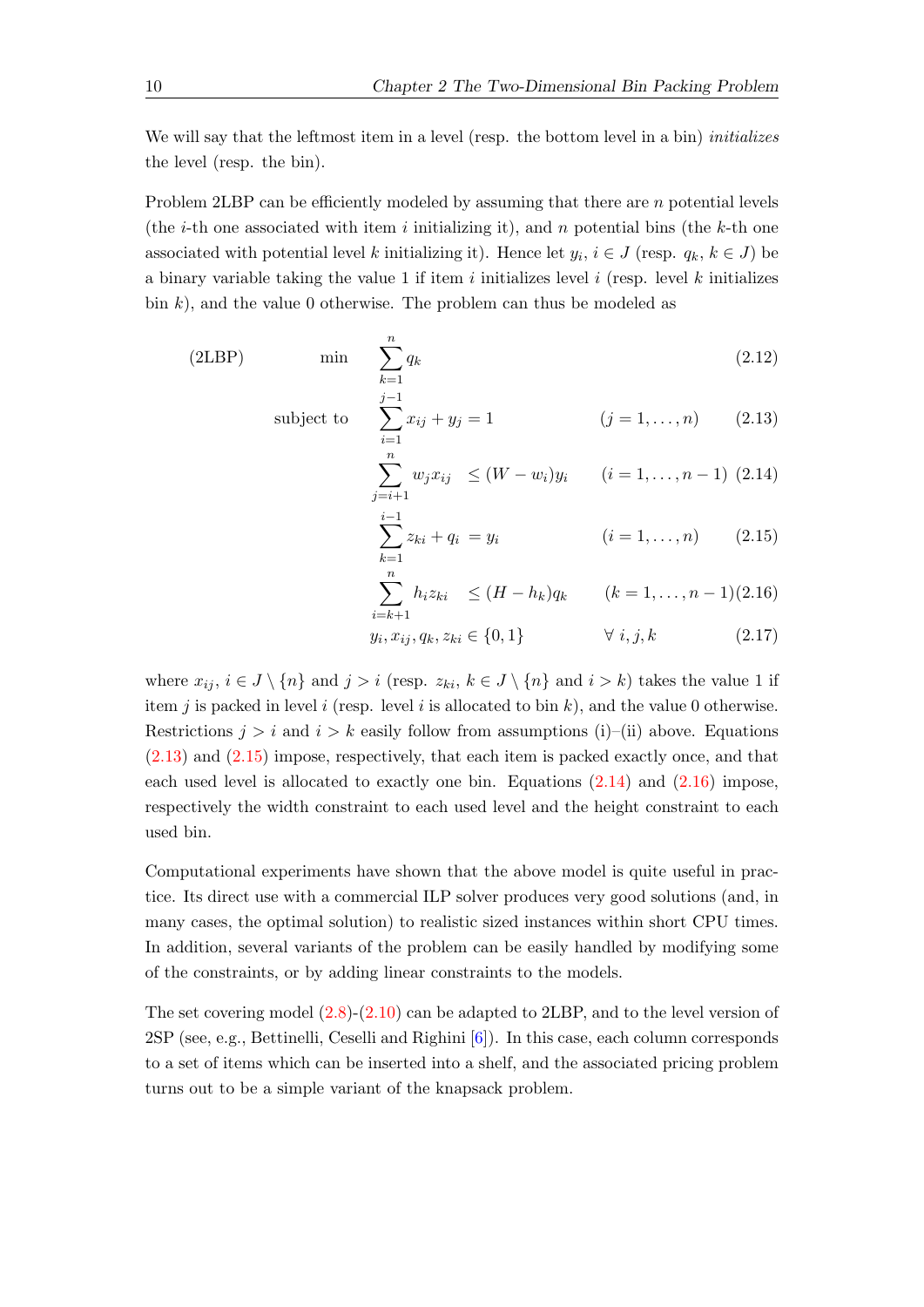We will say that the leftmost item in a level (resp. the bottom level in a bin) *initializes* the level (resp. the bin).

Problem 2LBP can be efficiently modeled by assuming that there are $n$ potential levels (the $i$-th one associated with item $i$ initializing it), and $n$ potential bins (the $k$-th one associated with potential level $k$ initializing it). Hence let $y_i$, $i \in J$ (resp. $q_k$, $k \in J$) be a binary variable taking the value 1 if item $i$ initializes level $i$ (resp. level $k$ initializes bin $k$), and the value 0 otherwise. The problem can thus be modeled as

$$
\text{(2LBP)} \qquad \min \sum_{k=1}^{n} q_k \tag{2.12}
$$

$$
\text{subject to} \quad \sum_{i=1}^{j-1} x_{ij} + y_j = 1 \qquad (j = 1, \dots, n) \tag{2.13}
$$

$$
\sum_{j=i+1}^{n} w_j x_{ij} \le (W - w_i) y_i \qquad (i = 1, \dots, n-1) \tag{2.14}
$$

$$
\sum_{k=1}^{i-1} z_{ki} + q_i = y_i \qquad (i = 1, \dots, n) \tag{2.15}
$$

$$
\sum_{i=k+1}^{n} h_i z_{ki} \le (H - h_k) q_k \qquad (k = 1, \dots, n-1) \tag{2.16}
$$

$$
y_i, x_{ij}, q_k, z_{ki} \in \{0, 1\} \qquad \forall\ i, j, k \tag{2.17}
$$

where $x_{ij}$, $i \in J \setminus \{n\}$ and $j > i$ (resp. $z_{ki}$, $k \in J \setminus \{n\}$ and $i > k$) takes the value 1 if item $j$ is packed in level $i$ (resp. level $i$ is allocated to bin $k$), and the value 0 otherwise. Restrictions $j > i$ and $i > k$ easily follow from assumptions (i)–(ii) above. Equations (2.13) and (2.15) impose, respectively, that each item is packed exactly once, and that each used level is allocated to exactly one bin. Equations (2.14) and (2.16) impose, respectively the width constraint to each used level and the height constraint to each used bin.

Computational experiments have shown that the above model is quite useful in practice. Its direct use with a commercial ILP solver produces very good solutions (and, in many cases, the optimal solution) to realistic sized instances within short CPU times. In addition, several variants of the problem can be easily handled by modifying some of the constraints, or by adding linear constraints to the models.

The set covering model (2.8)-(2.10) can be adapted to 2LBP, and to the level version of 2SP (see, e.g., Bettinelli, Ceselli and Righini [6]). In this case, each column corresponds to a set of items which can be inserted into a shelf, and the associated pricing problem turns out to be a simple variant of the knapsack problem.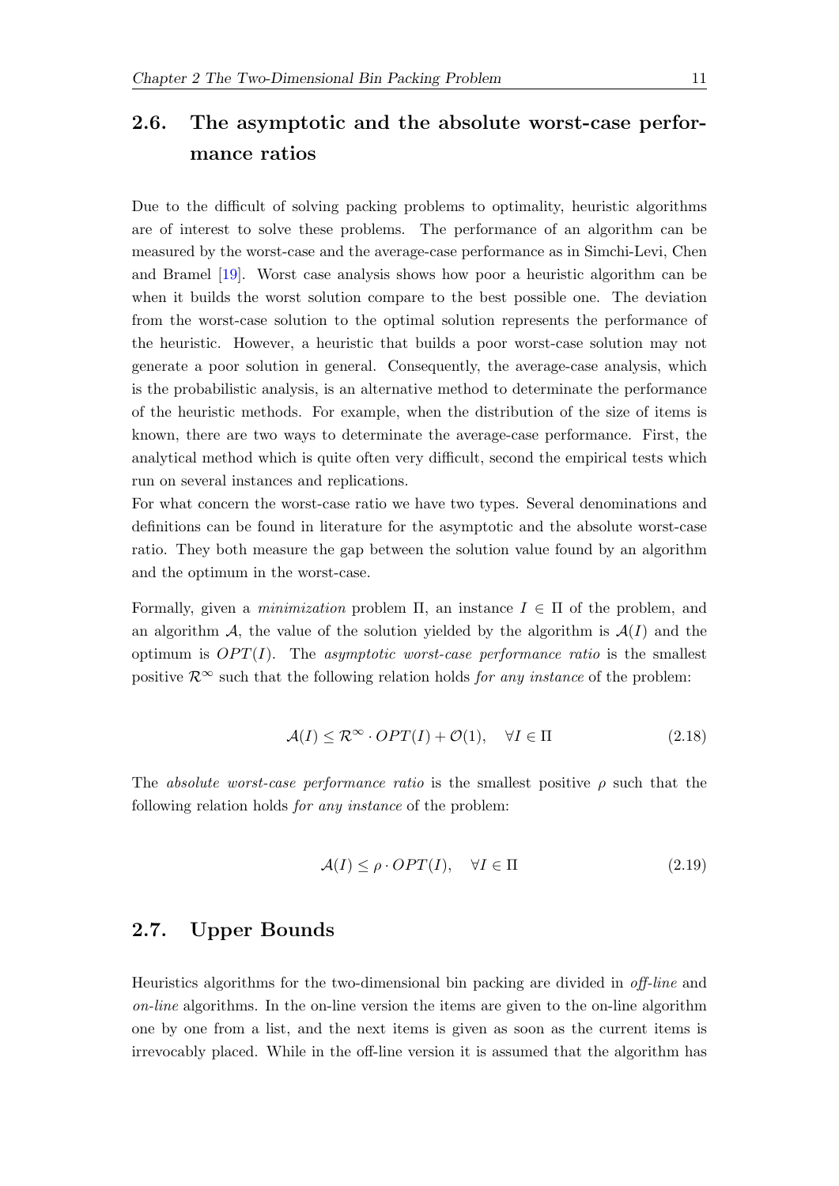## 2.6. The asymptotic and the absolute worst-case performance ratios

Due to the difficult of solving packing problems to optimality, heuristic algorithms are of interest to solve these problems. The performance of an algorithm can be measured by the worst-case and the average-case performance as in Simchi-Levi, Chen and Bramel [19]. Worst case analysis shows how poor a heuristic algorithm can be when it builds the worst solution compare to the best possible one. The deviation from the worst-case solution to the optimal solution represents the performance of the heuristic. However, a heuristic that builds a poor worst-case solution may not generate a poor solution in general. Consequently, the average-case analysis, which is the probabilistic analysis, is an alternative method to determinate the performance of the heuristic methods. For example, when the distribution of the size of items is known, there are two ways to determinate the average-case performance. First, the analytical method which is quite often very difficult, second the empirical tests which run on several instances and replications.
For what concern the worst-case ratio we have two types. Several denominations and definitions can be found in literature for the asymptotic and the absolute worst-case ratio. They both measure the gap between the solution value found by an algorithm and the optimum in the worst-case.

Formally, given a *minimization* problem $\Pi$, an instance $I \in \Pi$ of the problem, and an algorithm $\mathcal{A}$, the value of the solution yielded by the algorithm is $\mathcal{A}(I)$ and the optimum is $OPT(I)$. The *asymptotic worst-case performance ratio* is the smallest positive $\mathcal{R}^{\infty}$ such that the following relation holds *for any instance* of the problem:

$$\mathcal{A}(I) \leq \mathcal{R}^{\infty} \cdot OPT(I) + \mathcal{O}(1), \quad \forall I \in \Pi \tag{2.18}$$

The *absolute worst-case performance ratio* is the smallest positive $\rho$ such that the following relation holds *for any instance* of the problem:

$$\mathcal{A}(I) \leq \rho \cdot OPT(I), \quad \forall I \in \Pi \tag{2.19}$$

## 2.7. Upper Bounds

Heuristics algorithms for the two-dimensional bin packing are divided in *off-line* and *on-line* algorithms. In the on-line version the items are given to the on-line algorithm one by one from a list, and the next items is given as soon as the current items is irrevocably placed. While in the off-line version it is assumed that the algorithm has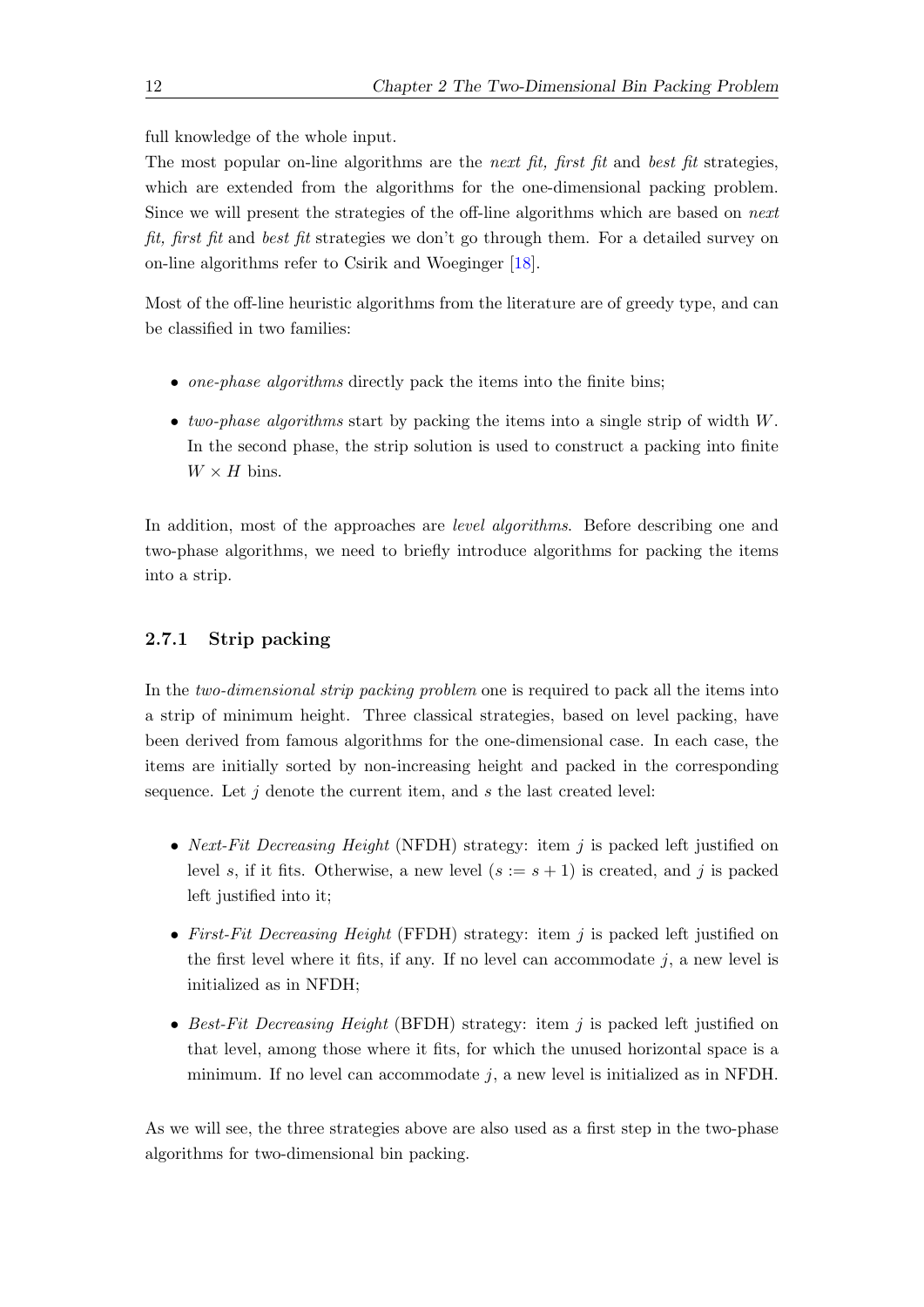full knowledge of the whole input.

The most popular on-line algorithms are the *next fit, first fit* and *best fit* strategies, which are extended from the algorithms for the one-dimensional packing problem. Since we will present the strategies of the off-line algorithms which are based on *next fit, first fit* and *best fit* strategies we don't go through them. For a detailed survey on on-line algorithms refer to Csirik and Woeginger [18].

Most of the off-line heuristic algorithms from the literature are of greedy type, and can be classified in two families:

- *one-phase algorithms* directly pack the items into the finite bins;
- *two-phase algorithms* start by packing the items into a single strip of width $W$. In the second phase, the strip solution is used to construct a packing into finite $W \times H$ bins.

In addition, most of the approaches are *level algorithms*. Before describing one and two-phase algorithms, we need to briefly introduce algorithms for packing the items into a strip.

### 2.7.1 Strip packing

In the *two-dimensional strip packing problem* one is required to pack all the items into a strip of minimum height. Three classical strategies, based on level packing, have been derived from famous algorithms for the one-dimensional case. In each case, the items are initially sorted by non-increasing height and packed in the corresponding sequence. Let $j$ denote the current item, and $s$ the last created level:

- *Next-Fit Decreasing Height* (NFDH) strategy: item $j$ is packed left justified on level $s$, if it fits. Otherwise, a new level ($s := s + 1$) is created, and $j$ is packed left justified into it;
- *First-Fit Decreasing Height* (FFDH) strategy: item $j$ is packed left justified on the first level where it fits, if any. If no level can accommodate $j$, a new level is initialized as in NFDH;
- *Best-Fit Decreasing Height* (BFDH) strategy: item $j$ is packed left justified on that level, among those where it fits, for which the unused horizontal space is a minimum. If no level can accommodate $j$, a new level is initialized as in NFDH.

As we will see, the three strategies above are also used as a first step in the two-phase algorithms for two-dimensional bin packing.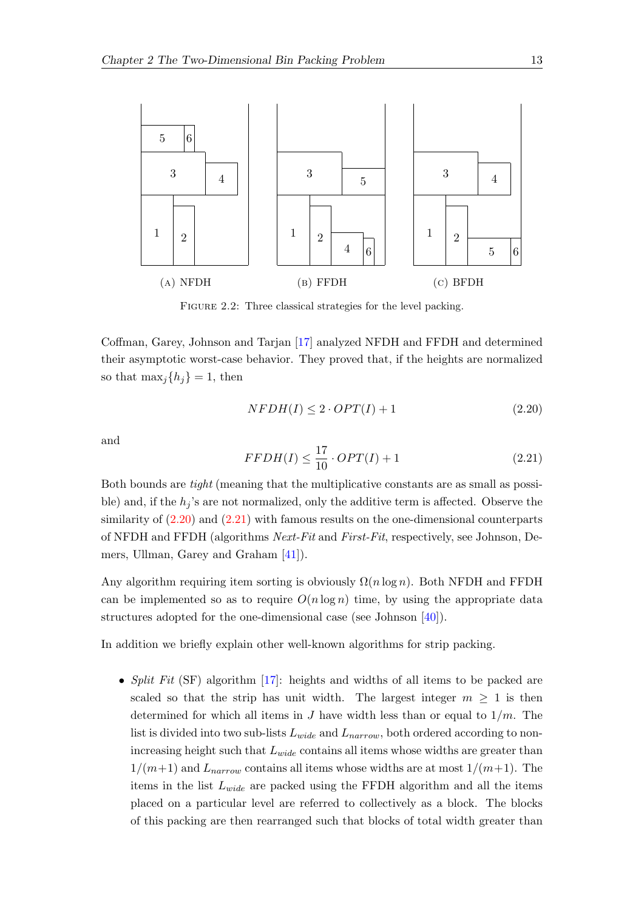(A) NFDH (B) FFDH (C) BFDH

Figure 2.2: Three classical strategies for the level packing.

Coffman, Garey, Johnson and Tarjan [17] analyzed NFDH and FFDH and determined their asymptotic worst-case behavior. They proved that, if the heights are normalized so that $\max_j\{h_j\} = 1$, then

$$NFDH(I) \leq 2 \cdot OPT(I) + 1 \tag{2.20}$$

and

$$FFDH(I) \leq \frac{17}{10} \cdot OPT(I) + 1 \tag{2.21}$$

Both bounds are *tight* (meaning that the multiplicative constants are as small as possible) and, if the $h_j$'s are not normalized, only the additive term is affected. Observe the similarity of (2.20) and (2.21) with famous results on the one-dimensional counterparts of NFDH and FFDH (algorithms *Next-Fit* and *First-Fit*, respectively, see Johnson, Demers, Ullman, Garey and Graham [41]).

Any algorithm requiring item sorting is obviously $\Omega(n \log n)$. Both NFDH and FFDH can be implemented so as to require $O(n \log n)$ time, by using the appropriate data structures adopted for the one-dimensional case (see Johnson [40]).

In addition we briefly explain other well-known algorithms for strip packing.

- *Split Fit* (SF) algorithm [17]: heights and widths of all items to be packed are scaled so that the strip has unit width. The largest integer $m \geq 1$ is then determined for which all items in $J$ have width less than or equal to $1/m$. The list is divided into two sub-lists $L_{wide}$ and $L_{narrow}$, both ordered according to non-increasing height such that $L_{wide}$ contains all items whose widths are greater than $1/(m+1)$ and $L_{narrow}$ contains all items whose widths are at most $1/(m+1)$. The items in the list $L_{wide}$ are packed using the FFDH algorithm and all the items placed on a particular level are referred to collectively as a block. The blocks of this packing are then rearranged such that blocks of total width greater than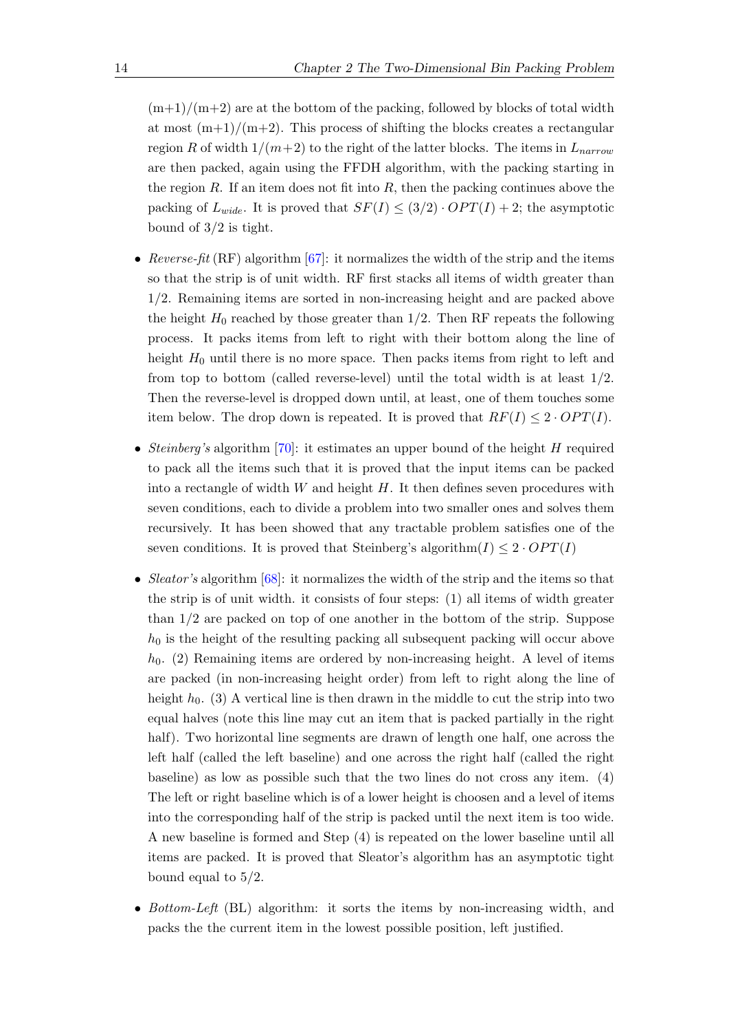(m+1)/(m+2) are at the bottom of the packing, followed by blocks of total width at most (m+1)/(m+2). This process of shifting the blocks creates a rectangular region $R$ of width $1/(m+2)$ to the right of the latter blocks. The items in $L_{narrow}$ are then packed, again using the FFDH algorithm, with the packing starting in the region $R$. If an item does not fit into $R$, then the packing continues above the packing of $L_{wide}$. It is proved that $SF(I) \leq (3/2) \cdot OPT(I) + 2$; the asymptotic bound of 3/2 is tight.

- *Reverse-fit* (RF) algorithm [67]: it normalizes the width of the strip and the items so that the strip is of unit width. RF first stacks all items of width greater than 1/2. Remaining items are sorted in non-increasing height and are packed above the height $H_0$ reached by those greater than 1/2. Then RF repeats the following process. It packs items from left to right with their bottom along the line of height $H_0$ until there is no more space. Then packs items from right to left and from top to bottom (called reverse-level) until the total width is at least 1/2. Then the reverse-level is dropped down until, at least, one of them touches some item below. The drop down is repeated. It is proved that $RF(I) \leq 2 \cdot OPT(I)$.
- *Steinberg's* algorithm [70]: it estimates an upper bound of the height $H$ required to pack all the items such that it is proved that the input items can be packed into a rectangle of width $W$ and height $H$. It then defines seven procedures with seven conditions, each to divide a problem into two smaller ones and solves them recursively. It has been showed that any tractable problem satisfies one of the seven conditions. It is proved that Steinberg's algorithm$(I) \leq 2 \cdot OPT(I)$
- *Sleator's* algorithm [68]: it normalizes the width of the strip and the items so that the strip is of unit width. it consists of four steps: (1) all items of width greater than 1/2 are packed on top of one another in the bottom of the strip. Suppose $h_0$ is the height of the resulting packing all subsequent packing will occur above $h_0$. (2) Remaining items are ordered by non-increasing height. A level of items are packed (in non-increasing height order) from left to right along the line of height $h_0$. (3) A vertical line is then drawn in the middle to cut the strip into two equal halves (note this line may cut an item that is packed partially in the right half). Two horizontal line segments are drawn of length one half, one across the left half (called the left baseline) and one across the right half (called the right baseline) as low as possible such that the two lines do not cross any item. (4) The left or right baseline which is of a lower height is choosen and a level of items into the corresponding half of the strip is packed until the next item is too wide. A new baseline is formed and Step (4) is repeated on the lower baseline until all items are packed. It is proved that Sleator's algorithm has an asymptotic tight bound equal to 5/2.
- *Bottom-Left* (BL) algorithm: it sorts the items by non-increasing width, and packs the the current item in the lowest possible position, left justified.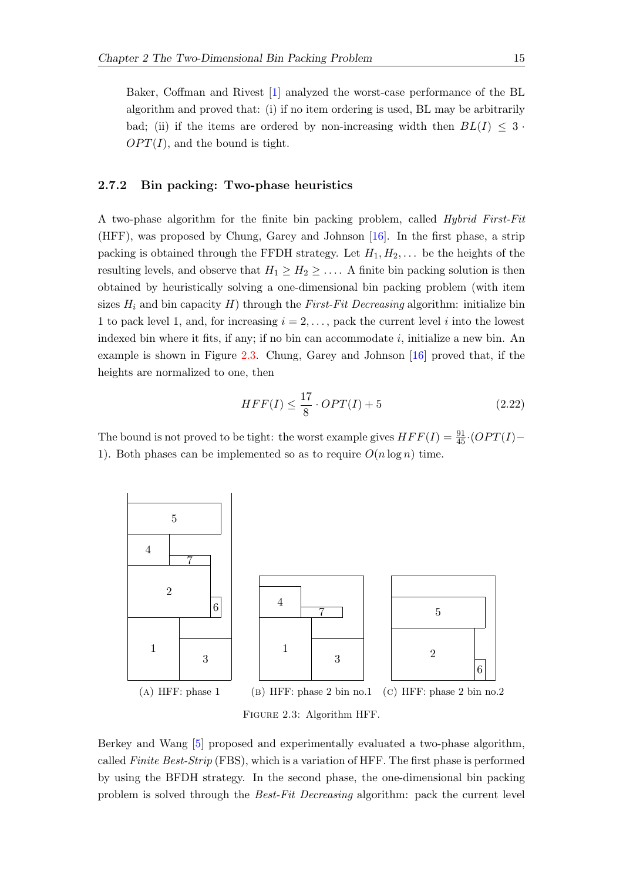Baker, Coffman and Rivest [1] analyzed the worst-case performance of the BL algorithm and proved that: (i) if no item ordering is used, BL may be arbitrarily bad; (ii) if the items are ordered by non-increasing width then $BL(I) \leq 3 \cdot OPT(I)$, and the bound is tight.

### 2.7.2 Bin packing: Two-phase heuristics

A two-phase algorithm for the finite bin packing problem, called *Hybrid First-Fit* (HFF), was proposed by Chung, Garey and Johnson [16]. In the first phase, a strip packing is obtained through the FFDH strategy. Let $H_1, H_2, \ldots$ be the heights of the resulting levels, and observe that $H_1 \geq H_2 \geq \ldots$. A finite bin packing solution is then obtained by heuristically solving a one-dimensional bin packing problem (with item sizes $H_i$ and bin capacity $H$) through the *First-Fit Decreasing* algorithm: initialize bin 1 to pack level 1, and, for increasing $i = 2, \ldots,$ pack the current level $i$ into the lowest indexed bin where it fits, if any; if no bin can accommodate $i$, initialize a new bin. An example is shown in Figure 2.3. Chung, Garey and Johnson [16] proved that, if the heights are normalized to one, then

$$HFF(I) \leq \frac{17}{8} \cdot OPT(I) + 5 \tag{2.22}$$

The bound is not proved to be tight: the worst example gives $HFF(I) = \frac{91}{45} \cdot (OPT(I) - 1)$. Both phases can be implemented so as to require $O(n \log n)$ time.

(A) HFF: phase 1 (B) HFF: phase 2 bin no.1 (C) HFF: phase 2 bin no.2

Figure 2.3: Algorithm HFF.

Berkey and Wang [5] proposed and experimentally evaluated a two-phase algorithm, called *Finite Best-Strip* (FBS), which is a variation of HFF. The first phase is performed by using the BFDH strategy. In the second phase, the one-dimensional bin packing problem is solved through the *Best-Fit Decreasing* algorithm: pack the current level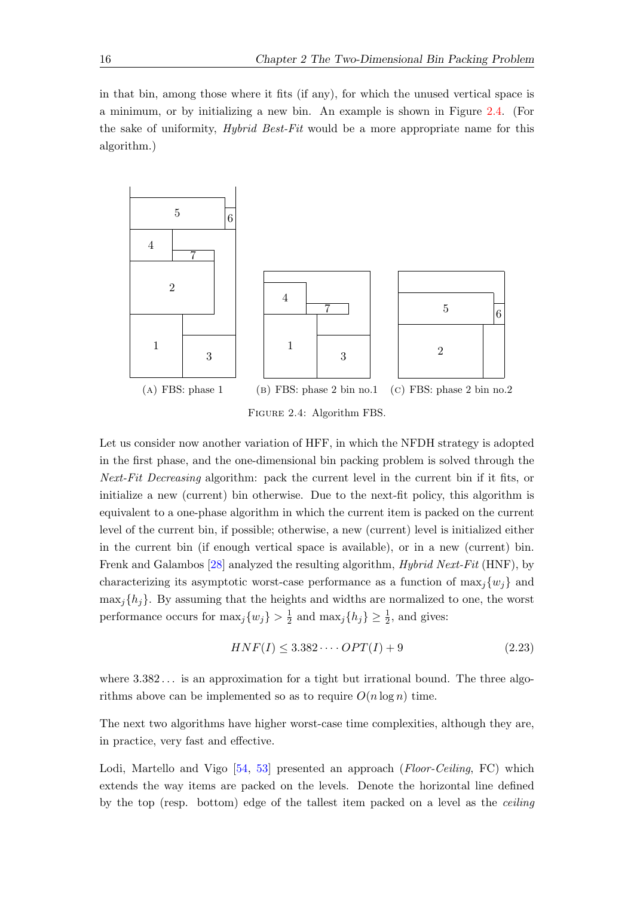in that bin, among those where it fits (if any), for which the unused vertical space is a minimum, or by initializing a new bin. An example is shown in Figure 2.4. (For the sake of uniformity, *Hybrid Best-Fit* would be a more appropriate name for this algorithm.)

(A) FBS: phase 1 (B) FBS: phase 2 bin no.1 (C) FBS: phase 2 bin no.2

Figure 2.4: Algorithm FBS.

Let us consider now another variation of HFF, in which the NFDH strategy is adopted in the first phase, and the one-dimensional bin packing problem is solved through the *Next-Fit Decreasing* algorithm: pack the current level in the current bin if it fits, or initialize a new (current) bin otherwise. Due to the next-fit policy, this algorithm is equivalent to a one-phase algorithm in which the current item is packed on the current level of the current bin, if possible; otherwise, a new (current) level is initialized either in the current bin (if enough vertical space is available), or in a new (current) bin. Frenk and Galambos [28] analyzed the resulting algorithm, *Hybrid Next-Fit* (HNF), by characterizing its asymptotic worst-case performance as a function of $\max_j\{w_j\}$ and $\max_j\{h_j\}$. By assuming that the heights and widths are normalized to one, the worst performance occurs for $\max_j\{w_j\} > \frac{1}{2}$ and $\max_j\{h_j\} \geq \frac{1}{2}$, and gives:

$$HNF(I) \leq 3.382 \cdots OPT(I) + 9 \tag{2.23}$$

where $3.382\ldots$ is an approximation for a tight but irrational bound. The three algorithms above can be implemented so as to require $O(n \log n)$ time.

The next two algorithms have higher worst-case time complexities, although they are, in practice, very fast and effective.

Lodi, Martello and Vigo [54, 53] presented an approach (*Floor-Ceiling*, FC) which extends the way items are packed on the levels. Denote the horizontal line defined by the top (resp. bottom) edge of the tallest item packed on a level as the *ceiling*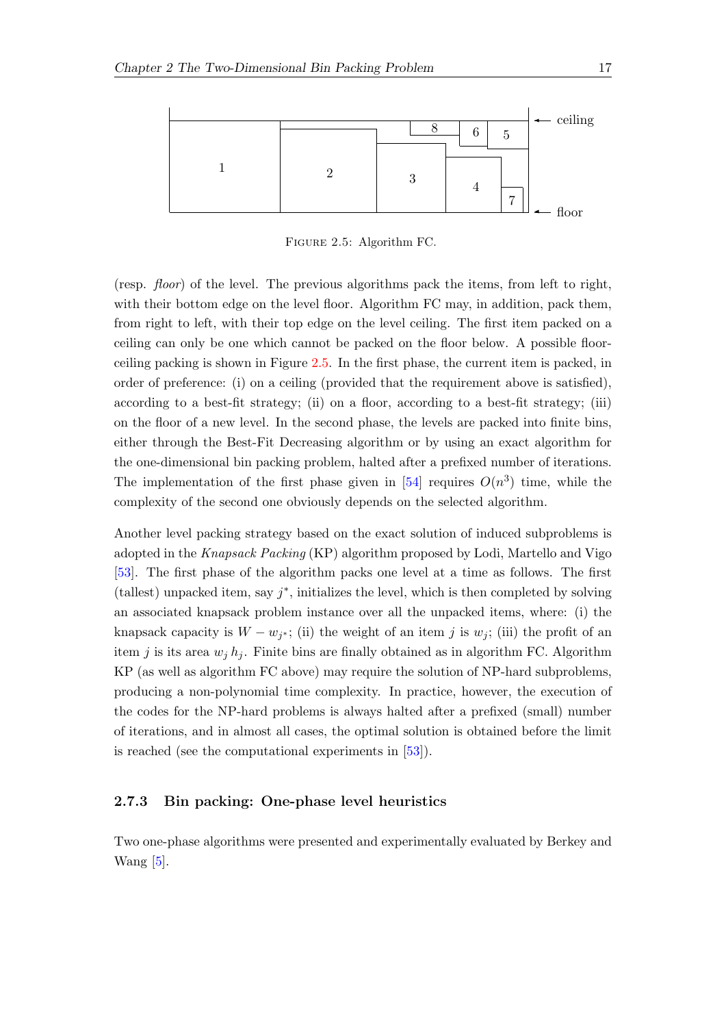Figure 2.5: Algorithm FC.

(resp. *floor*) of the level. The previous algorithms pack the items, from left to right, with their bottom edge on the level floor. Algorithm FC may, in addition, pack them, from right to left, with their top edge on the level ceiling. The first item packed on a ceiling can only be one which cannot be packed on the floor below. A possible floor-ceiling packing is shown in Figure 2.5. In the first phase, the current item is packed, in order of preference: (i) on a ceiling (provided that the requirement above is satisfied), according to a best-fit strategy; (ii) on a floor, according to a best-fit strategy; (iii) on the floor of a new level. In the second phase, the levels are packed into finite bins, either through the Best-Fit Decreasing algorithm or by using an exact algorithm for the one-dimensional bin packing problem, halted after a prefixed number of iterations. The implementation of the first phase given in [54] requires $O(n^3)$ time, while the complexity of the second one obviously depends on the selected algorithm.

Another level packing strategy based on the exact solution of induced subproblems is adopted in the *Knapsack Packing* (KP) algorithm proposed by Lodi, Martello and Vigo [53]. The first phase of the algorithm packs one level at a time as follows. The first (tallest) unpacked item, say $j^*$, initializes the level, which is then completed by solving an associated knapsack problem instance over all the unpacked items, where: (i) the knapsack capacity is $W - w_{j^*}$; (ii) the weight of an item $j$ is $w_j$; (iii) the profit of an item $j$ is its area $w_j\,h_j$. Finite bins are finally obtained as in algorithm FC. Algorithm KP (as well as algorithm FC above) may require the solution of NP-hard subproblems, producing a non-polynomial time complexity. In practice, however, the execution of the codes for the NP-hard problems is always halted after a prefixed (small) number of iterations, and in almost all cases, the optimal solution is obtained before the limit is reached (see the computational experiments in [53]).

### 2.7.3 Bin packing: One-phase level heuristics

Two one-phase algorithms were presented and experimentally evaluated by Berkey and Wang [5].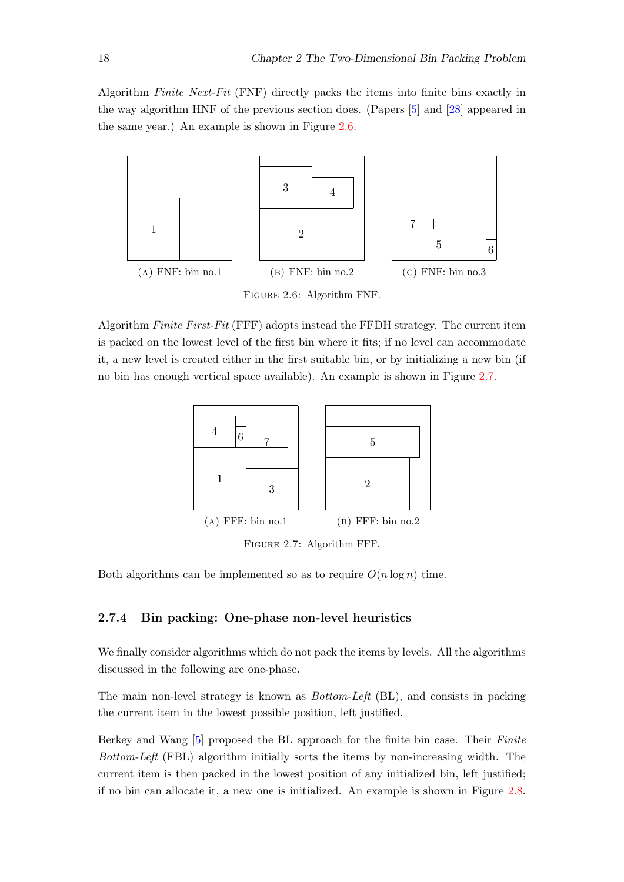Algorithm *Finite Next-Fit* (FNF) directly packs the items into finite bins exactly in the way algorithm HNF of the previous section does. (Papers [5] and [28] appeared in the same year.) An example is shown in Figure 2.6.

(A) FNF: bin no.1 (B) FNF: bin no.2 (C) FNF: bin no.3

Figure 2.6: Algorithm FNF.

Algorithm *Finite First-Fit* (FFF) adopts instead the FFDH strategy. The current item is packed on the lowest level of the first bin where it fits; if no level can accommodate it, a new level is created either in the first suitable bin, or by initializing a new bin (if no bin has enough vertical space available). An example is shown in Figure 2.7.

(A) FFF: bin no.1 (B) FFF: bin no.2

Figure 2.7: Algorithm FFF.

Both algorithms can be implemented so as to require $O(n \log n)$ time.

### 2.7.4 Bin packing: One-phase non-level heuristics

We finally consider algorithms which do not pack the items by levels. All the algorithms discussed in the following are one-phase.

The main non-level strategy is known as *Bottom-Left* (BL), and consists in packing the current item in the lowest possible position, left justified.

Berkey and Wang [5] proposed the BL approach for the finite bin case. Their *Finite Bottom-Left* (FBL) algorithm initially sorts the items by non-increasing width. The current item is then packed in the lowest position of any initialized bin, left justified; if no bin can allocate it, a new one is initialized. An example is shown in Figure 2.8.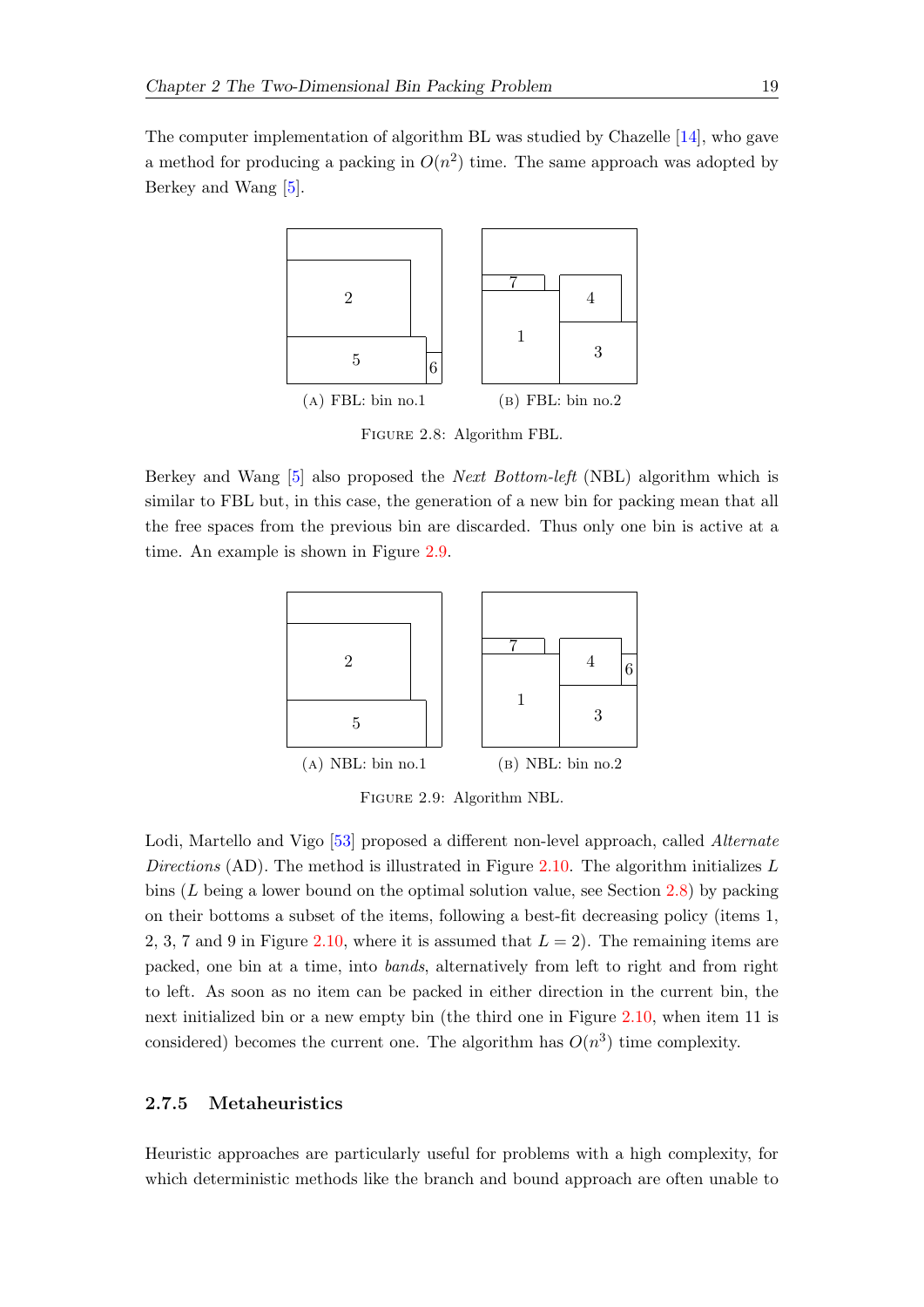The computer implementation of algorithm BL was studied by Chazelle [14], who gave a method for producing a packing in $O(n^2)$ time. The same approach was adopted by Berkey and Wang [5].

(A) FBL: bin no.1 (B) FBL: bin no.2

FIGURE 2.8: Algorithm FBL.

Berkey and Wang [5] also proposed the *Next Bottom-left* (NBL) algorithm which is similar to FBL but, in this case, the generation of a new bin for packing mean that all the free spaces from the previous bin are discarded. Thus only one bin is active at a time. An example is shown in Figure 2.9.

(A) NBL: bin no.1 (B) NBL: bin no.2

FIGURE 2.9: Algorithm NBL.

Lodi, Martello and Vigo [53] proposed a different non-level approach, called *Alternate Directions* (AD). The method is illustrated in Figure 2.10. The algorithm initializes $L$ bins ($L$ being a lower bound on the optimal solution value, see Section 2.8) by packing on their bottoms a subset of the items, following a best-fit decreasing policy (items 1, 2, 3, 7 and 9 in Figure 2.10, where it is assumed that $L = 2$). The remaining items are packed, one bin at a time, into *bands*, alternatively from left to right and from right to left. As soon as no item can be packed in either direction in the current bin, the next initialized bin or a new empty bin (the third one in Figure 2.10, when item 11 is considered) becomes the current one. The algorithm has $O(n^3)$ time complexity.

### 2.7.5 Metaheuristics

Heuristic approaches are particularly useful for problems with a high complexity, for which deterministic methods like the branch and bound approach are often unable to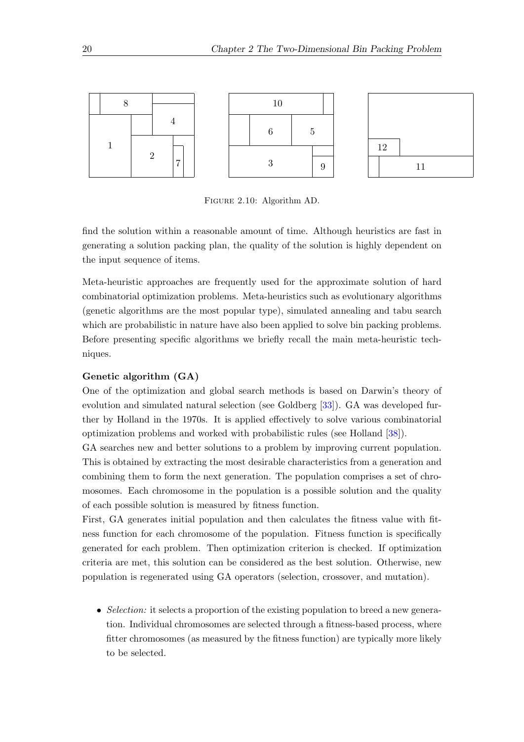FIGURE 2.10: Algorithm AD.

find the solution within a reasonable amount of time. Although heuristics are fast in generating a solution packing plan, the quality of the solution is highly dependent on the input sequence of items.

Meta-heuristic approaches are frequently used for the approximate solution of hard combinatorial optimization problems. Meta-heuristics such as evolutionary algorithms (genetic algorithms are the most popular type), simulated annealing and tabu search which are probabilistic in nature have also been applied to solve bin packing problems. Before presenting specific algorithms we briefly recall the main meta-heuristic techniques.

**Genetic algorithm (GA)**

One of the optimization and global search methods is based on Darwin's theory of evolution and simulated natural selection (see Goldberg [33]). GA was developed further by Holland in the 1970s. It is applied effectively to solve various combinatorial optimization problems and worked with probabilistic rules (see Holland [38]).

GA searches new and better solutions to a problem by improving current population. This is obtained by extracting the most desirable characteristics from a generation and combining them to form the next generation. The population comprises a set of chromosomes. Each chromosome in the population is a possible solution and the quality of each possible solution is measured by fitness function.

First, GA generates initial population and then calculates the fitness value with fitness function for each chromosome of the population. Fitness function is specifically generated for each problem. Then optimization criterion is checked. If optimization criteria are met, this solution can be considered as the best solution. Otherwise, new population is regenerated using GA operators (selection, crossover, and mutation).

- *Selection:* it selects a proportion of the existing population to breed a new generation. Individual chromosomes are selected through a fitness-based process, where fitter chromosomes (as measured by the fitness function) are typically more likely to be selected.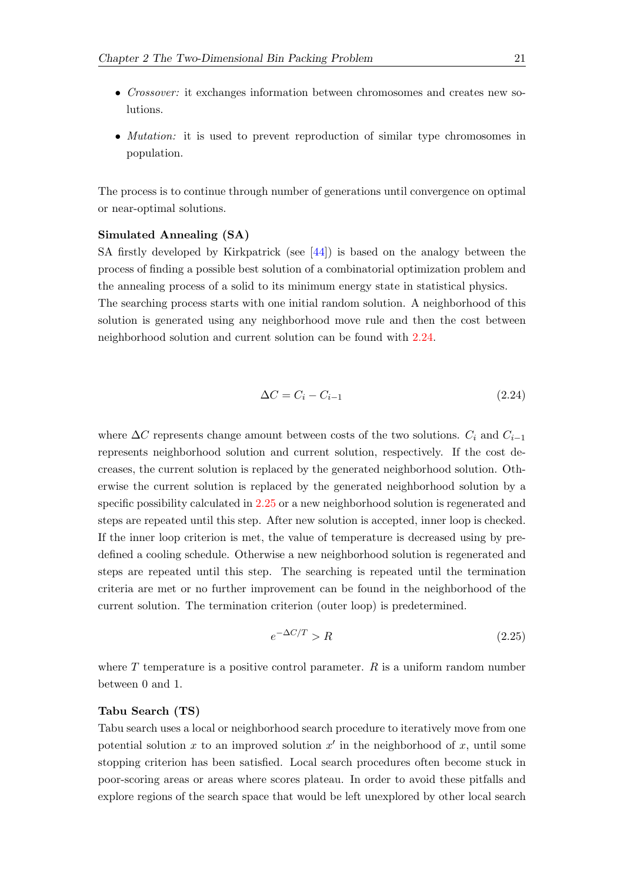- *Crossover:* it exchanges information between chromosomes and creates new solutions.
- *Mutation:* it is used to prevent reproduction of similar type chromosomes in population.

The process is to continue through number of generations until convergence on optimal or near-optimal solutions.

**Simulated Annealing (SA)**

SA firstly developed by Kirkpatrick (see [44]) is based on the analogy between the process of finding a possible best solution of a combinatorial optimization problem and the annealing process of a solid to its minimum energy state in statistical physics.
The searching process starts with one initial random solution. A neighborhood of this solution is generated using any neighborhood move rule and then the cost between neighborhood solution and current solution can be found with 2.24.

$$\Delta C = C_i - C_{i-1} \tag{2.24}$$

where $\Delta C$ represents change amount between costs of the two solutions. $C_i$ and $C_{i-1}$ represents neighborhood solution and current solution, respectively. If the cost decreases, the current solution is replaced by the generated neighborhood solution. Otherwise the current solution is replaced by the generated neighborhood solution by a specific possibility calculated in 2.25 or a new neighborhood solution is regenerated and steps are repeated until this step. After new solution is accepted, inner loop is checked. If the inner loop criterion is met, the value of temperature is decreased using by predefined a cooling schedule. Otherwise a new neighborhood solution is regenerated and steps are repeated until this step. The searching is repeated until the termination criteria are met or no further improvement can be found in the neighborhood of the current solution. The termination criterion (outer loop) is predetermined.

$$e^{-\Delta C/T} > R \tag{2.25}$$

where $T$ temperature is a positive control parameter. $R$ is a uniform random number between 0 and 1.

**Tabu Search (TS)**

Tabu search uses a local or neighborhood search procedure to iteratively move from one potential solution $x$ to an improved solution $x'$ in the neighborhood of $x$, until some stopping criterion has been satisfied. Local search procedures often become stuck in poor-scoring areas or areas where scores plateau. In order to avoid these pitfalls and explore regions of the search space that would be left unexplored by other local search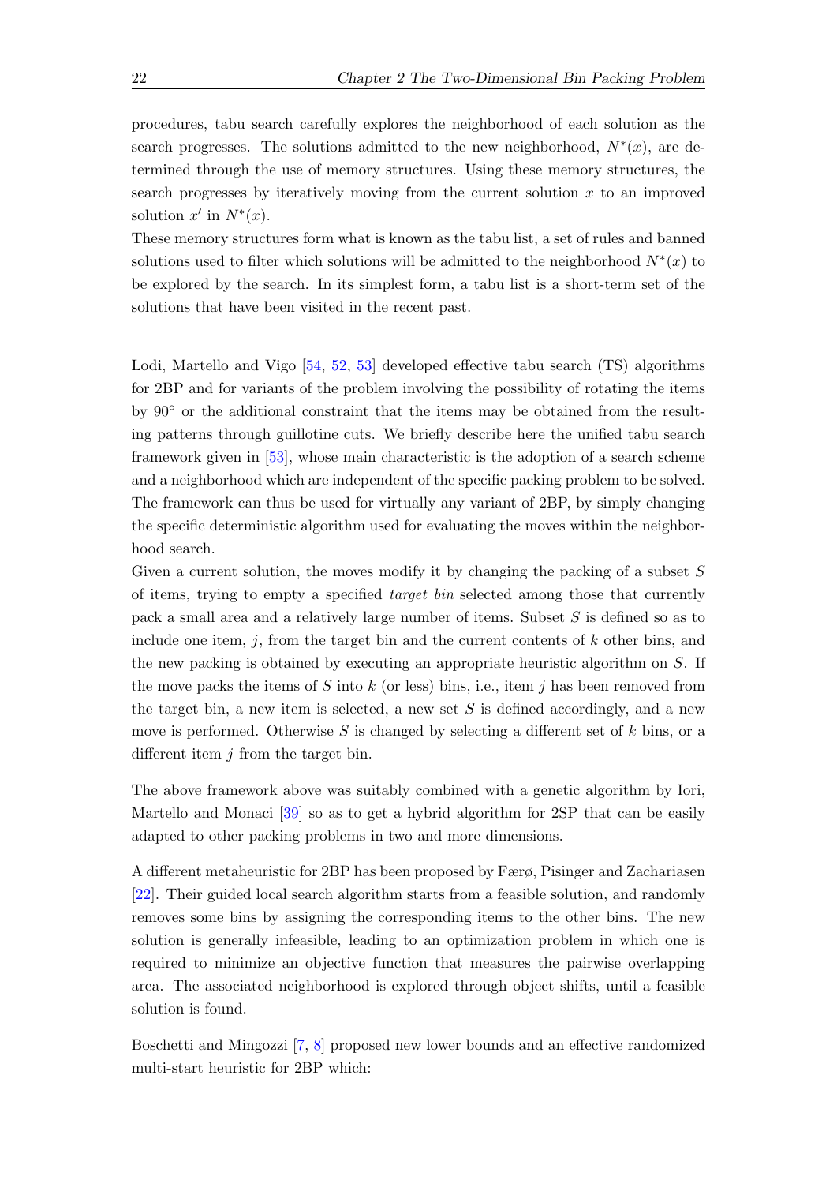procedures, tabu search carefully explores the neighborhood of each solution as the search progresses. The solutions admitted to the new neighborhood, $N^*(x)$, are determined through the use of memory structures. Using these memory structures, the search progresses by iteratively moving from the current solution $x$ to an improved solution $x'$ in $N^*(x)$.

These memory structures form what is known as the tabu list, a set of rules and banned solutions used to filter which solutions will be admitted to the neighborhood $N^*(x)$ to be explored by the search. In its simplest form, a tabu list is a short-term set of the solutions that have been visited in the recent past.

Lodi, Martello and Vigo [54, 52, 53] developed effective tabu search (TS) algorithms for 2BP and for variants of the problem involving the possibility of rotating the items by 90° or the additional constraint that the items may be obtained from the resulting patterns through guillotine cuts. We briefly describe here the unified tabu search framework given in [53], whose main characteristic is the adoption of a search scheme and a neighborhood which are independent of the specific packing problem to be solved. The framework can thus be used for virtually any variant of 2BP, by simply changing the specific deterministic algorithm used for evaluating the moves within the neighborhood search.

Given a current solution, the moves modify it by changing the packing of a subset $S$ of items, trying to empty a specified *target bin* selected among those that currently pack a small area and a relatively large number of items. Subset $S$ is defined so as to include one item, $j$, from the target bin and the current contents of $k$ other bins, and the new packing is obtained by executing an appropriate heuristic algorithm on $S$. If the move packs the items of $S$ into $k$ (or less) bins, i.e., item $j$ has been removed from the target bin, a new item is selected, a new set $S$ is defined accordingly, and a new move is performed. Otherwise $S$ is changed by selecting a different set of $k$ bins, or a different item $j$ from the target bin.

The above framework above was suitably combined with a genetic algorithm by Iori, Martello and Monaci [39] so as to get a hybrid algorithm for 2SP that can be easily adapted to other packing problems in two and more dimensions.

A different metaheuristic for 2BP has been proposed by Færø, Pisinger and Zachariasen [22]. Their guided local search algorithm starts from a feasible solution, and randomly removes some bins by assigning the corresponding items to the other bins. The new solution is generally infeasible, leading to an optimization problem in which one is required to minimize an objective function that measures the pairwise overlapping area. The associated neighborhood is explored through object shifts, until a feasible solution is found.

Boschetti and Mingozzi [7, 8] proposed new lower bounds and an effective randomized multi-start heuristic for 2BP which: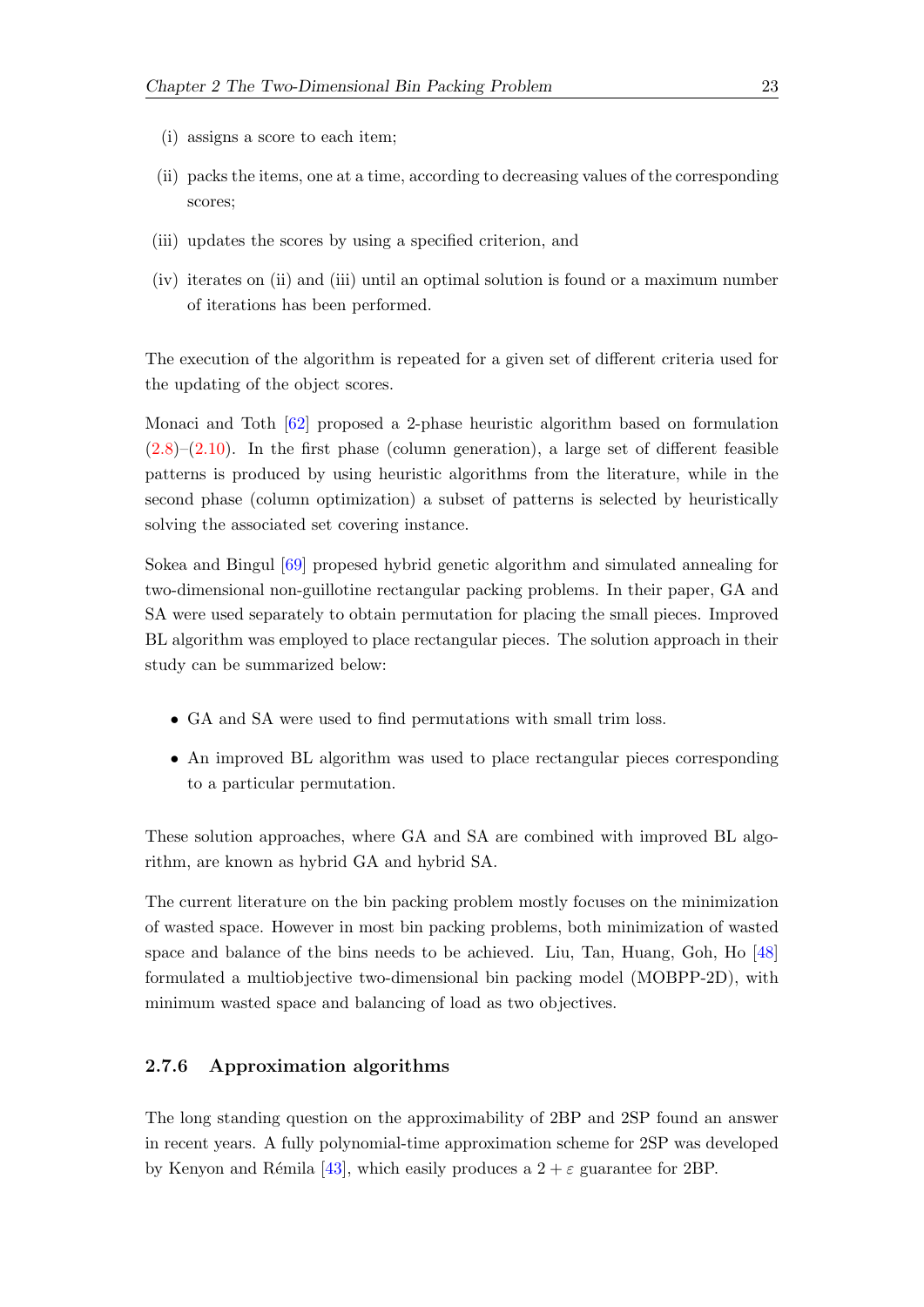(i) assigns a score to each item;

(ii) packs the items, one at a time, according to decreasing values of the corresponding scores;

(iii) updates the scores by using a specified criterion, and

(iv) iterates on (ii) and (iii) until an optimal solution is found or a maximum number of iterations has been performed.

The execution of the algorithm is repeated for a given set of different criteria used for the updating of the object scores.

Monaci and Toth [62] proposed a 2-phase heuristic algorithm based on formulation (2.8)–(2.10). In the first phase (column generation), a large set of different feasible patterns is produced by using heuristic algorithms from the literature, while in the second phase (column optimization) a subset of patterns is selected by heuristically solving the associated set covering instance.

Sokea and Bingul [69] propesed hybrid genetic algorithm and simulated annealing for two-dimensional non-guillotine rectangular packing problems. In their paper, GA and SA were used separately to obtain permutation for placing the small pieces. Improved BL algorithm was employed to place rectangular pieces. The solution approach in their study can be summarized below:

- GA and SA were used to find permutations with small trim loss.
- An improved BL algorithm was used to place rectangular pieces corresponding to a particular permutation.

These solution approaches, where GA and SA are combined with improved BL algorithm, are known as hybrid GA and hybrid SA.

The current literature on the bin packing problem mostly focuses on the minimization of wasted space. However in most bin packing problems, both minimization of wasted space and balance of the bins needs to be achieved. Liu, Tan, Huang, Goh, Ho [48] formulated a multiobjective two-dimensional bin packing model (MOBPP-2D), with minimum wasted space and balancing of load as two objectives.

### 2.7.6 Approximation algorithms

The long standing question on the approximability of 2BP and 2SP found an answer in recent years. A fully polynomial-time approximation scheme for 2SP was developed by Kenyon and Rémila [43], which easily produces a $2 + \varepsilon$ guarantee for 2BP.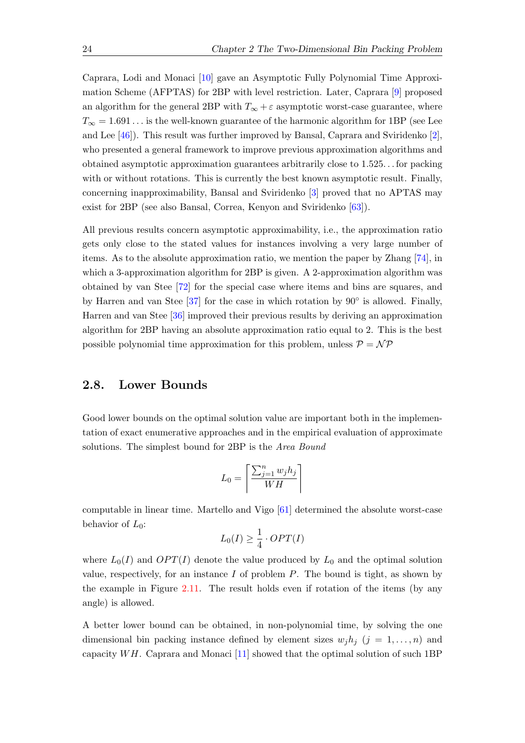Caprara, Lodi and Monaci [10] gave an Asymptotic Fully Polynomial Time Approximation Scheme (AFPTAS) for 2BP with level restriction. Later, Caprara [9] proposed an algorithm for the general 2BP with $T_\infty + \varepsilon$ asymptotic worst-case guarantee, where $T_\infty = 1.691\ldots$ is the well-known guarantee of the harmonic algorithm for 1BP (see Lee and Lee [46]). This result was further improved by Bansal, Caprara and Sviridenko [2], who presented a general framework to improve previous approximation algorithms and obtained asymptotic approximation guarantees arbitrarily close to 1.525... for packing with or without rotations. This is currently the best known asymptotic result. Finally, concerning inapproximability, Bansal and Sviridenko [3] proved that no APTAS may exist for 2BP (see also Bansal, Correa, Kenyon and Sviridenko [63]).

All previous results concern asymptotic approximability, i.e., the approximation ratio gets only close to the stated values for instances involving a very large number of items. As to the absolute approximation ratio, we mention the paper by Zhang [74], in which a 3-approximation algorithm for 2BP is given. A 2-approximation algorithm was obtained by van Stee [72] for the special case where items and bins are squares, and by Harren and van Stee [37] for the case in which rotation by 90° is allowed. Finally, Harren and van Stee [36] improved their previous results by deriving an approximation algorithm for 2BP having an absolute approximation ratio equal to 2. This is the best possible polynomial time approximation for this problem, unless $\mathcal{P} = \mathcal{NP}$

## 2.8. Lower Bounds

Good lower bounds on the optimal solution value are important both in the implementation of exact enumerative approaches and in the empirical evaluation of approximate solutions. The simplest bound for 2BP is the *Area Bound*

$$L_0 = \left\lceil \frac{\sum_{j=1}^{n} w_j h_j}{WH} \right\rceil$$

computable in linear time. Martello and Vigo [61] determined the absolute worst-case behavior of $L_0$:

$$L_0(I) \geq \frac{1}{4} \cdot OPT(I)$$

where $L_0(I)$ and $OPT(I)$ denote the value produced by $L_0$ and the optimal solution value, respectively, for an instance $I$ of problem $P$. The bound is tight, as shown by the example in Figure 2.11. The result holds even if rotation of the items (by any angle) is allowed.

A better lower bound can be obtained, in non-polynomial time, by solving the one dimensional bin packing instance defined by element sizes $w_j h_j$ $(j = 1, \ldots, n)$ and capacity $WH$. Caprara and Monaci [11] showed that the optimal solution of such 1BP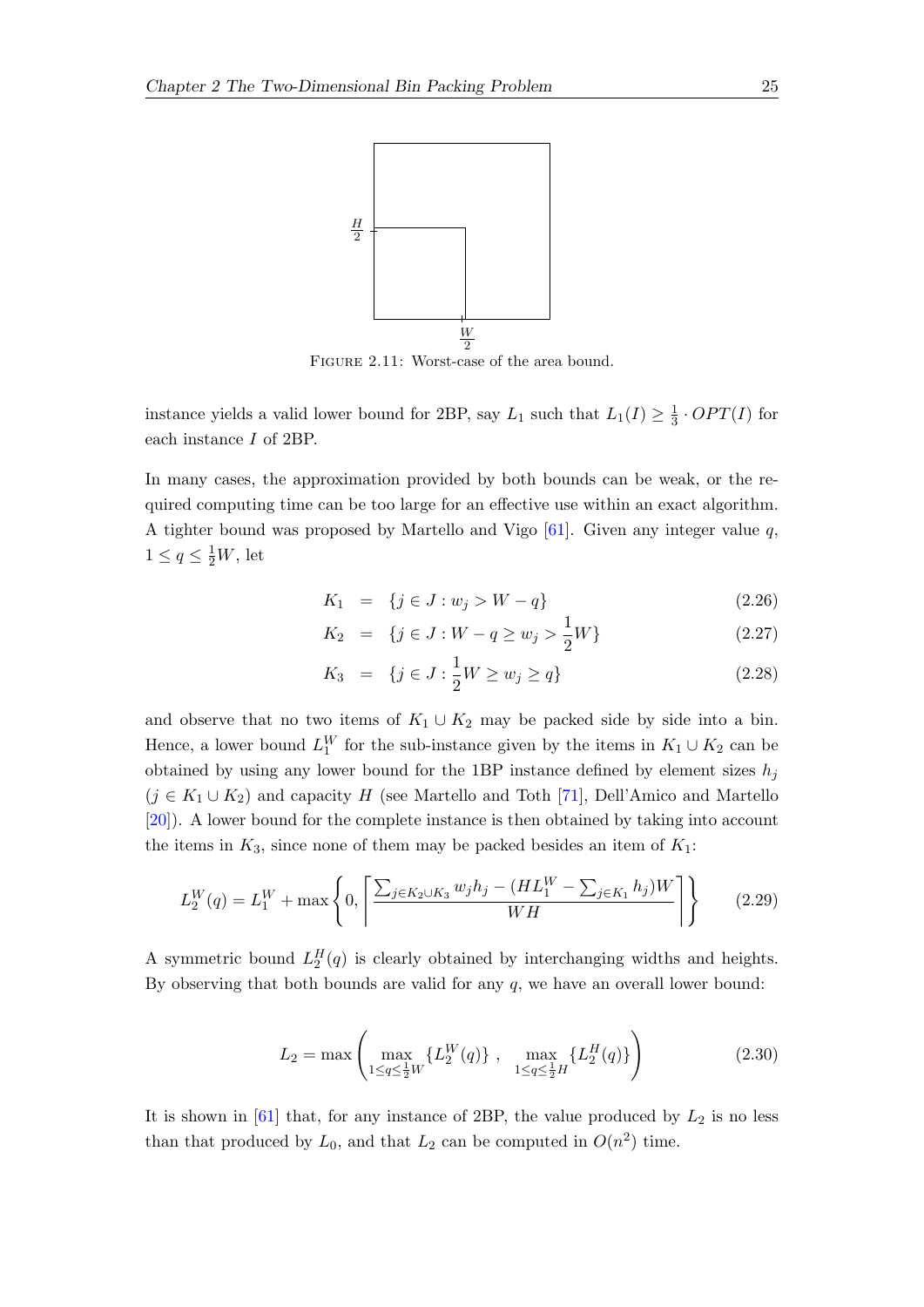FIGURE 2.11: Worst-case of the area bound.

instance yields a valid lower bound for 2BP, say $L_1$ such that $L_1(I) \geq \frac{1}{3} \cdot OPT(I)$ for each instance $I$ of 2BP.

In many cases, the approximation provided by both bounds can be weak, or the required computing time can be too large for an effective use within an exact algorithm. A tighter bound was proposed by Martello and Vigo [61]. Given any integer value $q$, $1 \leq q \leq \frac{1}{2}W$, let

$$K_1 = \{j \in J : w_j > W - q\} \tag{2.26}$$

$$K_2 = \{j \in J : W - q \geq w_j > \frac{1}{2}W\} \tag{2.27}$$

$$K_3 = \{j \in J : \frac{1}{2}W \geq w_j \geq q\} \tag{2.28}$$

and observe that no two items of $K_1 \cup K_2$ may be packed side by side into a bin. Hence, a lower bound $L_1^W$ for the sub-instance given by the items in $K_1 \cup K_2$ can be obtained by using any lower bound for the 1BP instance defined by element sizes $h_j$ ($j \in K_1 \cup K_2$) and capacity $H$ (see Martello and Toth [71], Dell'Amico and Martello [20]). A lower bound for the complete instance is then obtained by taking into account the items in $K_3$, since none of them may be packed besides an item of $K_1$:

$$L_2^W(q) = L_1^W + \max\left\{0, \left\lceil \frac{\sum_{j \in K_2 \cup K_3} w_j h_j - (HL_1^W - \sum_{j \in K_1} h_j)W}{WH} \right\rceil\right\} \tag{2.29}$$

A symmetric bound $L_2^H(q)$ is clearly obtained by interchanging widths and heights. By observing that both bounds are valid for any $q$, we have an overall lower bound:

$$L_2 = \max\left( \max_{1 \leq q \leq \frac{1}{2}W} \{L_2^W(q)\} \ , \ \max_{1 \leq q \leq \frac{1}{2}H} \{L_2^H(q)\} \right) \tag{2.30}$$

It is shown in [61] that, for any instance of 2BP, the value produced by $L_2$ is no less than that produced by $L_0$, and that $L_2$ can be computed in $O(n^2)$ time.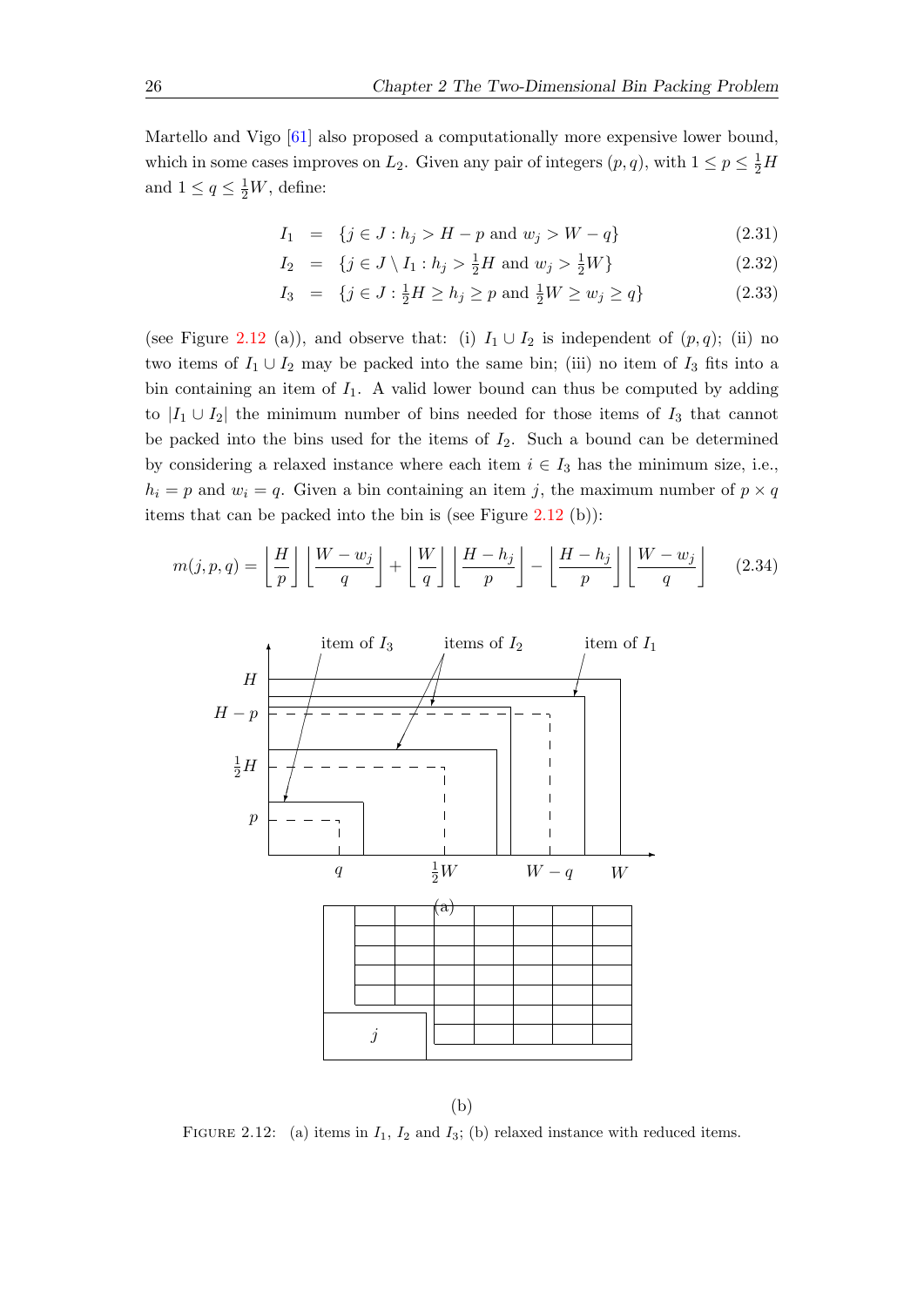Martello and Vigo [61] also proposed a computationally more expensive lower bound, which in some cases improves on $L_2$. Given any pair of integers $(p, q)$, with $1 \leq p \leq \frac{1}{2}H$ and $1 \leq q \leq \frac{1}{2}W$, define:

$$I_1 = \{j \in J : h_j > H - p \text{ and } w_j > W - q\} \tag{2.31}$$

$$I_2 = \{j \in J \setminus I_1 : h_j > \tfrac{1}{2}H \text{ and } w_j > \tfrac{1}{2}W\} \tag{2.32}$$

$$I_3 = \{j \in J : \tfrac{1}{2}H \geq h_j \geq p \text{ and } \tfrac{1}{2}W \geq w_j \geq q\} \tag{2.33}$$

(see Figure 2.12 (a)), and observe that: (i) $I_1 \cup I_2$ is independent of $(p, q)$; (ii) no two items of $I_1 \cup I_2$ may be packed into the same bin; (iii) no item of $I_3$ fits into a bin containing an item of $I_1$. A valid lower bound can thus be computed by adding to $|I_1 \cup I_2|$ the minimum number of bins needed for those items of $I_3$ that cannot be packed into the bins used for the items of $I_2$. Such a bound can be determined by considering a relaxed instance where each item $i \in I_3$ has the minimum size, i.e., $h_i = p$ and $w_i = q$. Given a bin containing an item $j$, the maximum number of $p \times q$ items that can be packed into the bin is (see Figure 2.12 (b)):

$$m(j, p, q) = \left\lfloor \frac{H}{p} \right\rfloor \left\lfloor \frac{W - w_j}{q} \right\rfloor + \left\lfloor \frac{W}{q} \right\rfloor \left\lfloor \frac{H - h_j}{p} \right\rfloor - \left\lfloor \frac{H - h_j}{p} \right\rfloor \left\lfloor \frac{W - w_j}{q} \right\rfloor \tag{2.34}$$

(a)

(b)

Figure 2.12: (a) items in $I_1$, $I_2$ and $I_3$; (b) relaxed instance with reduced items.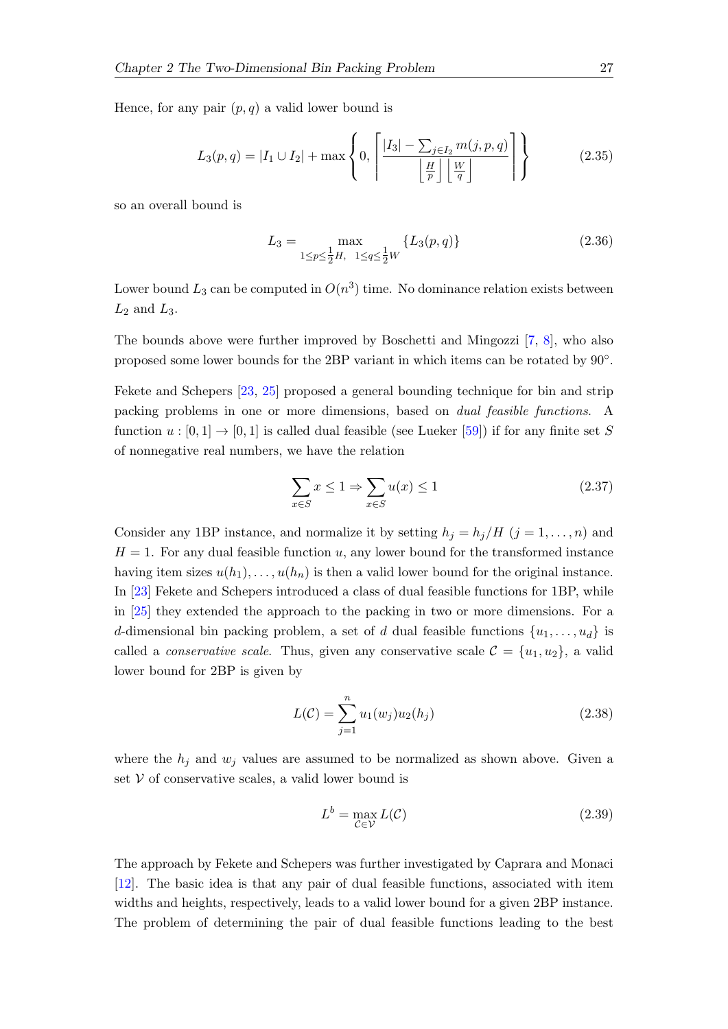Hence, for any pair $(p, q)$ a valid lower bound is

$$L_3(p,q) = |I_1 \cup I_2| + \max\left\{0, \left\lceil \frac{|I_3| - \sum_{j \in I_2} m(j,p,q)}{\left\lfloor \frac{H}{p} \right\rfloor \left\lfloor \frac{W}{q} \right\rfloor} \right\rceil \right\} \tag{2.35}$$

so an overall bound is

$$L_3 = \max_{1 \le p \le \frac{1}{2}H,\ \ 1 \le q \le \frac{1}{2}W} \{L_3(p,q)\} \tag{2.36}$$

Lower bound $L_3$ can be computed in $O(n^3)$ time. No dominance relation exists between $L_2$ and $L_3$.

The bounds above were further improved by Boschetti and Mingozzi [7, 8], who also proposed some lower bounds for the 2BP variant in which items can be rotated by 90°.

Fekete and Schepers [23, 25] proposed a general bounding technique for bin and strip packing problems in one or more dimensions, based on *dual feasible functions*. A function $u : [0,1] \to [0,1]$ is called dual feasible (see Lueker [59]) if for any finite set $S$ of nonnegative real numbers, we have the relation

$$\sum_{x \in S} x \le 1 \Rightarrow \sum_{x \in S} u(x) \le 1 \tag{2.37}$$

Consider any 1BP instance, and normalize it by setting $h_j = h_j/H$ $(j = 1, \ldots, n)$ and $H = 1$. For any dual feasible function $u$, any lower bound for the transformed instance having item sizes $u(h_1), \ldots, u(h_n)$ is then a valid lower bound for the original instance. In [23] Fekete and Schepers introduced a class of dual feasible functions for 1BP, while in [25] they extended the approach to the packing in two or more dimensions. For a $d$-dimensional bin packing problem, a set of $d$ dual feasible functions $\{u_1, \ldots, u_d\}$ is called a *conservative scale*. Thus, given any conservative scale $\mathcal{C} = \{u_1, u_2\}$, a valid lower bound for 2BP is given by

$$L(\mathcal{C}) = \sum_{j=1}^{n} u_1(w_j) u_2(h_j) \tag{2.38}$$

where the $h_j$ and $w_j$ values are assumed to be normalized as shown above. Given a set $\mathcal{V}$ of conservative scales, a valid lower bound is

$$L^b = \max_{\mathcal{C} \in \mathcal{V}} L(\mathcal{C}) \tag{2.39}$$

The approach by Fekete and Schepers was further investigated by Caprara and Monaci [12]. The basic idea is that any pair of dual feasible functions, associated with item widths and heights, respectively, leads to a valid lower bound for a given 2BP instance. The problem of determining the pair of dual feasible functions leading to the best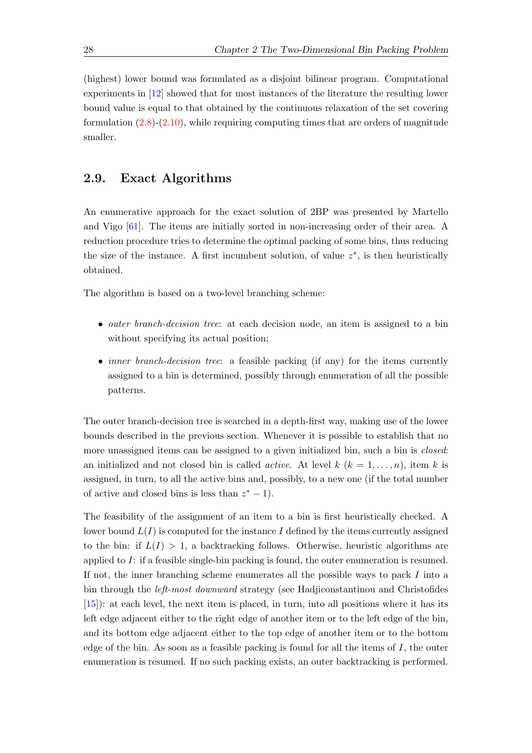(highest) lower bound was formulated as a disjoint bilinear program. Computational experiments in [12] showed that for most instances of the literature the resulting lower bound value is equal to that obtained by the continuous relaxation of the set covering formulation (2.8)-(2.10), while requiring computing times that are orders of magnitude smaller.

## 2.9. Exact Algorithms

An enumerative approach for the exact solution of 2BP was presented by Martello and Vigo [61]. The items are initially sorted in non-increasing order of their area. A reduction procedure tries to determine the optimal packing of some bins, thus reducing the size of the instance. A first incumbent solution, of value $z^*$, is then heuristically obtained.

The algorithm is based on a two-level branching scheme:

- *outer branch-decision tree*: at each decision node, an item is assigned to a bin without specifying its actual position;
- *inner branch-decision tree*: a feasible packing (if any) for the items currently assigned to a bin is determined, possibly through enumeration of all the possible patterns.

The outer branch-decision tree is searched in a depth-first way, making use of the lower bounds described in the previous section. Whenever it is possible to establish that no more unassigned items can be assigned to a given initialized bin, such a bin is *closed*: an initialized and not closed bin is called *active*. At level $k$ ($k = 1, \dots, n$), item $k$ is assigned, in turn, to all the active bins and, possibly, to a new one (if the total number of active and closed bins is less than $z^* - 1$).

The feasibility of the assignment of an item to a bin is first heuristically checked. A lower bound $L(I)$ is computed for the instance $I$ defined by the items currently assigned to the bin: if $L(I) > 1$, a backtracking follows. Otherwise, heuristic algorithms are applied to $I$: if a feasible single-bin packing is found, the outer enumeration is resumed. If not, the inner branching scheme enumerates all the possible ways to pack $I$ into a bin through the *left-most downward* strategy (see Hadjiconstantinou and Christofides [15]): at each level, the next item is placed, in turn, into all positions where it has its left edge adjacent either to the right edge of another item or to the left edge of the bin, and its bottom edge adjacent either to the top edge of another item or to the bottom edge of the bin. As soon as a feasible packing is found for all the items of $I$, the outer enumeration is resumed. If no such packing exists, an outer backtracking is performed.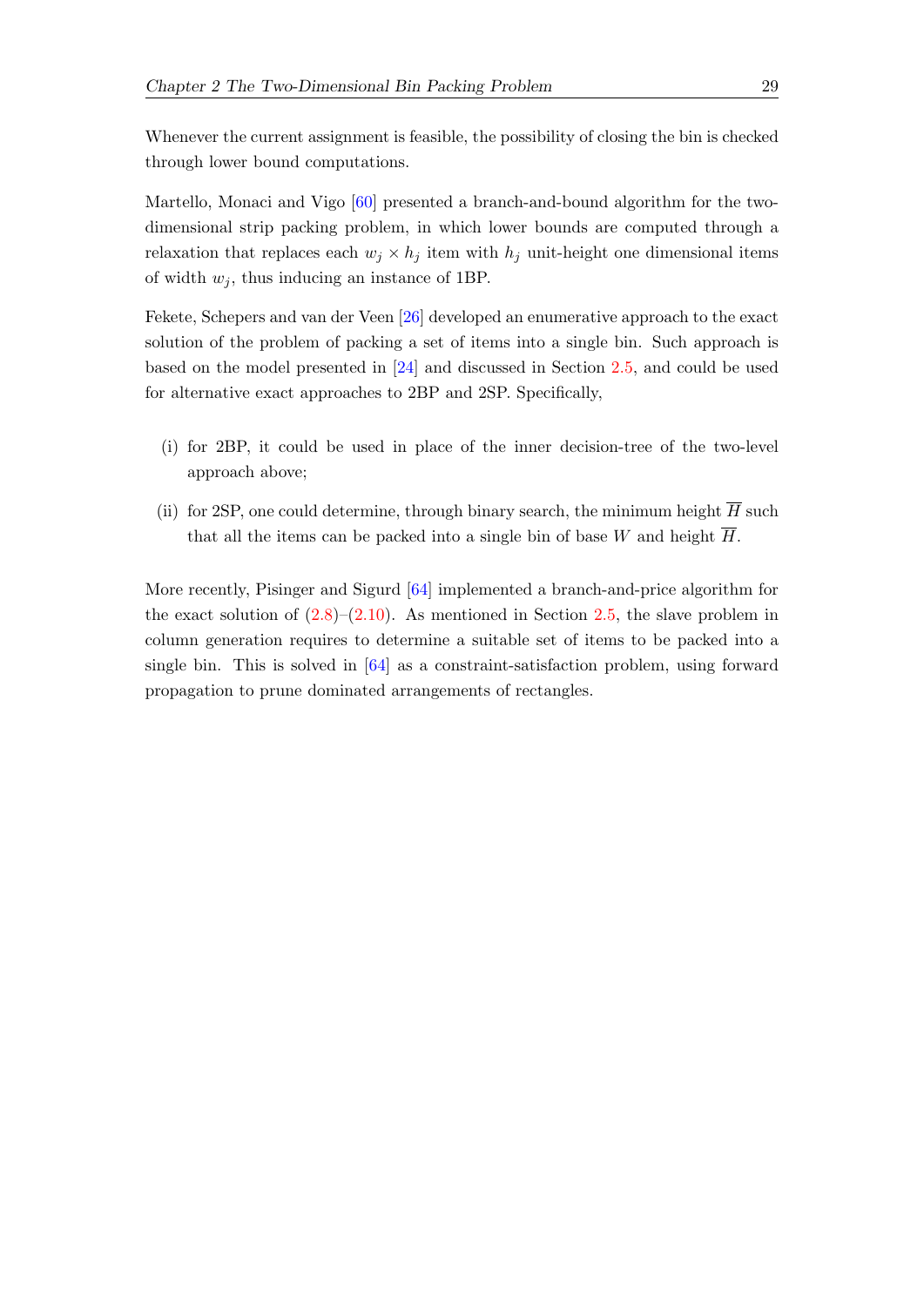Whenever the current assignment is feasible, the possibility of closing the bin is checked through lower bound computations.

Martello, Monaci and Vigo [60] presented a branch-and-bound algorithm for the two-dimensional strip packing problem, in which lower bounds are computed through a relaxation that replaces each $w_j \times h_j$ item with $h_j$ unit-height one dimensional items of width $w_j$, thus inducing an instance of 1BP.

Fekete, Schepers and van der Veen [26] developed an enumerative approach to the exact solution of the problem of packing a set of items into a single bin. Such approach is based on the model presented in [24] and discussed in Section 2.5, and could be used for alternative exact approaches to 2BP and 2SP. Specifically,

(i) for 2BP, it could be used in place of the inner decision-tree of the two-level approach above;

(ii) for 2SP, one could determine, through binary search, the minimum height $\overline{H}$ such that all the items can be packed into a single bin of base $W$ and height $\overline{H}$.

More recently, Pisinger and Sigurd [64] implemented a branch-and-price algorithm for the exact solution of (2.8)–(2.10). As mentioned in Section 2.5, the slave problem in column generation requires to determine a suitable set of items to be packed into a single bin. This is solved in [64] as a constraint-satisfaction problem, using forward propagation to prune dominated arrangements of rectangles.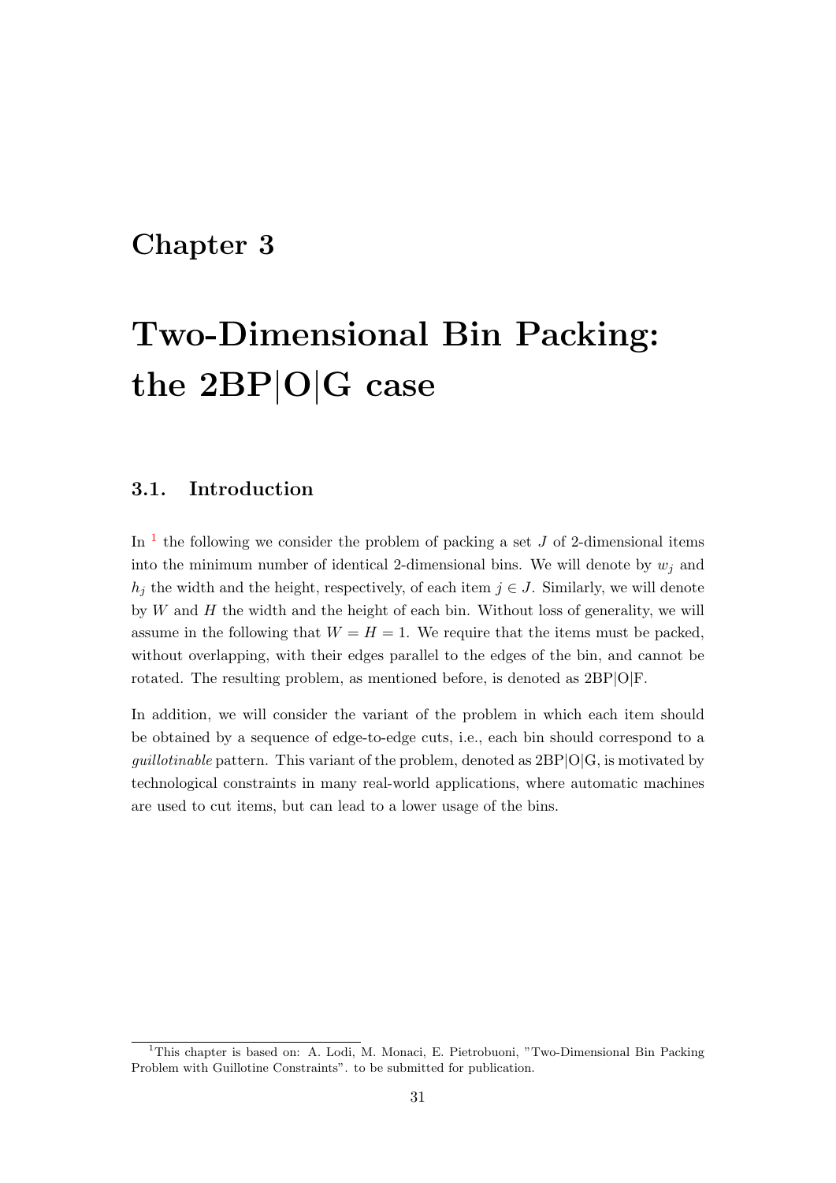# Chapter 3

# Two-Dimensional Bin Packing: the 2BP|O|G case

## 3.1. Introduction

In [1] the following we consider the problem of packing a set $J$ of 2-dimensional items into the minimum number of identical 2-dimensional bins. We will denote by $w_j$ and $h_j$ the width and the height, respectively, of each item $j \in J$. Similarly, we will denote by $W$ and $H$ the width and the height of each bin. Without loss of generality, we will assume in the following that $W = H = 1$. We require that the items must be packed, without overlapping, with their edges parallel to the edges of the bin, and cannot be rotated. The resulting problem, as mentioned before, is denoted as 2BP|O|F.

In addition, we will consider the variant of the problem in which each item should be obtained by a sequence of edge-to-edge cuts, i.e., each bin should correspond to a *guillotinable* pattern. This variant of the problem, denoted as 2BP|O|G, is motivated by technological constraints in many real-world applications, where automatic machines are used to cut items, but can lead to a lower usage of the bins.

[1] This chapter is based on: A. Lodi, M. Monaci, E. Pietrobuoni, "Two-Dimensional Bin Packing Problem with Guillotine Constraints". to be submitted for publication.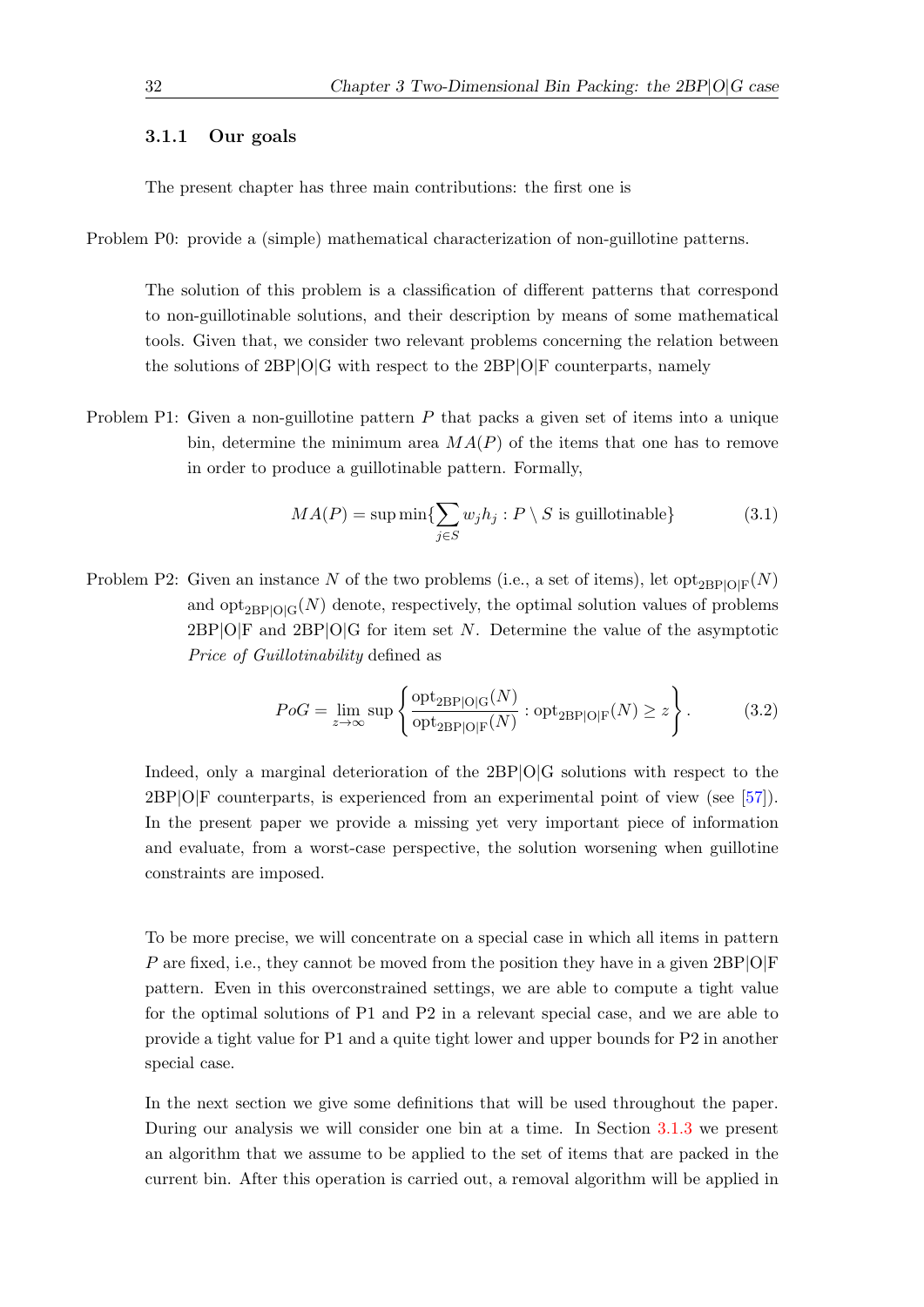### 3.1.1 Our goals

The present chapter has three main contributions: the first one is

Problem P0: provide a (simple) mathematical characterization of non-guillotine patterns.

The solution of this problem is a classification of different patterns that correspond to non-guillotinable solutions, and their description by means of some mathematical tools. Given that, we consider two relevant problems concerning the relation between the solutions of 2BP|O|G with respect to the 2BP|O|F counterparts, namely

Problem P1: Given a non-guillotine pattern $P$ that packs a given set of items into a unique bin, determine the minimum area $MA(P)$ of the items that one has to remove in order to produce a guillotinable pattern. Formally,

$$MA(P) = \sup \min\{\sum_{j \in S} w_j h_j : P \setminus S \text{ is guillotinable}\} \tag{3.1}$$

Problem P2: Given an instance $N$ of the two problems (i.e., a set of items), let $\text{opt}_{2\text{BP}|\text{O}|\text{F}}(N)$ and $\text{opt}_{2\text{BP}|\text{O}|\text{G}}(N)$ denote, respectively, the optimal solution values of problems 2BP|O|F and 2BP|O|G for item set $N$. Determine the value of the asymptotic *Price of Guillotinability* defined as

$$PoG = \lim_{z \to \infty} \sup \left\{ \frac{\text{opt}_{2\text{BP}|\text{O}|\text{G}}(N)}{\text{opt}_{2\text{BP}|\text{O}|\text{F}}(N)} : \text{opt}_{2\text{BP}|\text{O}|\text{F}}(N) \geq z \right\}. \tag{3.2}$$

Indeed, only a marginal deterioration of the 2BP|O|G solutions with respect to the 2BP|O|F counterparts, is experienced from an experimental point of view (see [57]). In the present paper we provide a missing yet very important piece of information and evaluate, from a worst-case perspective, the solution worsening when guillotine constraints are imposed.

To be more precise, we will concentrate on a special case in which all items in pattern $P$ are fixed, i.e., they cannot be moved from the position they have in a given 2BP|O|F pattern. Even in this overconstrained settings, we are able to compute a tight value for the optimal solutions of P1 and P2 in a relevant special case, and we are able to provide a tight value for P1 and a quite tight lower and upper bounds for P2 in another special case.

In the next section we give some definitions that will be used throughout the paper. During our analysis we will consider one bin at a time. In Section 3.1.3 we present an algorithm that we assume to be applied to the set of items that are packed in the current bin. After this operation is carried out, a removal algorithm will be applied in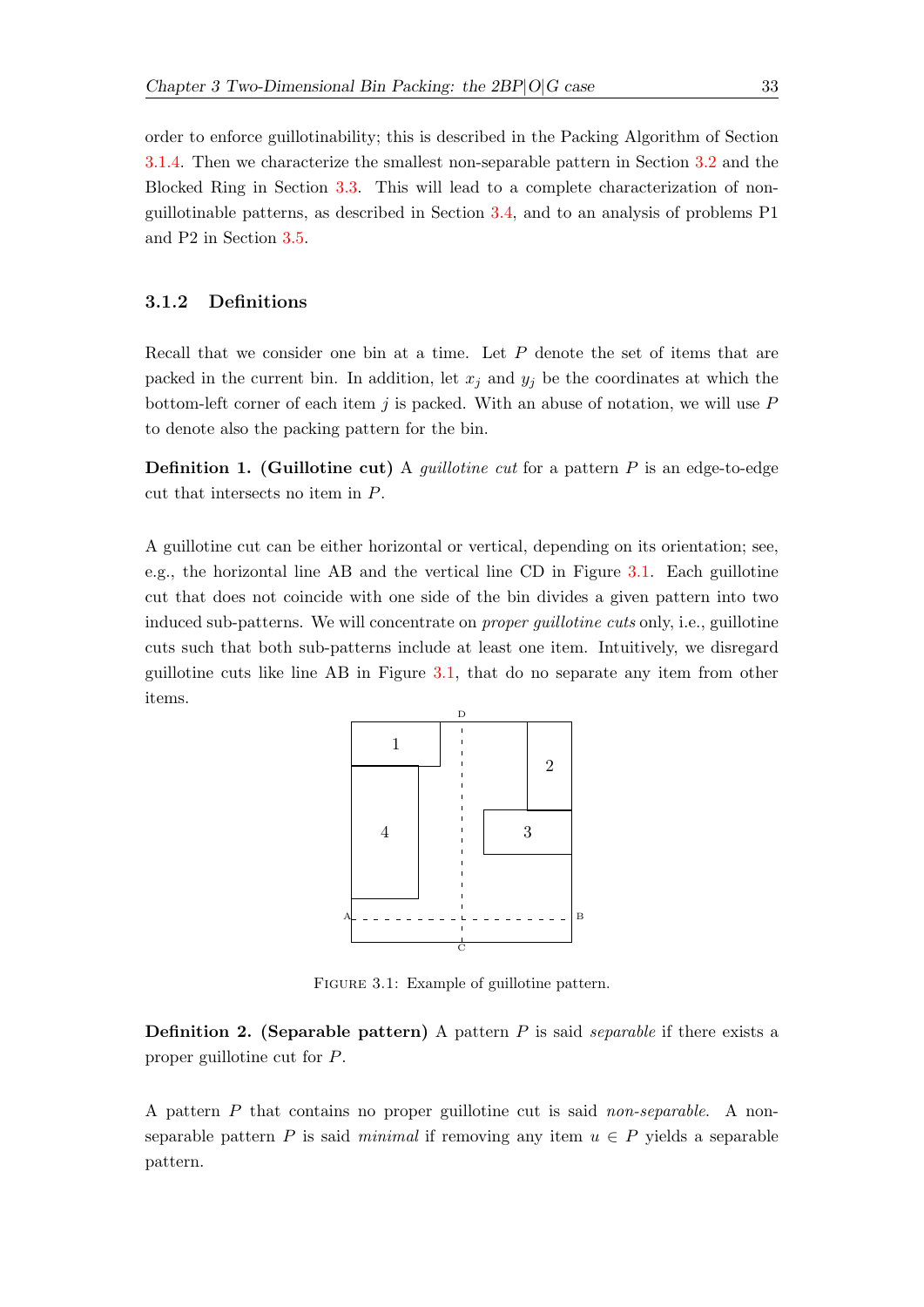order to enforce guillotinability; this is described in the Packing Algorithm of Section 3.1.4. Then we characterize the smallest non-separable pattern in Section 3.2 and the Blocked Ring in Section 3.3. This will lead to a complete characterization of non-guillotinable patterns, as described in Section 3.4, and to an analysis of problems P1 and P2 in Section 3.5.

### 3.1.2 Definitions

Recall that we consider one bin at a time. Let $P$ denote the set of items that are packed in the current bin. In addition, let $x_j$ and $y_j$ be the coordinates at which the bottom-left corner of each item $j$ is packed. With an abuse of notation, we will use $P$ to denote also the packing pattern for the bin.

**Definition 1. (Guillotine cut)** A *guillotine cut* for a pattern $P$ is an edge-to-edge cut that intersects no item in $P$.

A guillotine cut can be either horizontal or vertical, depending on its orientation; see, e.g., the horizontal line AB and the vertical line CD in Figure 3.1. Each guillotine cut that does not coincide with one side of the bin divides a given pattern into two induced sub-patterns. We will concentrate on *proper guillotine cuts* only, i.e., guillotine cuts such that both sub-patterns include at least one item. Intuitively, we disregard guillotine cuts like line AB in Figure 3.1, that do no separate any item from other items.

Figure 3.1: Example of guillotine pattern.

**Definition 2. (Separable pattern)** A pattern $P$ is said *separable* if there exists a proper guillotine cut for $P$.

A pattern $P$ that contains no proper guillotine cut is said *non-separable*. A non-separable pattern $P$ is said *minimal* if removing any item $u \in P$ yields a separable pattern.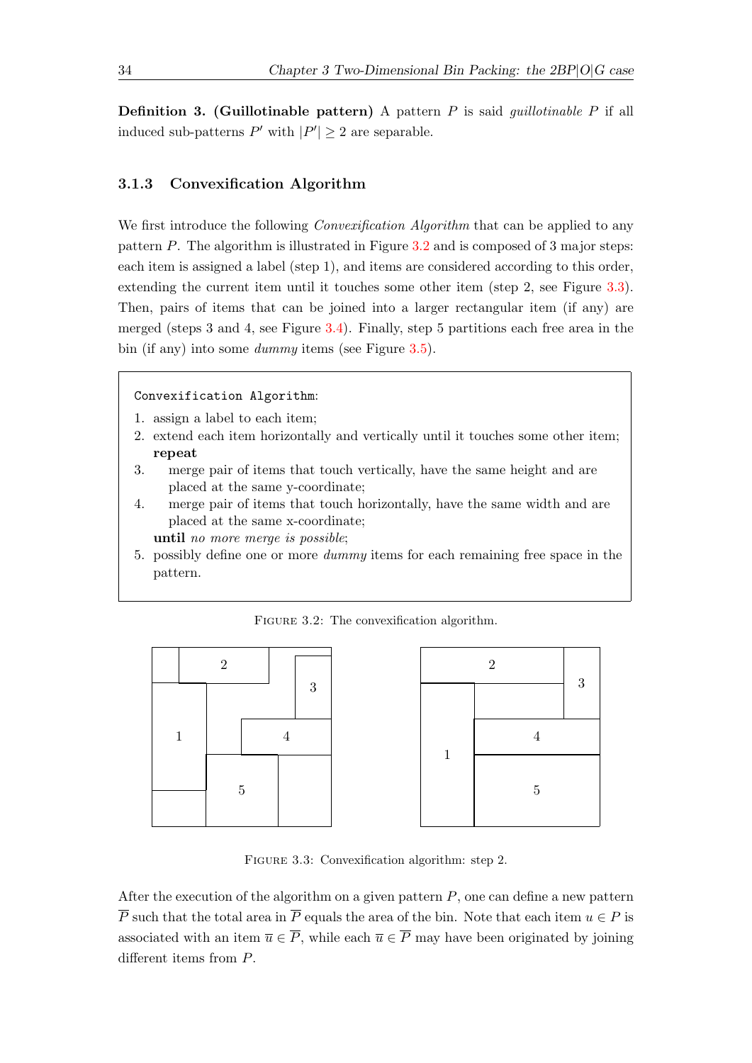**Definition 3. (Guillotinable pattern)** A pattern $P$ is said *guillotinable* $P$ if all induced sub-patterns $P'$ with $|P'| \geq 2$ are separable.

### 3.1.3 Convexification Algorithm

We first introduce the following *Convexification Algorithm* that can be applied to any pattern $P$. The algorithm is illustrated in Figure 3.2 and is composed of 3 major steps: each item is assigned a label (step 1), and items are considered according to this order, extending the current item until it touches some other item (step 2, see Figure 3.3). Then, pairs of items that can be joined into a larger rectangular item (if any) are merged (steps 3 and 4, see Figure 3.4). Finally, step 5 partitions each free area in the bin (if any) into some *dummy* items (see Figure 3.5).

---

`Convexification Algorithm`:

1. assign a label to each item;
2. extend each item horizontally and vertically until it touches some other item;

   **repeat**

3. merge pair of items that touch vertically, have the same height and are placed at the same y-coordinate;
4. merge pair of items that touch horizontally, have the same width and are placed at the same x-coordinate;

   **until** *no more merge is possible*;

5. possibly define one or more *dummy* items for each remaining free space in the pattern.

---

FIGURE 3.2: The convexification algorithm.

FIGURE 3.3: Convexification algorithm: step 2.

After the execution of the algorithm on a given pattern $P$, one can define a new pattern $\overline{P}$ such that the total area in $\overline{P}$ equals the area of the bin. Note that each item $u \in P$ is associated with an item $\overline{u} \in \overline{P}$, while each $\overline{u} \in \overline{P}$ may have been originated by joining different items from $P$.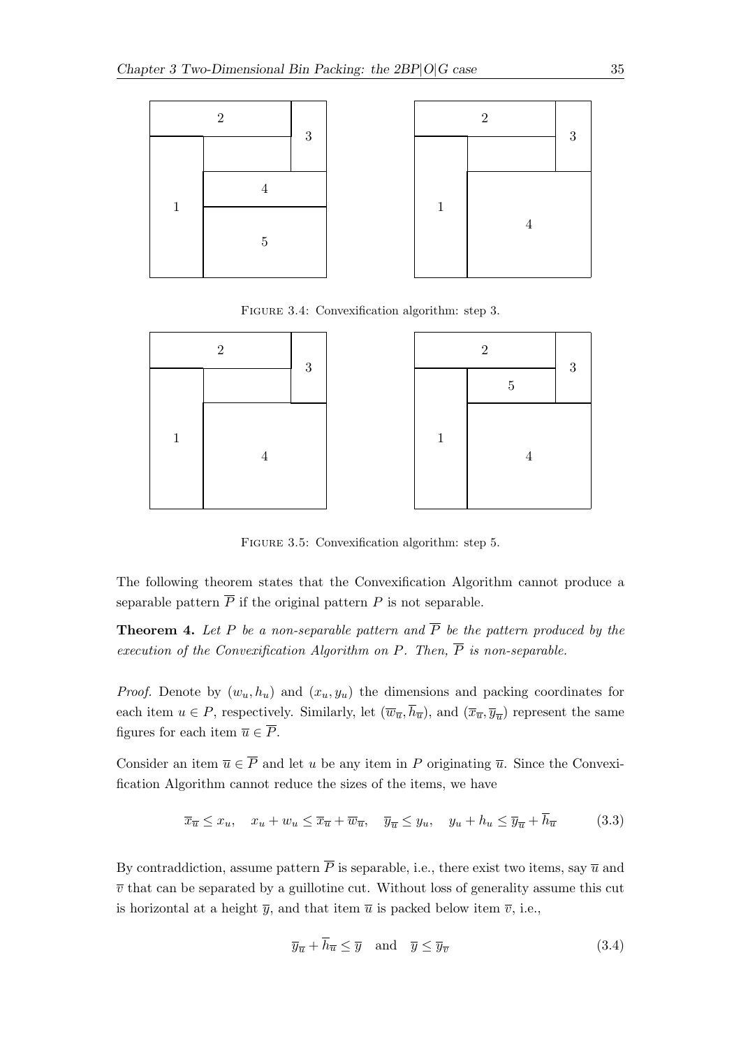FIGURE 3.4: Convexification algorithm: step 3.

FIGURE 3.5: Convexification algorithm: step 5.

The following theorem states that the Convexification Algorithm cannot produce a separable pattern $\overline{P}$ if the original pattern $P$ is not separable.

**Theorem 4.** *Let $P$ be a non-separable pattern and $\overline{P}$ be the pattern produced by the execution of the Convexification Algorithm on $P$. Then, $\overline{P}$ is non-separable.*

*Proof.* Denote by $(w_u, h_u)$ and $(x_u, y_u)$ the dimensions and packing coordinates for each item $u \in P$, respectively. Similarly, let $(\overline{w}_{\overline{u}}, \overline{h}_{\overline{u}})$, and $(\overline{x}_{\overline{u}}, \overline{y}_{\overline{u}})$ represent the same figures for each item $\overline{u} \in \overline{P}$.

Consider an item $\overline{u} \in \overline{P}$ and let $u$ be any item in $P$ originating $\overline{u}$. Since the Convexification Algorithm cannot reduce the sizes of the items, we have

$$\overline{x}_{\overline{u}} \leq x_u, \quad x_u + w_u \leq \overline{x}_{\overline{u}} + \overline{w}_{\overline{u}}, \quad \overline{y}_{\overline{u}} \leq y_u, \quad y_u + h_u \leq \overline{y}_{\overline{u}} + \overline{h}_{\overline{u}} \tag{3.3}$$

By contraddiction, assume pattern $\overline{P}$ is separable, i.e., there exist two items, say $\overline{u}$ and $\overline{v}$ that can be separated by a guillotine cut. Without loss of generality assume this cut is horizontal at a height $\overline{y}$, and that item $\overline{u}$ is packed below item $\overline{v}$, i.e.,

$$\overline{y}_{\overline{u}} + \overline{h}_{\overline{u}} \leq \overline{y} \quad \text{and} \quad \overline{y} \leq \overline{y}_{\overline{v}} \tag{3.4}$$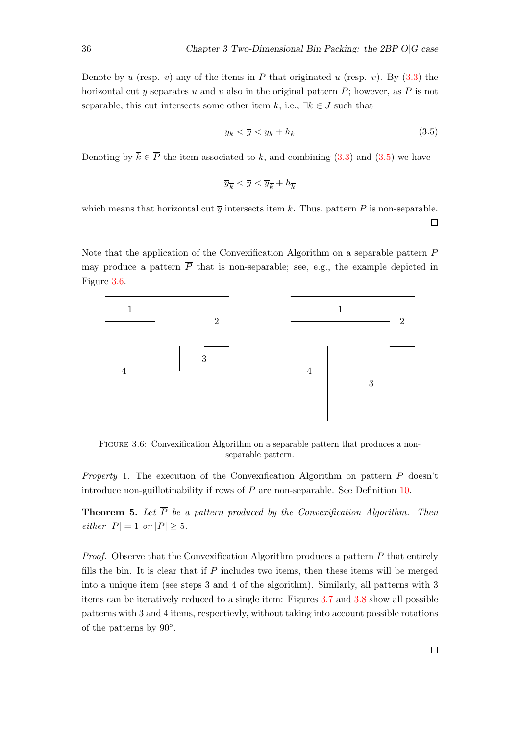Denote by $u$ (resp. $v$) any of the items in $P$ that originated $\overline{u}$ (resp. $\overline{v}$). By (3.3) the horizontal cut $\overline{y}$ separates $u$ and $v$ also in the original pattern $P$; however, as $P$ is not separable, this cut intersects some other item $k$, i.e., $\exists k \in J$ such that

$$y_k < \overline{y} < y_k + h_k \tag{3.5}$$

Denoting by $\overline{k} \in \overline{P}$ the item associated to $k$, and combining (3.3) and (3.5) we have

$$\overline{y}_{\overline{k}} < \overline{y} < \overline{y}_{\overline{k}} + \overline{h}_{\overline{k}}$$

which means that horizontal cut $\overline{y}$ intersects item $\overline{k}$. Thus, pattern $\overline{P}$ is non-separable. $\square$

Note that the application of the Convexification Algorithm on a separable pattern $P$ may produce a pattern $\overline{P}$ that is non-separable; see, e.g., the example depicted in Figure 3.6.

Figure 3.6: Convexification Algorithm on a separable pattern that produces a non-separable pattern.

*Property* 1. The execution of the Convexification Algorithm on pattern $P$ doesn't introduce non-guillotinability if rows of $P$ are non-separable. See Definition 10.

**Theorem 5.** *Let $\overline{P}$ be a pattern produced by the Convexification Algorithm. Then either $|P| = 1$ or $|P| \geq 5$.*

*Proof.* Observe that the Convexification Algorithm produces a pattern $\overline{P}$ that entirely fills the bin. It is clear that if $\overline{P}$ includes two items, then these items will be merged into a unique item (see steps 3 and 4 of the algorithm). Similarly, all patterns with 3 items can be iteratively reduced to a single item: Figures 3.7 and 3.8 show all possible patterns with 3 and 4 items, respectievly, without taking into account possible rotations of the patterns by 90°.

$\square$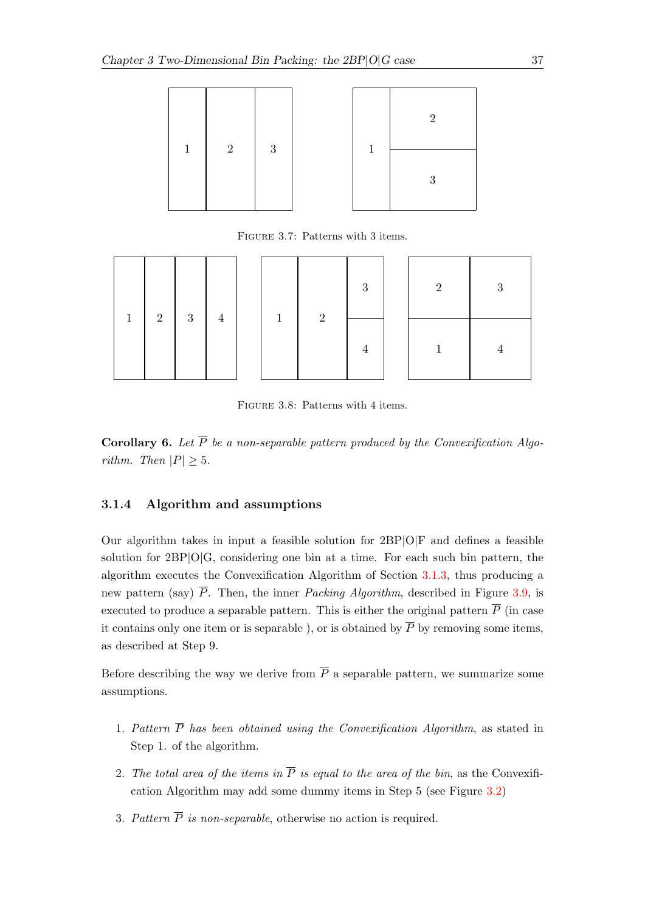FIGURE 3.7: Patterns with 3 items.

FIGURE 3.8: Patterns with 4 items.

**Corollary 6.** *Let $\overline{P}$ be a non-separable pattern produced by the Convexification Algorithm. Then $|P| \geq 5$.*

### 3.1.4 Algorithm and assumptions

Our algorithm takes in input a feasible solution for 2BP|O|F and defines a feasible solution for 2BP|O|G, considering one bin at a time. For each such bin pattern, the algorithm executes the Convexification Algorithm of Section 3.1.3, thus producing a new pattern (say) $\overline{P}$. Then, the inner *Packing Algorithm*, described in Figure 3.9, is executed to produce a separable pattern. This is either the original pattern $\overline{P}$ (in case it contains only one item or is separable ), or is obtained by $\overline{P}$ by removing some items, as described at Step 9.

Before describing the way we derive from $\overline{P}$ a separable pattern, we summarize some assumptions.

1. *Pattern $\overline{P}$ has been obtained using the Convexification Algorithm*, as stated in Step 1. of the algorithm.
2. *The total area of the items in $\overline{P}$ is equal to the area of the bin*, as the Convexification Algorithm may add some dummy items in Step 5 (see Figure 3.2)
3. *Pattern $\overline{P}$ is non-separable*, otherwise no action is required.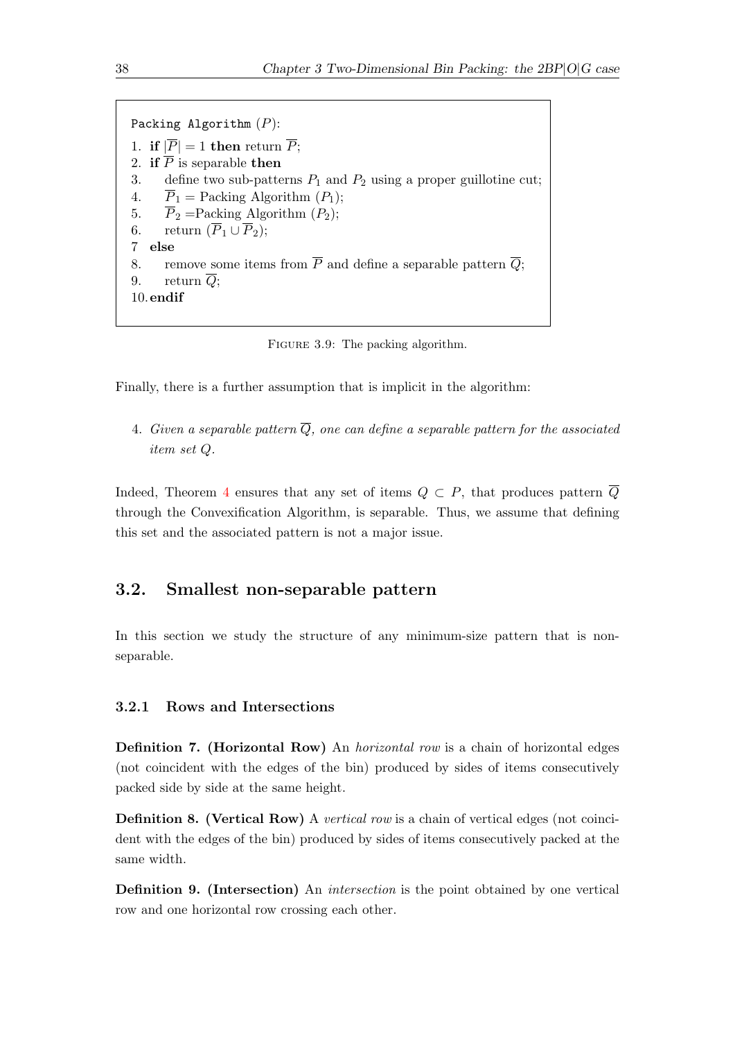```
Packing Algorithm (P):
1.  if |P̄| = 1 then return P̄;
2.  if P̄ is separable then
3.      define two sub-patterns P1 and P2 using a proper guillotine cut;
4.      P̄1 = Packing Algorithm (P1);
5.      P̄2 =Packing Algorithm (P2);
6.      return (P̄1 ∪ P̄2);
7   else
8.      remove some items from P̄ and define a separable pattern Q̄;
9.      return Q̄;
10. endif
```

Figure 3.9: The packing algorithm.

Finally, there is a further assumption that is implicit in the algorithm:

4. *Given a separable pattern $\overline{Q}$, one can define a separable pattern for the associated item set $Q$.*

Indeed, Theorem 4 ensures that any set of items $Q \subset P$, that produces pattern $\overline{Q}$ through the Convexification Algorithm, is separable. Thus, we assume that defining this set and the associated pattern is not a major issue.

## 3.2. Smallest non-separable pattern

In this section we study the structure of any minimum-size pattern that is non-separable.

### 3.2.1 Rows and Intersections

**Definition 7. (Horizontal Row)** An *horizontal row* is a chain of horizontal edges (not coincident with the edges of the bin) produced by sides of items consecutively packed side by side at the same height.

**Definition 8. (Vertical Row)** A *vertical row* is a chain of vertical edges (not coincident with the edges of the bin) produced by sides of items consecutively packed at the same width.

**Definition 9. (Intersection)** An *intersection* is the point obtained by one vertical row and one horizontal row crossing each other.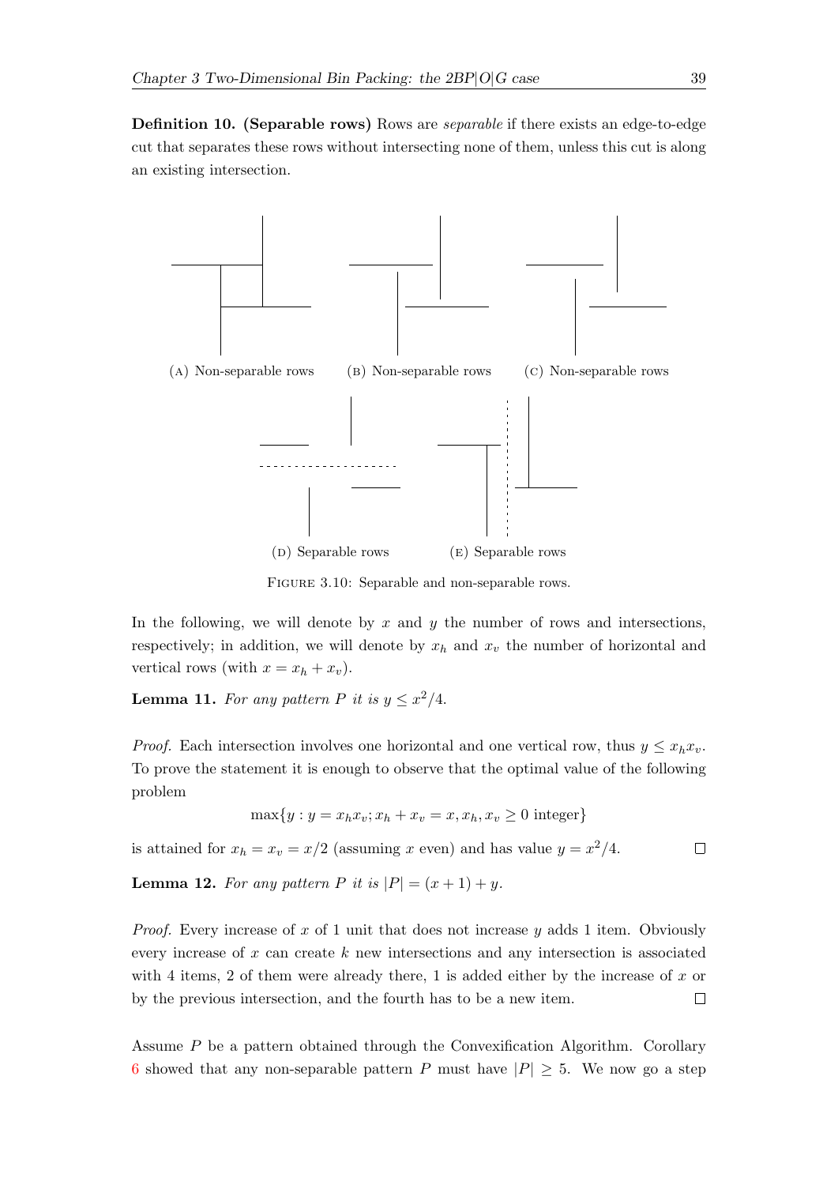**Definition 10. (Separable rows)** Rows are *separable* if there exists an edge-to-edge cut that separates these rows without intersecting none of them, unless this cut is along an existing intersection.

(A) Non-separable rows (B) Non-separable rows (C) Non-separable rows

(D) Separable rows (E) Separable rows

FIGURE 3.10: Separable and non-separable rows.

In the following, we will denote by $x$ and $y$ the number of rows and intersections, respectively; in addition, we will denote by $x_h$ and $x_v$ the number of horizontal and vertical rows (with $x = x_h + x_v$).

**Lemma 11.** *For any pattern $P$ it is $y \leq x^2/4$.*

*Proof.* Each intersection involves one horizontal and one vertical row, thus $y \leq x_h x_v$. To prove the statement it is enough to observe that the optimal value of the following problem

$$\max\{y : y = x_h x_v; x_h + x_v = x, x_h, x_v \geq 0 \text{ integer}\}$$

is attained for $x_h = x_v = x/2$ (assuming $x$ even) and has value $y = x^2/4$. □

**Lemma 12.** *For any pattern $P$ it is $|P| = (x + 1) + y$.*

*Proof.* Every increase of $x$ of 1 unit that does not increase $y$ adds 1 item. Obviously every increase of $x$ can create $k$ new intersections and any intersection is associated with 4 items, 2 of them were already there, 1 is added either by the increase of $x$ or by the previous intersection, and the fourth has to be a new item. □

Assume $P$ be a pattern obtained through the Convexification Algorithm. Corollary 6 showed that any non-separable pattern $P$ must have $|P| \geq 5$. We now go a step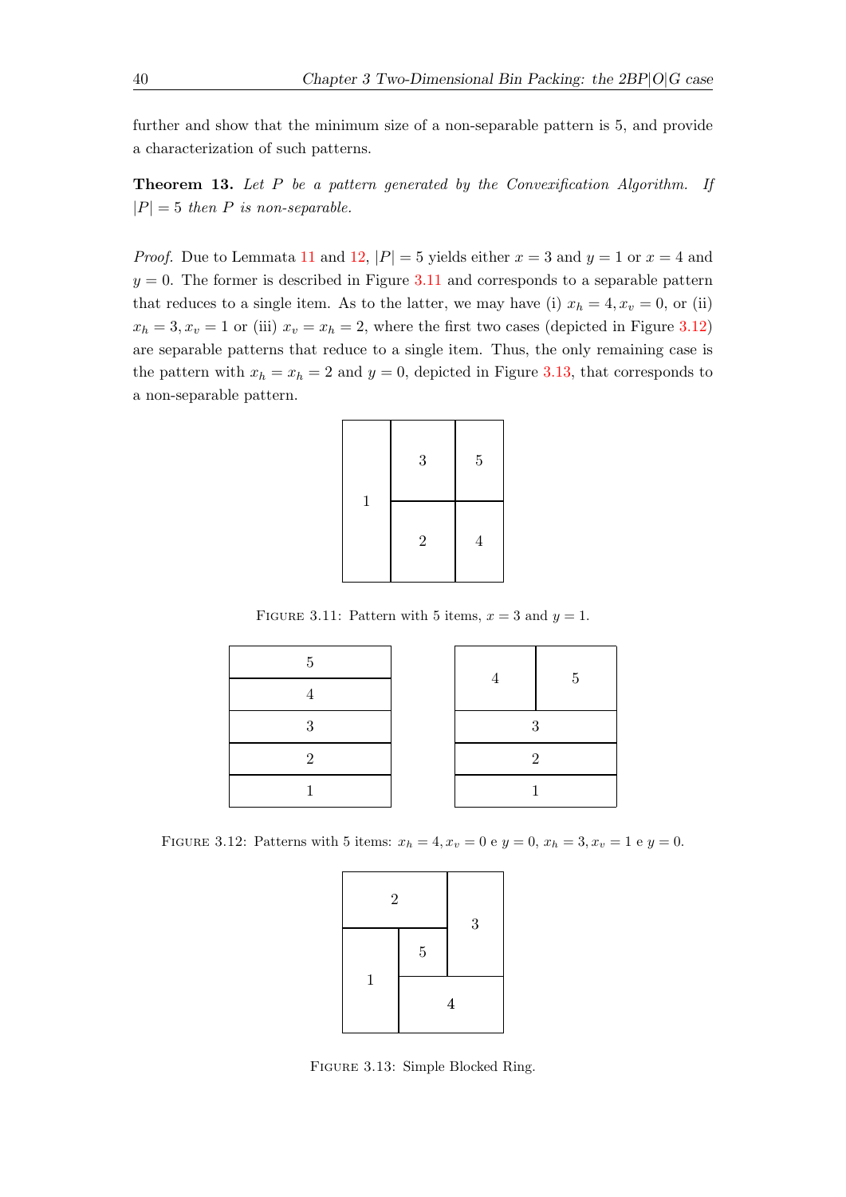further and show that the minimum size of a non-separable pattern is 5, and provide a characterization of such patterns.

**Theorem 13.** *Let $P$ be a pattern generated by the Convexification Algorithm. If $|P| = 5$ then $P$ is non-separable.*

*Proof.* Due to Lemmata 11 and 12, $|P| = 5$ yields either $x = 3$ and $y = 1$ or $x = 4$ and $y = 0$. The former is described in Figure 3.11 and corresponds to a separable pattern that reduces to a single item. As to the latter, we may have (i) $x_h = 4, x_v = 0$, or (ii) $x_h = 3, x_v = 1$ or (iii) $x_v = x_h = 2$, where the first two cases (depicted in Figure 3.12) are separable patterns that reduce to a single item. Thus, the only remaining case is the pattern with $x_h = x_h = 2$ and $y = 0$, depicted in Figure 3.13, that corresponds to a non-separable pattern.

FIGURE 3.11: Pattern with 5 items, $x = 3$ and $y = 1$.

FIGURE 3.12: Patterns with 5 items: $x_h = 4, x_v = 0$ e $y = 0$, $x_h = 3, x_v = 1$ e $y = 0$.

FIGURE 3.13: Simple Blocked Ring.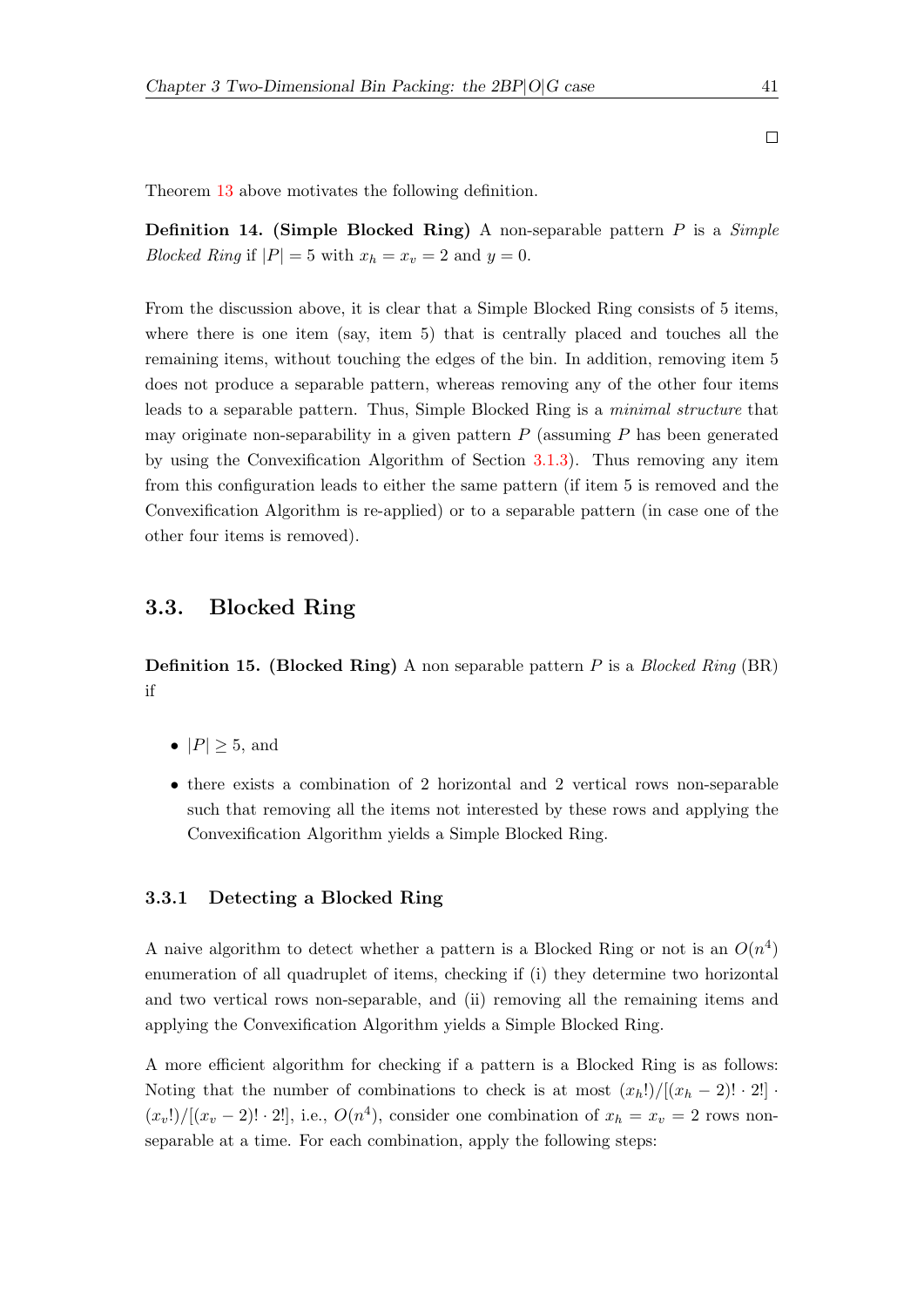□

Theorem 13 above motivates the following definition.

**Definition 14. (Simple Blocked Ring)** A non-separable pattern $P$ is a *Simple Blocked Ring* if $|P| = 5$ with $x_h = x_v = 2$ and $y = 0$.

From the discussion above, it is clear that a Simple Blocked Ring consists of 5 items, where there is one item (say, item 5) that is centrally placed and touches all the remaining items, without touching the edges of the bin. In addition, removing item 5 does not produce a separable pattern, whereas removing any of the other four items leads to a separable pattern. Thus, Simple Blocked Ring is a *minimal structure* that may originate non-separability in a given pattern $P$ (assuming $P$ has been generated by using the Convexification Algorithm of Section 3.1.3). Thus removing any item from this configuration leads to either the same pattern (if item 5 is removed and the Convexification Algorithm is re-applied) or to a separable pattern (in case one of the other four items is removed).

## 3.3. Blocked Ring

**Definition 15. (Blocked Ring)** A non separable pattern $P$ is a *Blocked Ring* (BR) if

- $|P| \geq 5$, and
- there exists a combination of 2 horizontal and 2 vertical rows non-separable such that removing all the items not interested by these rows and applying the Convexification Algorithm yields a Simple Blocked Ring.

### 3.3.1 Detecting a Blocked Ring

A naive algorithm to detect whether a pattern is a Blocked Ring or not is an $O(n^4)$ enumeration of all quadruplet of items, checking if (i) they determine two horizontal and two vertical rows non-separable, and (ii) removing all the remaining items and applying the Convexification Algorithm yields a Simple Blocked Ring.

A more efficient algorithm for checking if a pattern is a Blocked Ring is as follows: Noting that the number of combinations to check is at most $(x_h!)/[(x_h - 2)! \cdot 2!] \cdot (x_v!)/[(x_v - 2)! \cdot 2!]$, i.e., $O(n^4)$, consider one combination of $x_h = x_v = 2$ rows non-separable at a time. For each combination, apply the following steps: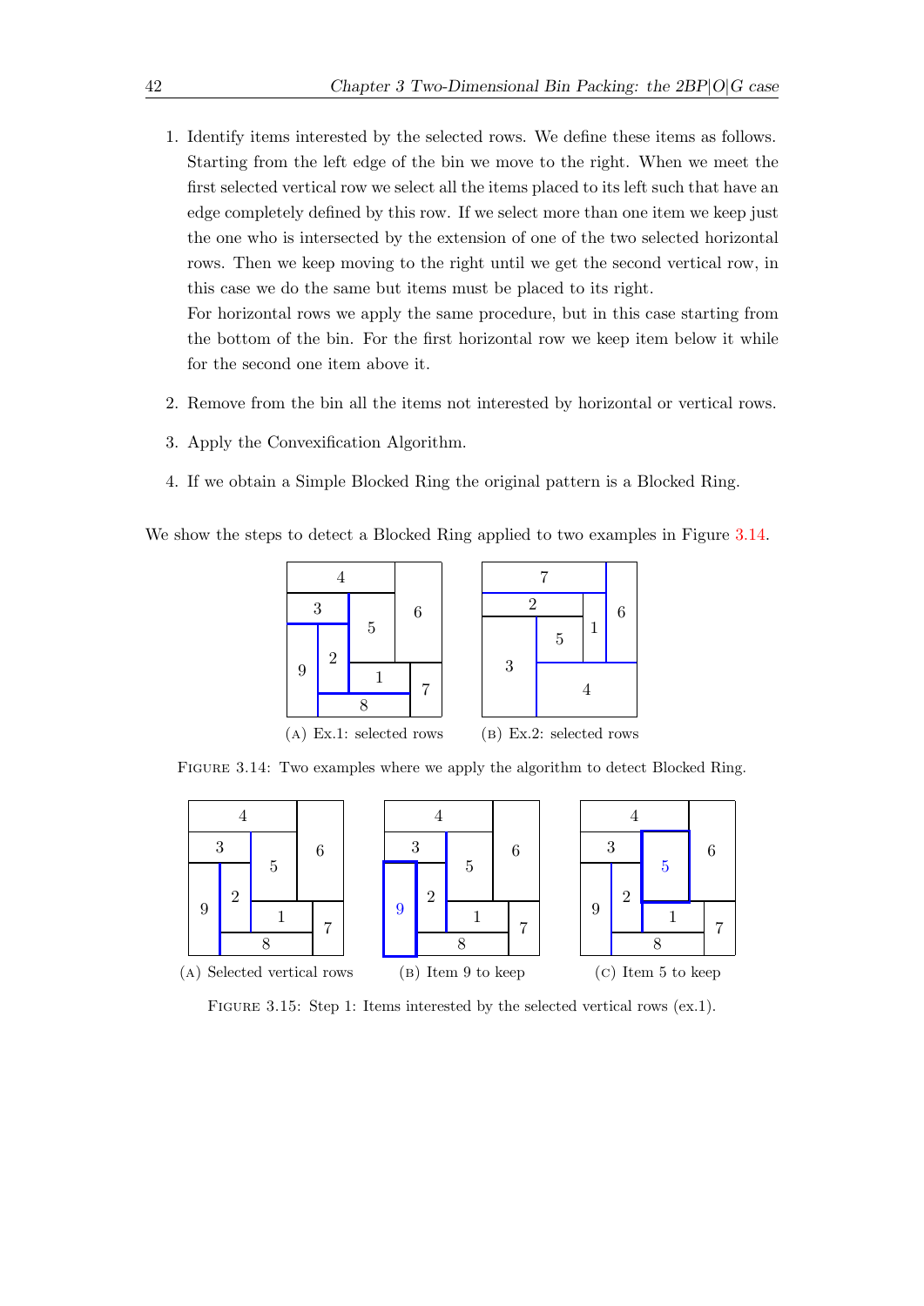1. Identify items interested by the selected rows. We define these items as follows. Starting from the left edge of the bin we move to the right. When we meet the first selected vertical row we select all the items placed to its left such that have an edge completely defined by this row. If we select more than one item we keep just the one who is intersected by the extension of one of the two selected horizontal rows. Then we keep moving to the right until we get the second vertical row, in this case we do the same but items must be placed to its right.

   For horizontal rows we apply the same procedure, but in this case starting from the bottom of the bin. For the first horizontal row we keep item below it while for the second one item above it.

2. Remove from the bin all the items not interested by horizontal or vertical rows.

3. Apply the Convexification Algorithm.

4. If we obtain a Simple Blocked Ring the original pattern is a Blocked Ring.

We show the steps to detect a Blocked Ring applied to two examples in Figure 3.14.

(A) Ex.1: selected rows

(B) Ex.2: selected rows

Figure 3.14: Two examples where we apply the algorithm to detect Blocked Ring.

(A) Selected vertical rows

(B) Item 9 to keep

(C) Item 5 to keep

Figure 3.15: Step 1: Items interested by the selected vertical rows (ex.1).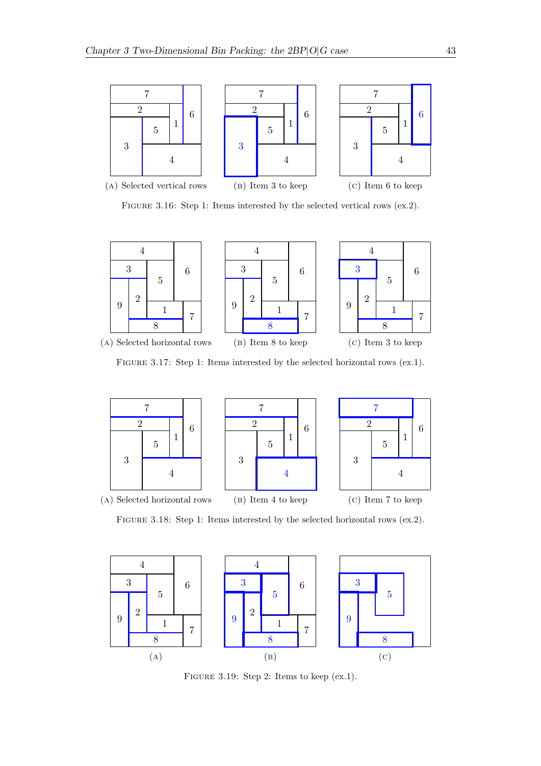(A) Selected vertical rows

(B) Item 3 to keep

(C) Item 6 to keep

Figure 3.16: Step 1: Items interested by the selected vertical rows (ex.2).

(A) Selected horizontal rows

(B) Item 8 to keep

(C) Item 3 to keep

Figure 3.17: Step 1: Items interested by the selected horizontal rows (ex.1).

(A) Selected horizontal rows

(B) Item 4 to keep

(C) Item 7 to keep

Figure 3.18: Step 1: Items interested by the selected horizontal rows (ex.2).

(A)

(B)

(C)

Figure 3.19: Step 2: Items to keep (ex.1).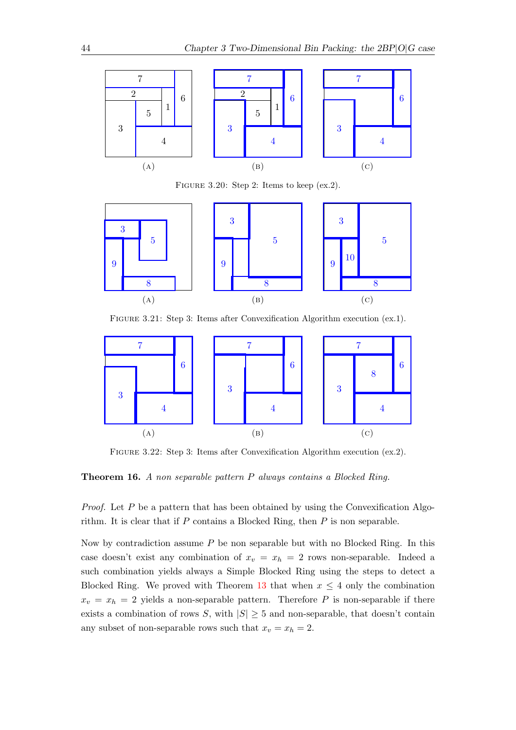FIGURE 3.20: Step 2: Items to keep (ex.2).

FIGURE 3.21: Step 3: Items after Convexification Algorithm execution (ex.1).

FIGURE 3.22: Step 3: Items after Convexification Algorithm execution (ex.2).

**Theorem 16.** *A non separable pattern $P$ always contains a Blocked Ring.*

*Proof.* Let $P$ be a pattern that has been obtained by using the Convexification Algorithm. It is clear that if $P$ contains a Blocked Ring, then $P$ is non separable.

Now by contradiction assume $P$ be non separable but with no Blocked Ring. In this case doesn't exist any combination of $x_v = x_h = 2$ rows non-separable. Indeed a such combination yields always a Simple Blocked Ring using the steps to detect a Blocked Ring. We proved with Theorem 13 that when $x \leq 4$ only the combination $x_v = x_h = 2$ yields a non-separable pattern. Therefore $P$ is non-separable if there exists a combination of rows $S$, with $|S| \geq 5$ and non-separable, that doesn't contain any subset of non-separable rows such that $x_v = x_h = 2$.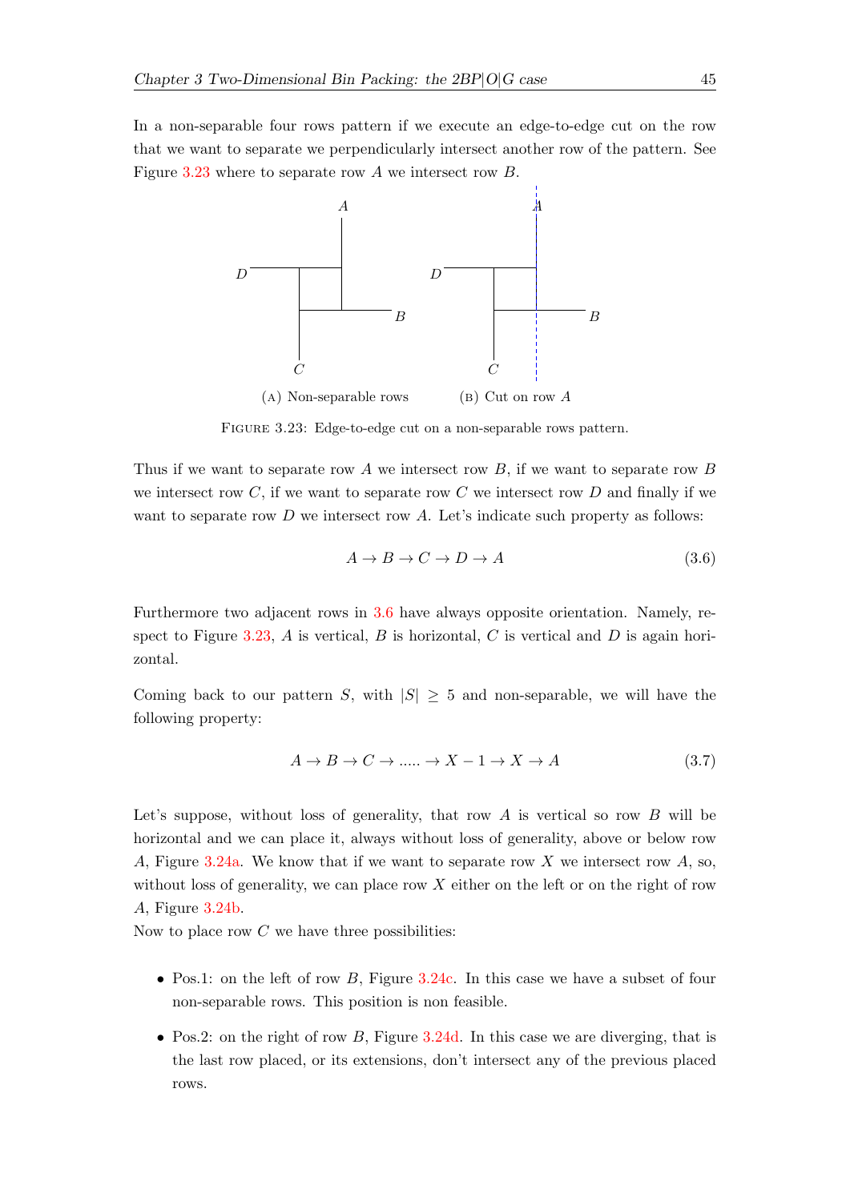In a non-separable four rows pattern if we execute an edge-to-edge cut on the row that we want to separate we perpendicularly intersect another row of the pattern. See Figure 3.23 where to separate row $A$ we intersect row $B$.

(A) Non-separable rows (B) Cut on row $A$

FIGURE 3.23: Edge-to-edge cut on a non-separable rows pattern.

Thus if we want to separate row $A$ we intersect row $B$, if we want to separate row $B$ we intersect row $C$, if we want to separate row $C$ we intersect row $D$ and finally if we want to separate row $D$ we intersect row $A$. Let's indicate such property as follows:

$$A \to B \to C \to D \to A \tag{3.6}$$

Furthermore two adjacent rows in 3.6 have always opposite orientation. Namely, respect to Figure 3.23, $A$ is vertical, $B$ is horizontal, $C$ is vertical and $D$ is again horizontal.

Coming back to our pattern $S$, with $|S| \geq 5$ and non-separable, we will have the following property:

$$A \to B \to C \to ..... \to X-1 \to X \to A \tag{3.7}$$

Let's suppose, without loss of generality, that row $A$ is vertical so row $B$ will be horizontal and we can place it, always without loss of generality, above or below row $A$, Figure 3.24a. We know that if we want to separate row $X$ we intersect row $A$, so, without loss of generality, we can place row $X$ either on the left or on the right of row $A$, Figure 3.24b.

Now to place row $C$ we have three possibilities:

- Pos.1: on the left of row $B$, Figure 3.24c. In this case we have a subset of four non-separable rows. This position is non feasible.
- Pos.2: on the right of row $B$, Figure 3.24d. In this case we are diverging, that is the last row placed, or its extensions, don't intersect any of the previous placed rows.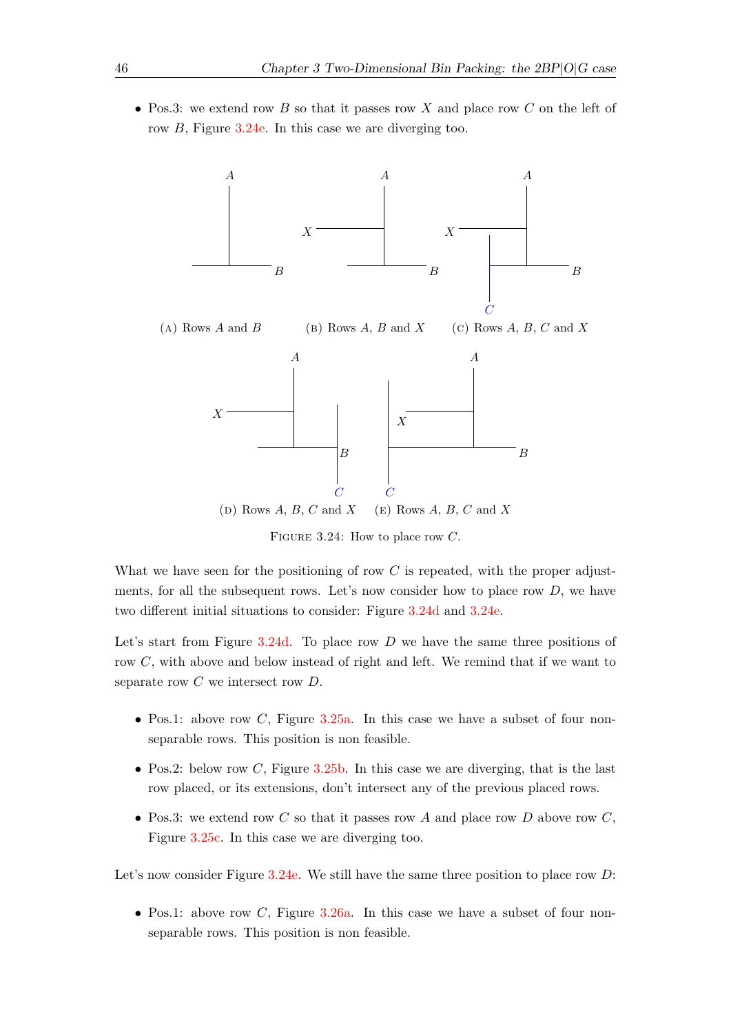- Pos.3: we extend row $B$ so that it passes row $X$ and place row $C$ on the left of row $B$, Figure 3.24e. In this case we are diverging too.

(A) Rows $A$ and $B$ (B) Rows $A$, $B$ and $X$ (C) Rows $A$, $B$, $C$ and $X$

(D) Rows $A$, $B$, $C$ and $X$ (E) Rows $A$, $B$, $C$ and $X$

Figure 3.24: How to place row $C$.

What we have seen for the positioning of row $C$ is repeated, with the proper adjustments, for all the subsequent rows. Let's now consider how to place row $D$, we have two different initial situations to consider: Figure 3.24d and 3.24e.

Let's start from Figure 3.24d. To place row $D$ we have the same three positions of row $C$, with above and below instead of right and left. We remind that if we want to separate row $C$ we intersect row $D$.

- Pos.1: above row $C$, Figure 3.25a. In this case we have a subset of four non-separable rows. This position is non feasible.
- Pos.2: below row $C$, Figure 3.25b. In this case we are diverging, that is the last row placed, or its extensions, don't intersect any of the previous placed rows.
- Pos.3: we extend row $C$ so that it passes row $A$ and place row $D$ above row $C$, Figure 3.25c. In this case we are diverging too.

Let's now consider Figure 3.24e. We still have the same three position to place row $D$:

- Pos.1: above row $C$, Figure 3.26a. In this case we have a subset of four non-separable rows. This position is non feasible.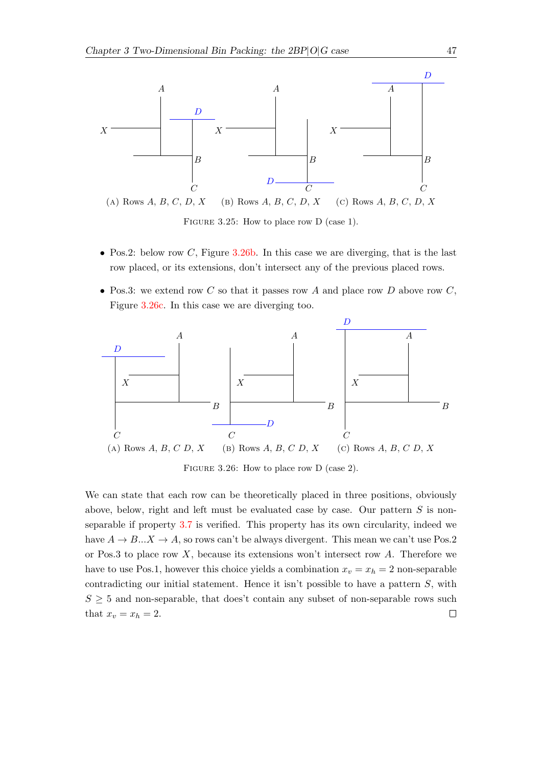(A) Rows $A$, $B$, $C$, $D$, $X$ (B) Rows $A$, $B$, $C$, $D$, $X$ (C) Rows $A$, $B$, $C$, $D$, $X$

FIGURE 3.25: How to place row D (case 1).

- Pos.2: below row $C$, Figure 3.26b. In this case we are diverging, that is the last row placed, or its extensions, don't intersect any of the previous placed rows.
- Pos.3: we extend row $C$ so that it passes row $A$ and place row $D$ above row $C$, Figure 3.26c. In this case we are diverging too.

(A) Rows $A$, $B$, $C$ $D$, $X$ (B) Rows $A$, $B$, $C$ $D$, $X$ (C) Rows $A$, $B$, $C$ $D$, $X$

FIGURE 3.26: How to place row D (case 2).

We can state that each row can be theoretically placed in three positions, obviously above, below, right and left must be evaluated case by case. Our pattern $S$ is non-separable if property 3.7 is verified. This property has its own circularity, indeed we have $A \rightarrow B ... X \rightarrow A$, so rows can't be always divergent. This mean we can't use Pos.2 or Pos.3 to place row $X$, because its extensions won't intersect row $A$. Therefore we have to use Pos.1, however this choice yields a combination $x_v = x_h = 2$ non-separable contradicting our initial statement. Hence it isn't possible to have a pattern $S$, with $S \geq 5$ and non-separable, that does't contain any subset of non-separable rows such that $x_v = x_h = 2$. □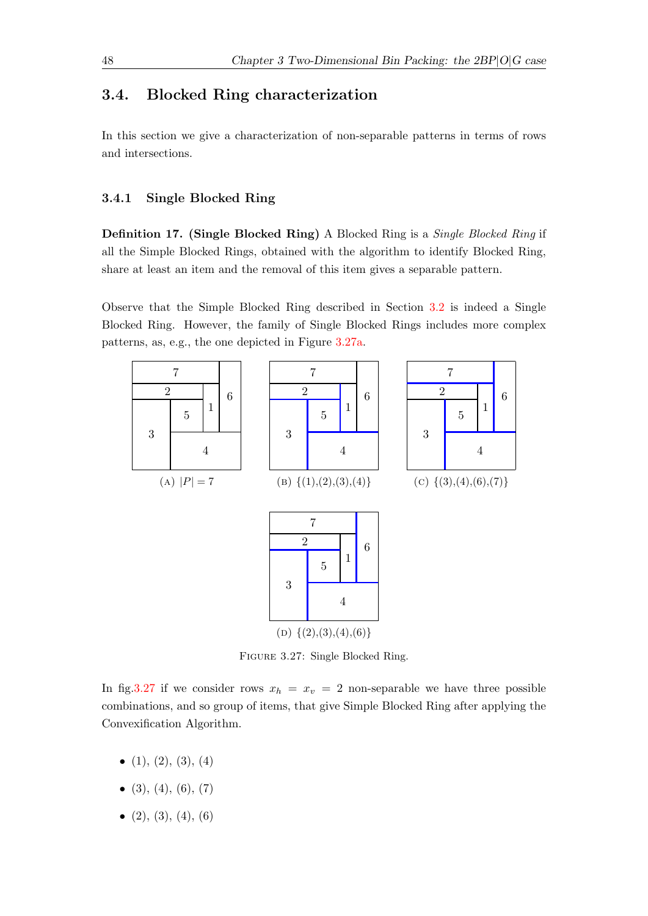## 3.4. Blocked Ring characterization

In this section we give a characterization of non-separable patterns in terms of rows and intersections.

### 3.4.1 Single Blocked Ring

**Definition 17. (Single Blocked Ring)** A Blocked Ring is a *Single Blocked Ring* if all the Simple Blocked Rings, obtained with the algorithm to identify Blocked Ring, share at least an item and the removal of this item gives a separable pattern.

Observe that the Simple Blocked Ring described in Section 3.2 is indeed a Single Blocked Ring. However, the family of Single Blocked Rings includes more complex patterns, as, e.g., the one depicted in Figure 3.27a.

(A) $|P| = 7$

(B) {(1),(2),(3),(4)}

(C) {(3),(4),(6),(7)}

(D) {(2),(3),(4),(6)}

FIGURE 3.27: Single Blocked Ring.

In fig.3.27 if we consider rows $x_h = x_v = 2$ non-separable we have three possible combinations, and so group of items, that give Simple Blocked Ring after applying the Convexification Algorithm.

- (1), (2), (3), (4)
- (3), (4), (6), (7)
- (2), (3), (4), (6)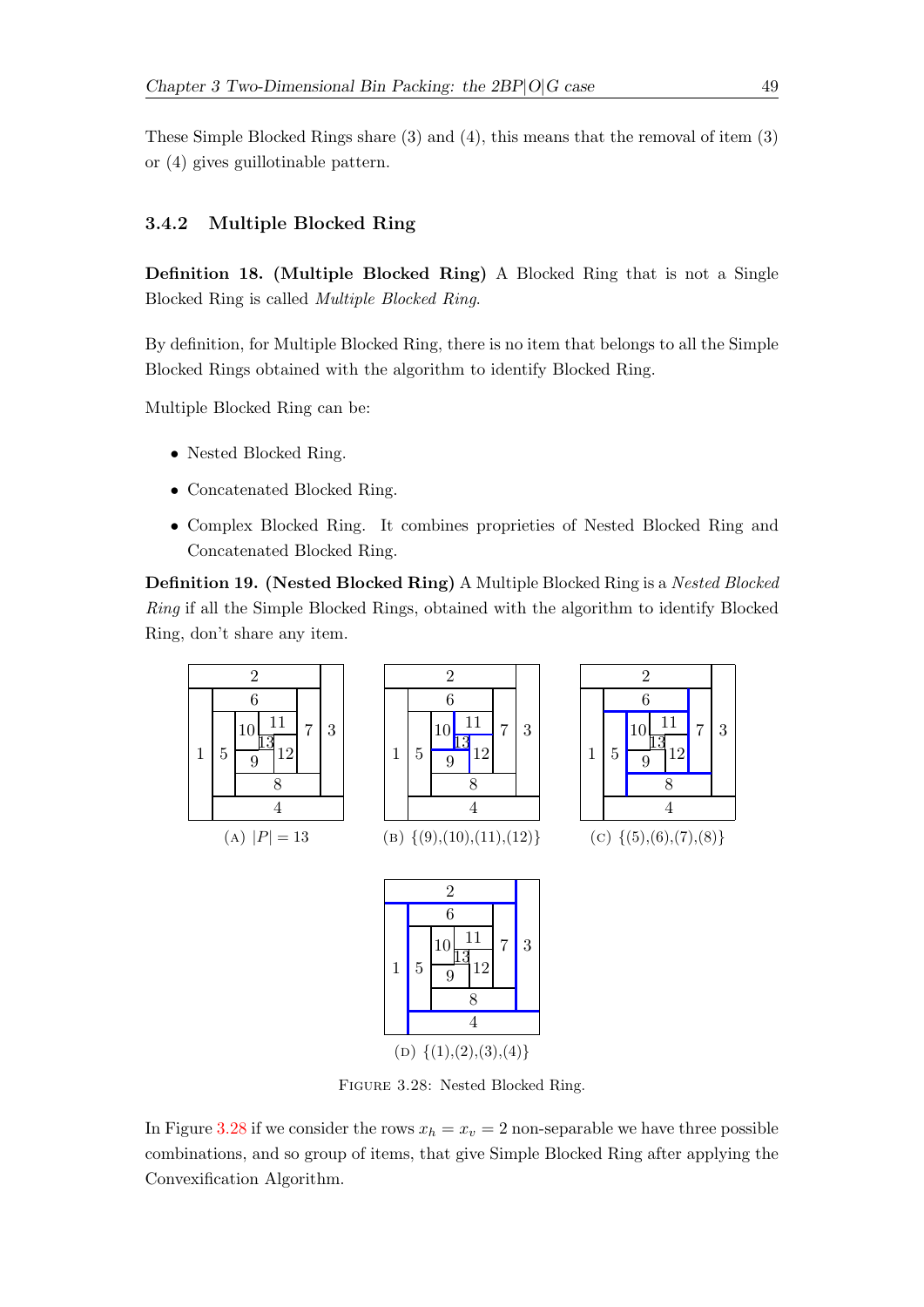These Simple Blocked Rings share (3) and (4), this means that the removal of item (3) or (4) gives guillotinable pattern.

### 3.4.2 Multiple Blocked Ring

**Definition 18. (Multiple Blocked Ring)** A Blocked Ring that is not a Single Blocked Ring is called *Multiple Blocked Ring*.

By definition, for Multiple Blocked Ring, there is no item that belongs to all the Simple Blocked Rings obtained with the algorithm to identify Blocked Ring.

Multiple Blocked Ring can be:

- Nested Blocked Ring.
- Concatenated Blocked Ring.
- Complex Blocked Ring. It combines proprieties of Nested Blocked Ring and Concatenated Blocked Ring.

**Definition 19. (Nested Blocked Ring)** A Multiple Blocked Ring is a *Nested Blocked Ring* if all the Simple Blocked Rings, obtained with the algorithm to identify Blocked Ring, don't share any item.

(A) $|P| = 13$ (B) {(9),(10),(11),(12)} (C) {(5),(6),(7),(8)}

(D) {(1),(2),(3),(4)}

Figure 3.28: Nested Blocked Ring.

In Figure 3.28 if we consider the rows $x_h = x_v = 2$ non-separable we have three possible combinations, and so group of items, that give Simple Blocked Ring after applying the Convexification Algorithm.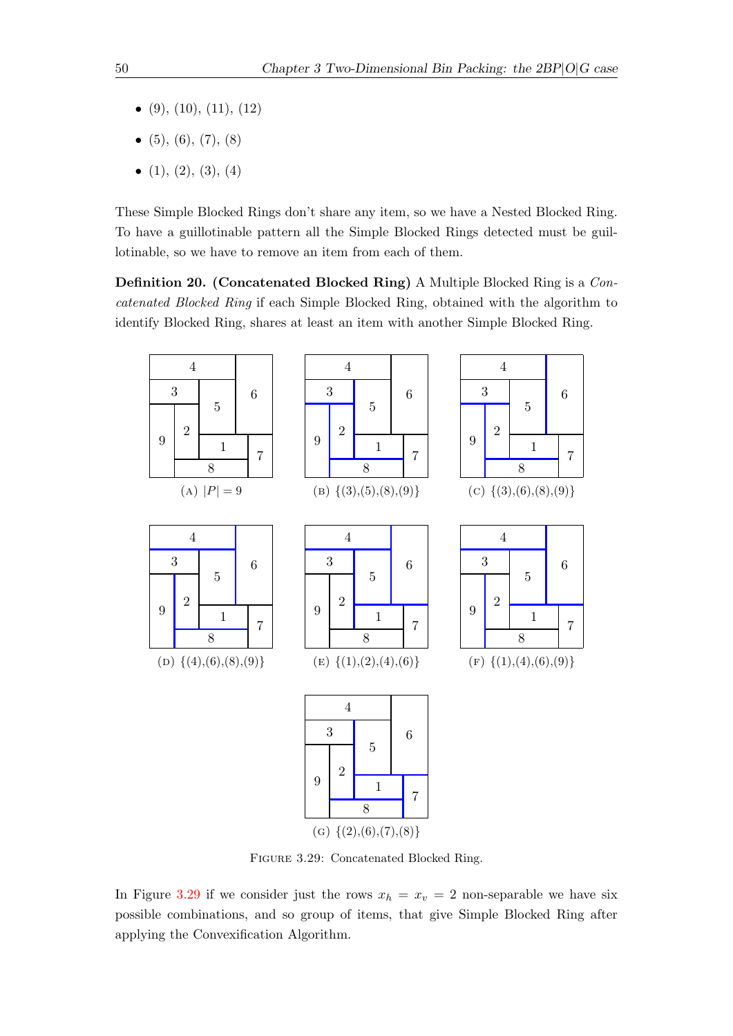- (9), (10), (11), (12)
- (5), (6), (7), (8)
- (1), (2), (3), (4)

These Simple Blocked Rings don't share any item, so we have a Nested Blocked Ring. To have a guillotinable pattern all the Simple Blocked Rings detected must be guillotinable, so we have to remove an item from each of them.

**Definition 20. (Concatenated Blocked Ring)** A Multiple Blocked Ring is a *Concatenated Blocked Ring* if each Simple Blocked Ring, obtained with the algorithm to identify Blocked Ring, shares at least an item with another Simple Blocked Ring.

(A) $|P| = 9$

(B) {(3),(5),(8),(9)}

(C) {(3),(6),(8),(9)}

(D) {(4),(6),(8),(9)}

(E) {(1),(2),(4),(6)}

(F) {(1),(4),(6),(9)}

(G) {(2),(6),(7),(8)}

Figure 3.29: Concatenated Blocked Ring.

In Figure 3.29 if we consider just the rows $x_h = x_v = 2$ non-separable we have six possible combinations, and so group of items, that give Simple Blocked Ring after applying the Convexification Algorithm.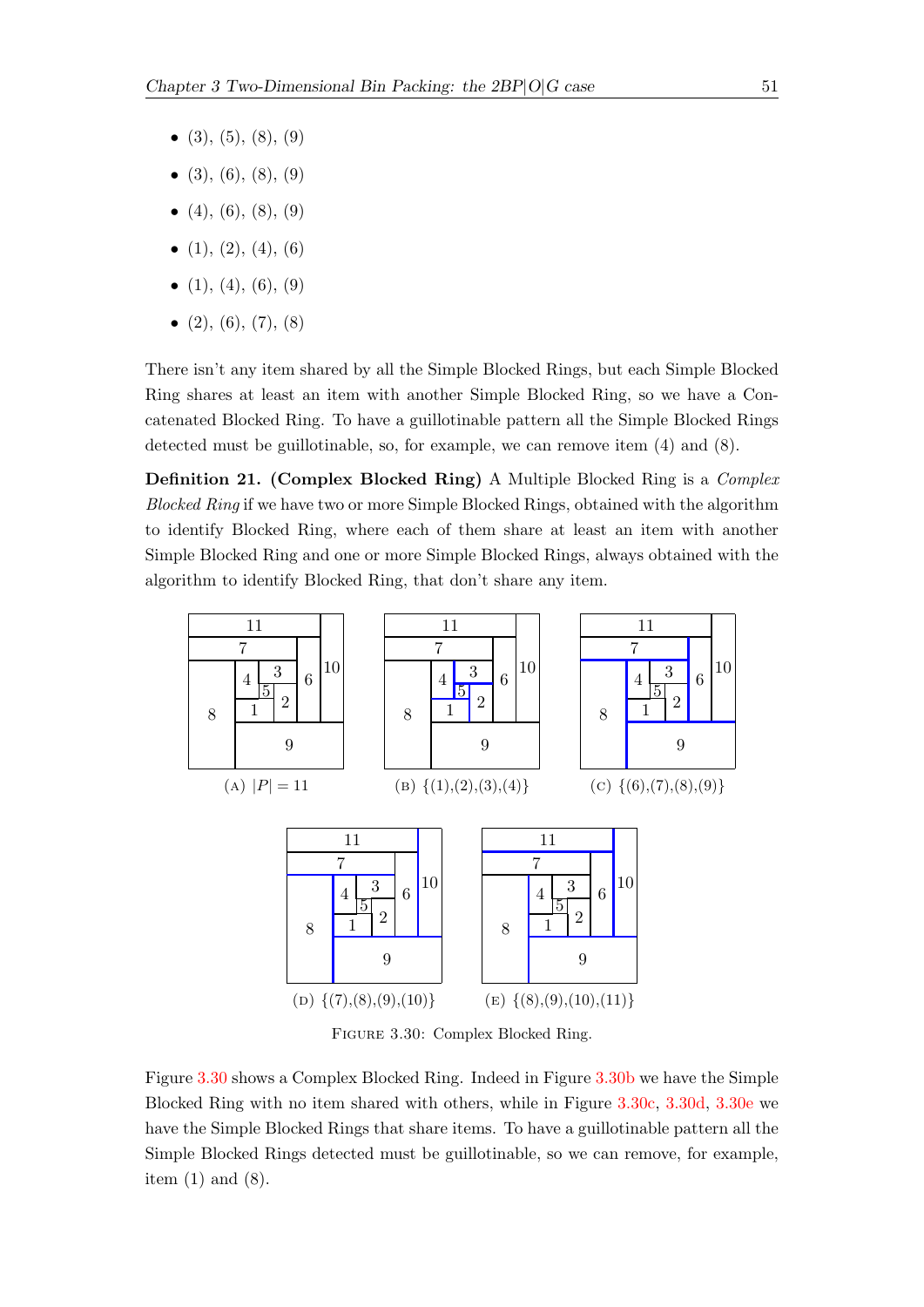- (3), (5), (8), (9)
- (3), (6), (8), (9)
- (4), (6), (8), (9)
- (1), (2), (4), (6)
- (1), (4), (6), (9)
- (2), (6), (7), (8)

There isn't any item shared by all the Simple Blocked Rings, but each Simple Blocked Ring shares at least an item with another Simple Blocked Ring, so we have a Concatenated Blocked Ring. To have a guillotinable pattern all the Simple Blocked Rings detected must be guillotinable, so, for example, we can remove item (4) and (8).

**Definition 21. (Complex Blocked Ring)** A Multiple Blocked Ring is a *Complex Blocked Ring* if we have two or more Simple Blocked Rings, obtained with the algorithm to identify Blocked Ring, where each of them share at least an item with another Simple Blocked Ring and one or more Simple Blocked Rings, always obtained with the algorithm to identify Blocked Ring, that don't share any item.

(A) $|P| = 11$

(B) {(1),(2),(3),(4)}

(C) {(6),(7),(8),(9)}

(D) {(7),(8),(9),(10)}

(E) {(8),(9),(10),(11)}

Figure 3.30: Complex Blocked Ring.

Figure 3.30 shows a Complex Blocked Ring. Indeed in Figure 3.30b we have the Simple Blocked Ring with no item shared with others, while in Figure 3.30c, 3.30d, 3.30e we have the Simple Blocked Rings that share items. To have a guillotinable pattern all the Simple Blocked Rings detected must be guillotinable, so we can remove, for example, item (1) and (8).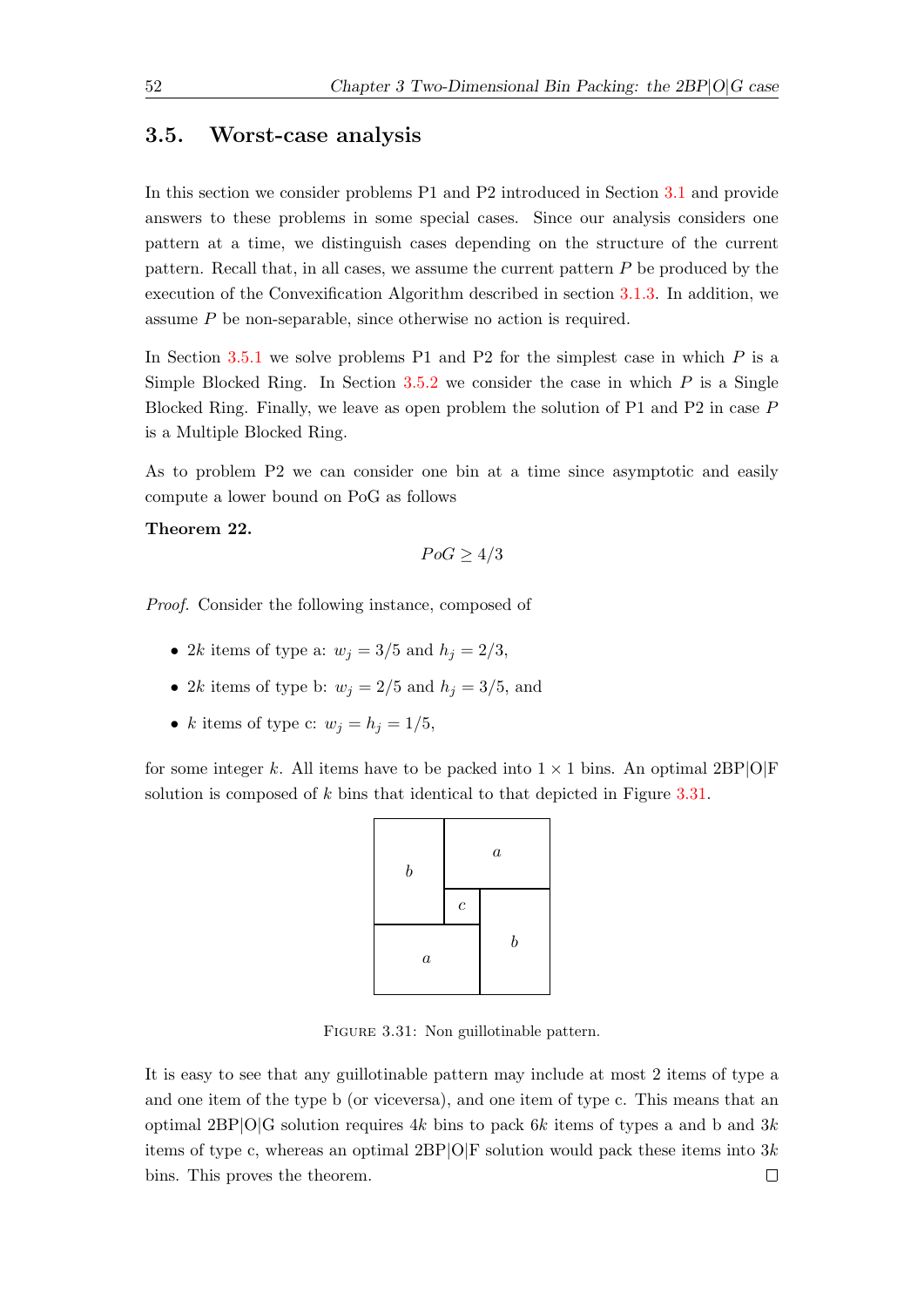## 3.5. Worst-case analysis

In this section we consider problems P1 and P2 introduced in Section 3.1 and provide answers to these problems in some special cases. Since our analysis considers one pattern at a time, we distinguish cases depending on the structure of the current pattern. Recall that, in all cases, we assume the current pattern $P$ be produced by the execution of the Convexification Algorithm described in section 3.1.3. In addition, we assume $P$ be non-separable, since otherwise no action is required.

In Section 3.5.1 we solve problems P1 and P2 for the simplest case in which $P$ is a Simple Blocked Ring. In Section 3.5.2 we consider the case in which $P$ is a Single Blocked Ring. Finally, we leave as open problem the solution of P1 and P2 in case $P$ is a Multiple Blocked Ring.

As to problem P2 we can consider one bin at a time since asymptotic and easily compute a lower bound on PoG as follows

**Theorem 22.**

$$PoG \geq 4/3$$

*Proof.* Consider the following instance, composed of

- $2k$ items of type a: $w_j = 3/5$ and $h_j = 2/3$,
- $2k$ items of type b: $w_j = 2/5$ and $h_j = 3/5$, and
- $k$ items of type c: $w_j = h_j = 1/5$,

for some integer $k$. All items have to be packed into $1 \times 1$ bins. An optimal 2BP|O|F solution is composed of $k$ bins that identical to that depicted in Figure 3.31.

FIGURE 3.31: Non guillotinable pattern.

It is easy to see that any guillotinable pattern may include at most 2 items of type a and one item of the type b (or viceversa), and one item of type c. This means that an optimal 2BP|O|G solution requires $4k$ bins to pack $6k$ items of types a and b and $3k$ items of type c, whereas an optimal 2BP|O|F solution would pack these items into $3k$ bins. This proves the theorem. □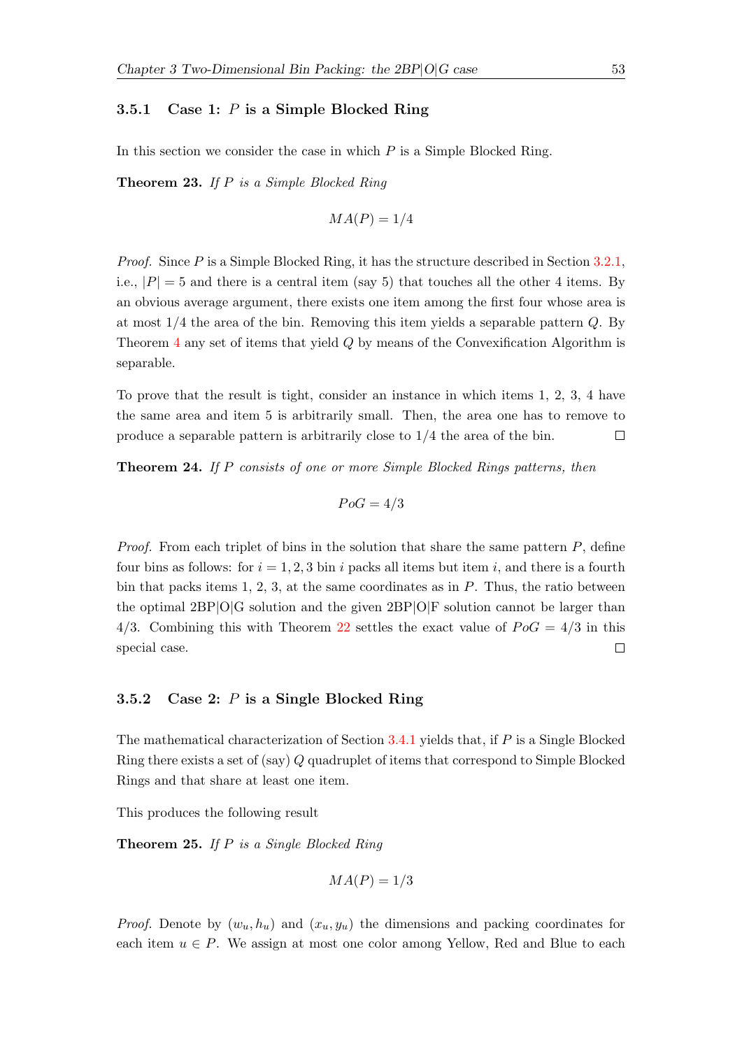### 3.5.1 Case 1: $P$ is a Simple Blocked Ring

In this section we consider the case in which $P$ is a Simple Blocked Ring.

**Theorem 23.** *If $P$ is a Simple Blocked Ring*

$$MA(P) = 1/4$$

*Proof.* Since $P$ is a Simple Blocked Ring, it has the structure described in Section 3.2.1, i.e., $|P| = 5$ and there is a central item (say 5) that touches all the other 4 items. By an obvious average argument, there exists one item among the first four whose area is at most 1/4 the area of the bin. Removing this item yields a separable pattern $Q$. By Theorem 4 any set of items that yield $Q$ by means of the Convexification Algorithm is separable.

To prove that the result is tight, consider an instance in which items 1, 2, 3, 4 have the same area and item 5 is arbitrarily small. Then, the area one has to remove to produce a separable pattern is arbitrarily close to 1/4 the area of the bin. □

**Theorem 24.** *If $P$ consists of one or more Simple Blocked Rings patterns, then*

$$PoG = 4/3$$

*Proof.* From each triplet of bins in the solution that share the same pattern $P$, define four bins as follows: for $i = 1, 2, 3$ bin $i$ packs all items but item $i$, and there is a fourth bin that packs items 1, 2, 3, at the same coordinates as in $P$. Thus, the ratio between the optimal 2BP|O|G solution and the given 2BP|O|F solution cannot be larger than 4/3. Combining this with Theorem 22 settles the exact value of $PoG = 4/3$ in this special case. □

### 3.5.2 Case 2: $P$ is a Single Blocked Ring

The mathematical characterization of Section 3.4.1 yields that, if $P$ is a Single Blocked Ring there exists a set of (say) $Q$ quadruplet of items that correspond to Simple Blocked Rings and that share at least one item.

This produces the following result

**Theorem 25.** *If $P$ is a Single Blocked Ring*

$$MA(P) = 1/3$$

*Proof.* Denote by $(w_u, h_u)$ and $(x_u, y_u)$ the dimensions and packing coordinates for each item $u \in P$. We assign at most one color among Yellow, Red and Blue to each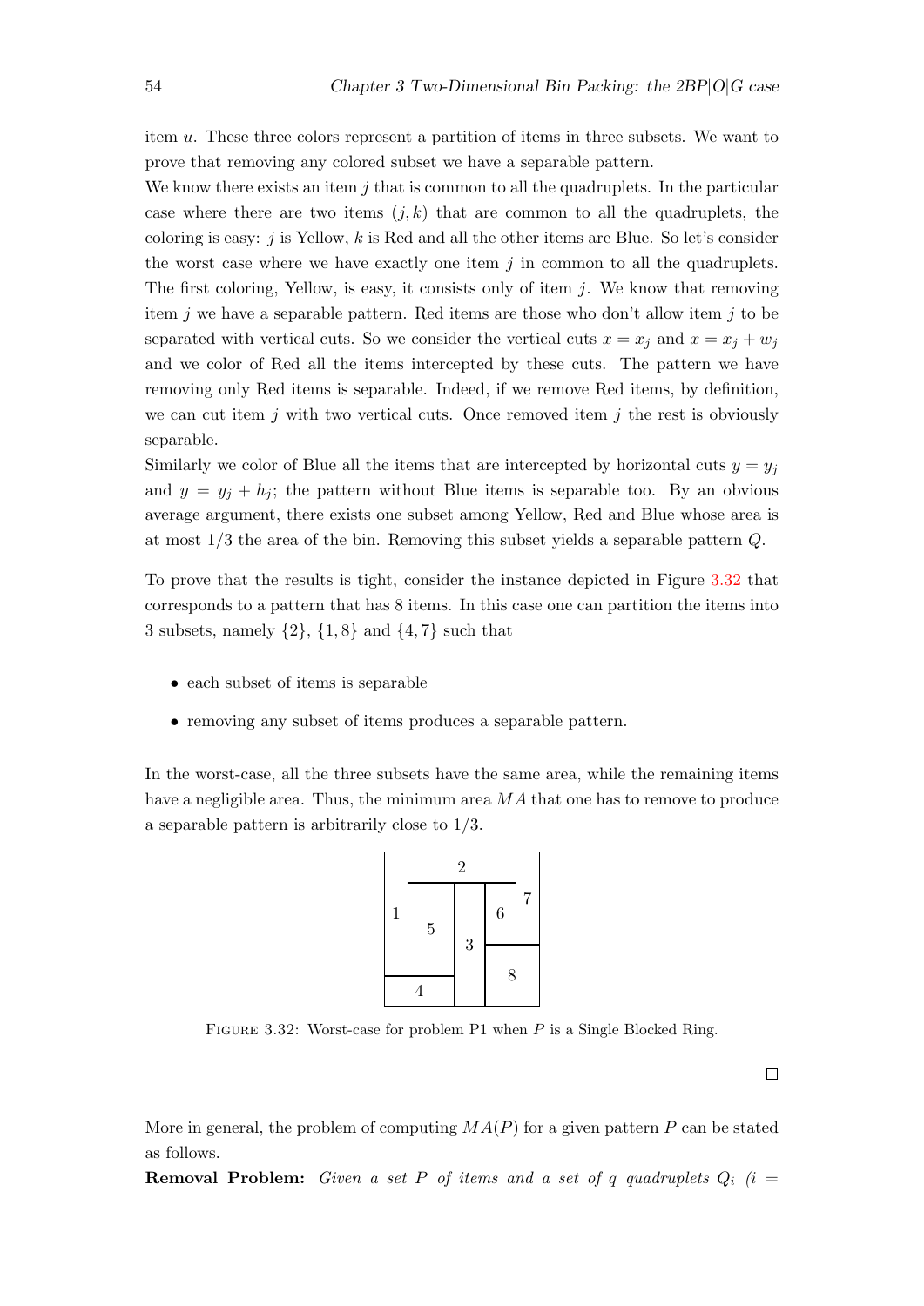item $u$. These three colors represent a partition of items in three subsets. We want to prove that removing any colored subset we have a separable pattern.

We know there exists an item $j$ that is common to all the quadruplets. In the particular case where there are two items $(j, k)$ that are common to all the quadruplets, the coloring is easy: $j$ is Yellow, $k$ is Red and all the other items are Blue. So let's consider the worst case where we have exactly one item $j$ in common to all the quadruplets. The first coloring, Yellow, is easy, it consists only of item $j$. We know that removing item $j$ we have a separable pattern. Red items are those who don't allow item $j$ to be separated with vertical cuts. So we consider the vertical cuts $x = x_j$ and $x = x_j + w_j$ and we color of Red all the items intercepted by these cuts. The pattern we have removing only Red items is separable. Indeed, if we remove Red items, by definition, we can cut item $j$ with two vertical cuts. Once removed item $j$ the rest is obviously separable.

Similarly we color of Blue all the items that are intercepted by horizontal cuts $y = y_j$ and $y = y_j + h_j$; the pattern without Blue items is separable too. By an obvious average argument, there exists one subset among Yellow, Red and Blue whose area is at most 1/3 the area of the bin. Removing this subset yields a separable pattern $Q$.

To prove that the results is tight, consider the instance depicted in Figure 3.32 that corresponds to a pattern that has 8 items. In this case one can partition the items into 3 subsets, namely $\{2\}$, $\{1, 8\}$ and $\{4, 7\}$ such that

- each subset of items is separable
- removing any subset of items produces a separable pattern.

In the worst-case, all the three subsets have the same area, while the remaining items have a negligible area. Thus, the minimum area $MA$ that one has to remove to produce a separable pattern is arbitrarily close to 1/3.

FIGURE 3.32: Worst-case for problem P1 when $P$ is a Single Blocked Ring.

□

More in general, the problem of computing $MA(P)$ for a given pattern $P$ can be stated as follows.

**Removal Problem:** *Given a set $P$ of items and a set of $q$ quadruplets $Q_i$ ($i =$*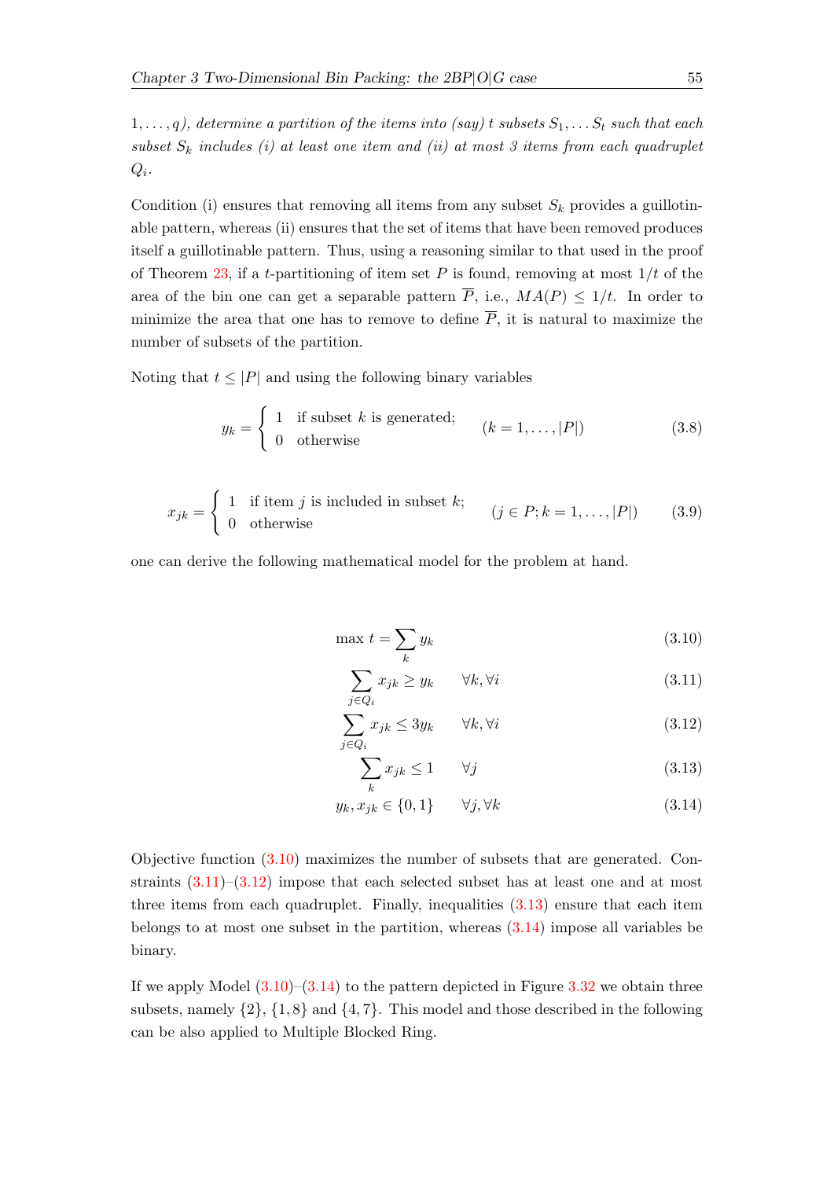*$1, \ldots, q$), determine a partition of the items into (say) $t$ subsets $S_1, \ldots S_t$ such that each subset $S_k$ includes (i) at least one item and (ii) at most 3 items from each quadruplet $Q_i$.*

Condition (i) ensures that removing all items from any subset $S_k$ provides a guillotinable pattern, whereas (ii) ensures that the set of items that have been removed produces itself a guillotinable pattern. Thus, using a reasoning similar to that used in the proof of Theorem 23, if a $t$-partitioning of item set $P$ is found, removing at most $1/t$ of the area of the bin one can get a separable pattern $\overline{P}$, i.e., $MA(P) \leq 1/t$. In order to minimize the area that one has to remove to define $\overline{P}$, it is natural to maximize the number of subsets of the partition.

Noting that $t \leq |P|$ and using the following binary variables

$$y_k = \begin{cases} 1 & \text{if subset } k \text{ is generated;} \\ 0 & \text{otherwise} \end{cases} \qquad (k = 1, \ldots, |P|) \tag{3.8}$$

$$x_{jk} = \begin{cases} 1 & \text{if item } j \text{ is included in subset } k; \\ 0 & \text{otherwise} \end{cases} \qquad (j \in P; k = 1, \ldots, |P|) \tag{3.9}$$

one can derive the following mathematical model for the problem at hand.

$$\max \ t = \sum_k y_k \tag{3.10}$$

$$\sum_{j \in Q_i} x_{jk} \geq y_k \qquad \forall k, \forall i \tag{3.11}$$

$$\sum_{j \in Q_i} x_{jk} \leq 3y_k \qquad \forall k, \forall i \tag{3.12}$$

$$\sum_k x_{jk} \leq 1 \qquad \forall j \tag{3.13}$$

$$y_k, x_{jk} \in \{0, 1\} \qquad \forall j, \forall k \tag{3.14}$$

Objective function (3.10) maximizes the number of subsets that are generated. Constraints (3.11)–(3.12) impose that each selected subset has at least one and at most three items from each quadruplet. Finally, inequalities (3.13) ensure that each item belongs to at most one subset in the partition, whereas (3.14) impose all variables be binary.

If we apply Model (3.10)–(3.14) to the pattern depicted in Figure 3.32 we obtain three subsets, namely $\{2\}$, $\{1, 8\}$ and $\{4, 7\}$. This model and those described in the following can be also applied to Multiple Blocked Ring.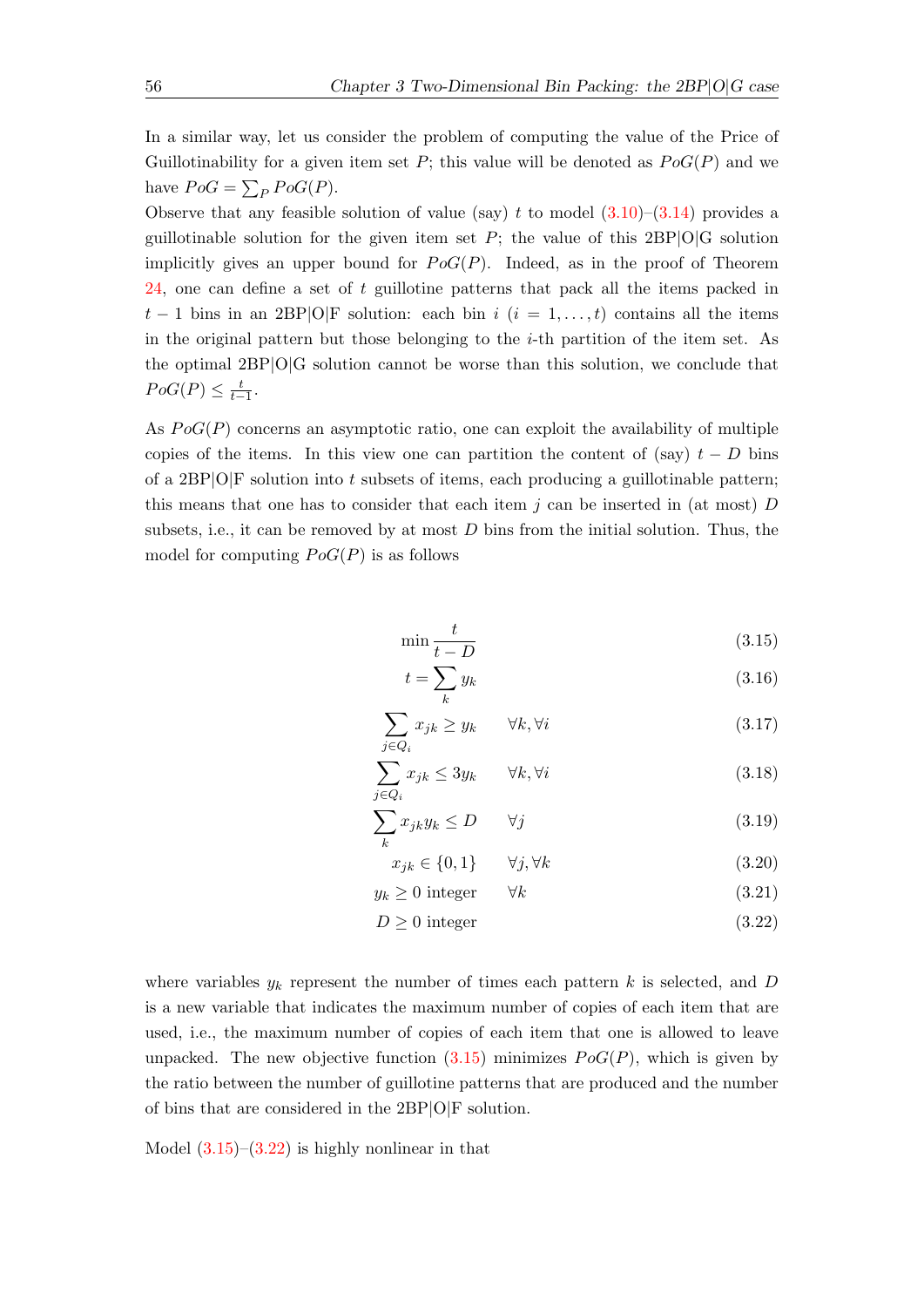In a similar way, let us consider the problem of computing the value of the Price of Guillotinability for a given item set $P$; this value will be denoted as $PoG(P)$ and we have $PoG = \sum_P PoG(P)$.

Observe that any feasible solution of value (say) $t$ to model (3.10)–(3.14) provides a guillotinable solution for the given item set $P$; the value of this 2BP|O|G solution implicitly gives an upper bound for $PoG(P)$. Indeed, as in the proof of Theorem 24, one can define a set of $t$ guillotine patterns that pack all the items packed in $t-1$ bins in an 2BP|O|F solution: each bin $i$ ($i = 1, \ldots, t$) contains all the items in the original pattern but those belonging to the $i$-th partition of the item set. As the optimal 2BP|O|G solution cannot be worse than this solution, we conclude that $PoG(P) \leq \frac{t}{t-1}$.

As $PoG(P)$ concerns an asymptotic ratio, one can exploit the availability of multiple copies of the items. In this view one can partition the content of (say) $t - D$ bins of a 2BP|O|F solution into $t$ subsets of items, each producing a guillotinable pattern; this means that one has to consider that each item $j$ can be inserted in (at most) $D$ subsets, i.e., it can be removed by at most $D$ bins from the initial solution. Thus, the model for computing $PoG(P)$ is as follows

$$\min \frac{t}{t-D} \tag{3.15}$$

$$t = \sum_k y_k \tag{3.16}$$

$$\sum_{j \in Q_i} x_{jk} \geq y_k \qquad \forall k, \forall i \tag{3.17}$$

$$\sum_{j \in Q_i} x_{jk} \leq 3 y_k \qquad \forall k, \forall i \tag{3.18}$$

$$\sum_k x_{jk} y_k \leq D \qquad \forall j \tag{3.19}$$

$$x_{jk} \in \{0, 1\} \qquad \forall j, \forall k \tag{3.20}$$

$$y_k \geq 0 \text{ integer} \qquad \forall k \tag{3.21}$$

$$D \geq 0 \text{ integer} \tag{3.22}$$

where variables $y_k$ represent the number of times each pattern $k$ is selected, and $D$ is a new variable that indicates the maximum number of copies of each item that are used, i.e., the maximum number of copies of each item that one is allowed to leave unpacked. The new objective function (3.15) minimizes $PoG(P)$, which is given by the ratio between the number of guillotine patterns that are produced and the number of bins that are considered in the 2BP|O|F solution.

Model (3.15)–(3.22) is highly nonlinear in that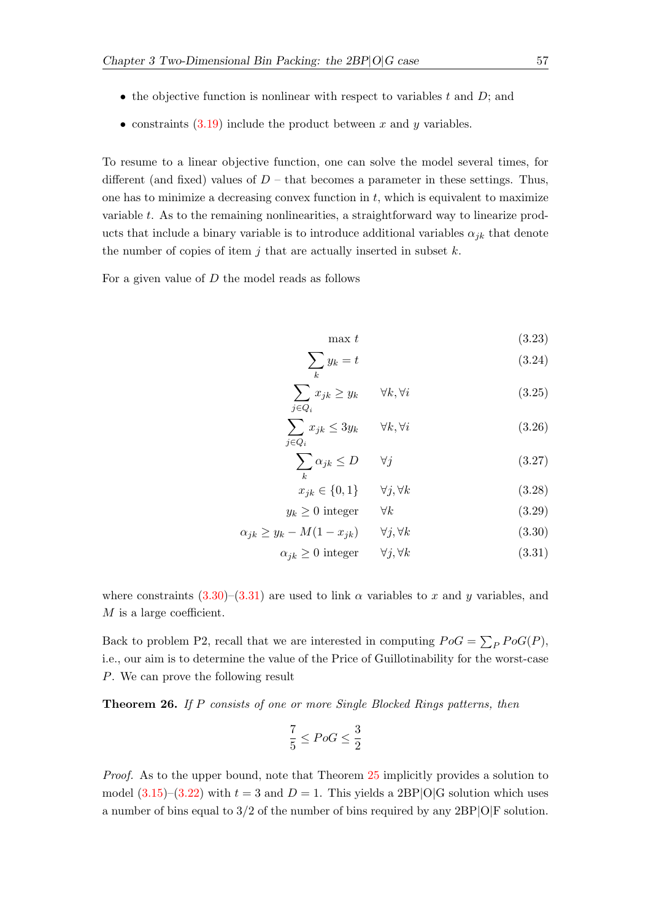- the objective function is nonlinear with respect to variables $t$ and $D$; and
- constraints (3.19) include the product between $x$ and $y$ variables.

To resume to a linear objective function, one can solve the model several times, for different (and fixed) values of $D$ – that becomes a parameter in these settings. Thus, one has to minimize a decreasing convex function in $t$, which is equivalent to maximize variable $t$. As to the remaining nonlinearities, a straightforward way to linearize products that include a binary variable is to introduce additional variables $\alpha_{jk}$ that denote the number of copies of item $j$ that are actually inserted in subset $k$.

For a given value of $D$ the model reads as follows

$$\max t \tag{3.23}$$

$$\sum_k y_k = t \tag{3.24}$$

$$\sum_{j \in Q_i} x_{jk} \geq y_k \qquad \forall k, \forall i \tag{3.25}$$

$$\sum_{j \in Q_i} x_{jk} \leq 3y_k \qquad \forall k, \forall i \tag{3.26}$$

$$\sum_k \alpha_{jk} \leq D \qquad \forall j \tag{3.27}$$

$$x_{jk} \in \{0, 1\} \qquad \forall j, \forall k \tag{3.28}$$

$$y_k \geq 0 \text{ integer} \qquad \forall k \tag{3.29}$$

$$\alpha_{jk} \geq y_k - M(1 - x_{jk}) \qquad \forall j, \forall k \tag{3.30}$$

$$\alpha_{jk} \geq 0 \text{ integer} \qquad \forall j, \forall k \tag{3.31}$$

where constraints (3.30)–(3.31) are used to link $\alpha$ variables to $x$ and $y$ variables, and $M$ is a large coefficient.

Back to problem P2, recall that we are interested in computing $PoG = \sum_P PoG(P)$, i.e., our aim is to determine the value of the Price of Guillotinability for the worst-case $P$. We can prove the following result

**Theorem 26.** *If $P$ consists of one or more Single Blocked Rings patterns, then*

$$\frac{7}{5} \leq PoG \leq \frac{3}{2}$$

*Proof.* As to the upper bound, note that Theorem 25 implicitly provides a solution to model (3.15)–(3.22) with $t = 3$ and $D = 1$. This yields a 2BP|O|G solution which uses a number of bins equal to $3/2$ of the number of bins required by any 2BP|O|F solution.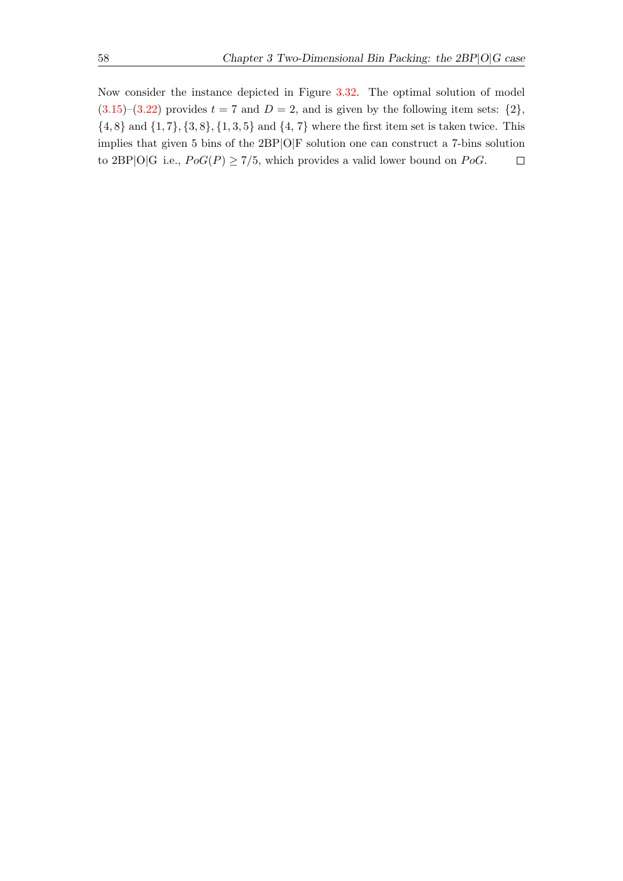Now consider the instance depicted in Figure 3.32. The optimal solution of model (3.15)–(3.22) provides $t = 7$ and $D = 2$, and is given by the following item sets: $\{2\}$, $\{4, 8\}$ and $\{1, 7\}, \{3, 8\}, \{1, 3, 5\}$ and $\{4, 7\}$ where the first item set is taken twice. This implies that given 5 bins of the 2BP|O|F solution one can construct a 7-bins solution to 2BP|O|G i.e., $PoG(P) \geq 7/5$, which provides a valid lower bound on $PoG$. □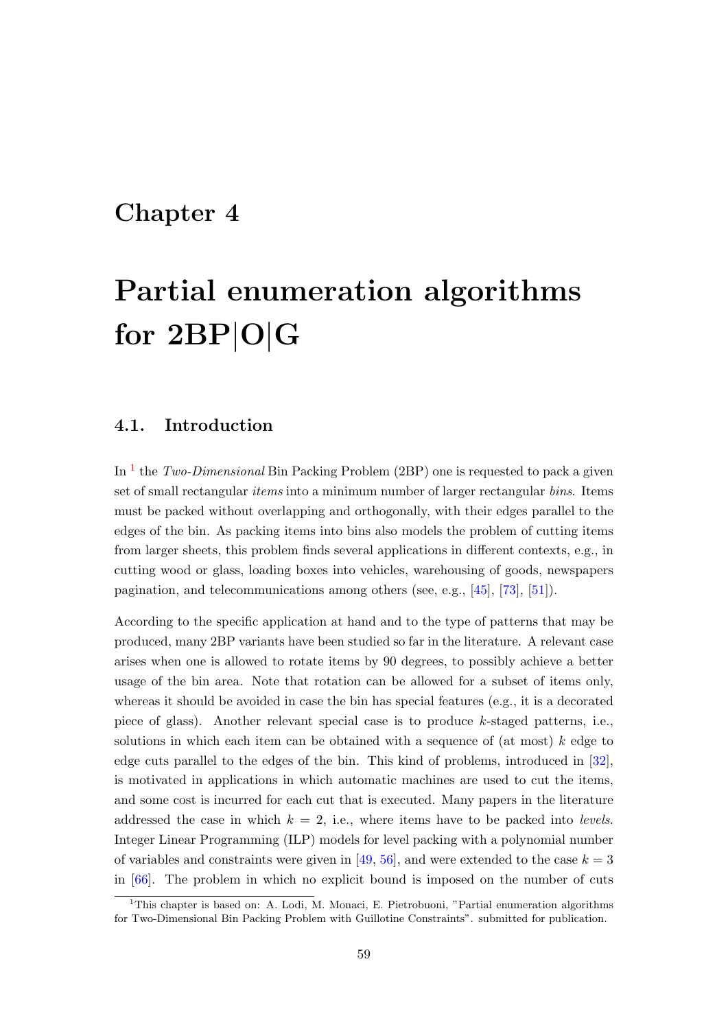# Chapter 4

# Partial enumeration algorithms for 2BP|O|G

## 4.1. Introduction

In [1] the *Two-Dimensional* Bin Packing Problem (2BP) one is requested to pack a given set of small rectangular *items* into a minimum number of larger rectangular *bins*. Items must be packed without overlapping and orthogonally, with their edges parallel to the edges of the bin. As packing items into bins also models the problem of cutting items from larger sheets, this problem finds several applications in different contexts, e.g., in cutting wood or glass, loading boxes into vehicles, warehousing of goods, newspapers pagination, and telecommunications among others (see, e.g., [45], [73], [51]).

According to the specific application at hand and to the type of patterns that may be produced, many 2BP variants have been studied so far in the literature. A relevant case arises when one is allowed to rotate items by 90 degrees, to possibly achieve a better usage of the bin area. Note that rotation can be allowed for a subset of items only, whereas it should be avoided in case the bin has special features (e.g., it is a decorated piece of glass). Another relevant special case is to produce $k$-staged patterns, i.e., solutions in which each item can be obtained with a sequence of (at most) $k$ edge to edge cuts parallel to the edges of the bin. This kind of problems, introduced in [32], is motivated in applications in which automatic machines are used to cut the items, and some cost is incurred for each cut that is executed. Many papers in the literature addressed the case in which $k = 2$, i.e., where items have to be packed into *levels*. Integer Linear Programming (ILP) models for level packing with a polynomial number of variables and constraints were given in [49, 56], and were extended to the case $k = 3$ in [66]. The problem in which no explicit bound is imposed on the number of cuts

[1] This chapter is based on: A. Lodi, M. Monaci, E. Pietrobuoni, "Partial enumeration algorithms for Two-Dimensional Bin Packing Problem with Guillotine Constraints". submitted for publication.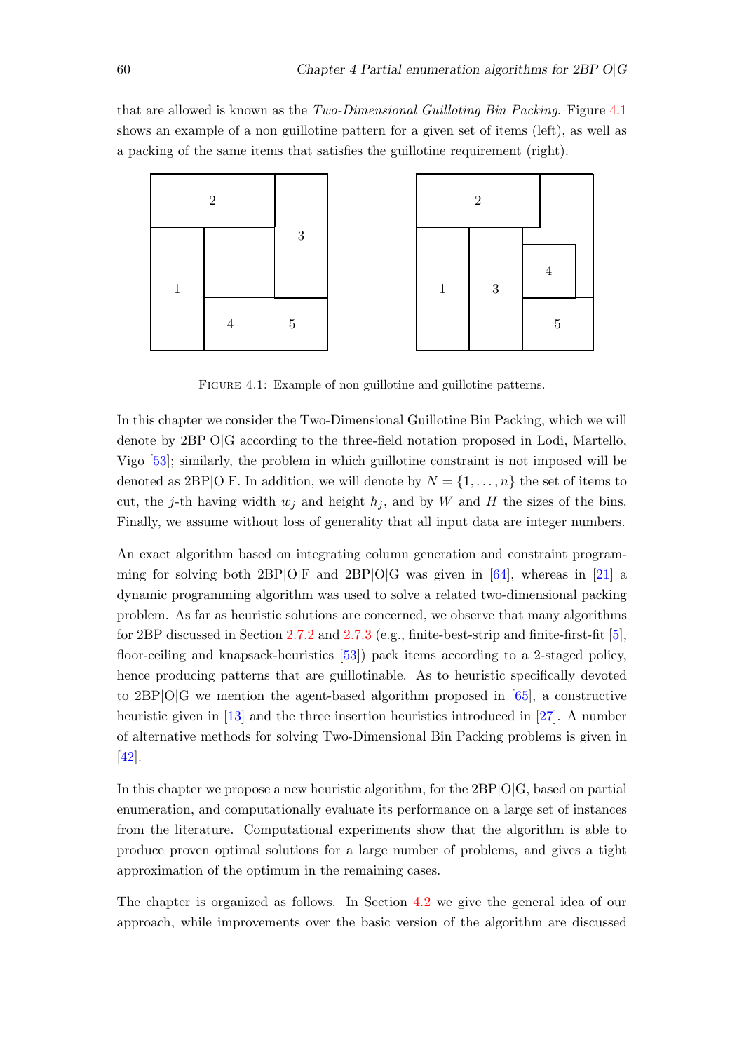that are allowed is known as the *Two-Dimensional Guilloting Bin Packing*. Figure 4.1 shows an example of a non guillotine pattern for a given set of items (left), as well as a packing of the same items that satisfies the guillotine requirement (right).

Figure 4.1: Example of non guillotine and guillotine patterns.

In this chapter we consider the Two-Dimensional Guillotine Bin Packing, which we will denote by 2BP|O|G according to the three-field notation proposed in Lodi, Martello, Vigo [53]; similarly, the problem in which guillotine constraint is not imposed will be denoted as 2BP|O|F. In addition, we will denote by $N = \{1, \ldots, n\}$ the set of items to cut, the $j$-th having width $w_j$ and height $h_j$, and by $W$ and $H$ the sizes of the bins. Finally, we assume without loss of generality that all input data are integer numbers.

An exact algorithm based on integrating column generation and constraint programming for solving both 2BP|O|F and 2BP|O|G was given in [64], whereas in [21] a dynamic programming algorithm was used to solve a related two-dimensional packing problem. As far as heuristic solutions are concerned, we observe that many algorithms for 2BP discussed in Section 2.7.2 and 2.7.3 (e.g., finite-best-strip and finite-first-fit [5], floor-ceiling and knapsack-heuristics [53]) pack items according to a 2-staged policy, hence producing patterns that are guillotinable. As to heuristic specifically devoted to 2BP|O|G we mention the agent-based algorithm proposed in [65], a constructive heuristic given in [13] and the three insertion heuristics introduced in [27]. A number of alternative methods for solving Two-Dimensional Bin Packing problems is given in [42].

In this chapter we propose a new heuristic algorithm, for the 2BP|O|G, based on partial enumeration, and computationally evaluate its performance on a large set of instances from the literature. Computational experiments show that the algorithm is able to produce proven optimal solutions for a large number of problems, and gives a tight approximation of the optimum in the remaining cases.

The chapter is organized as follows. In Section 4.2 we give the general idea of our approach, while improvements over the basic version of the algorithm are discussed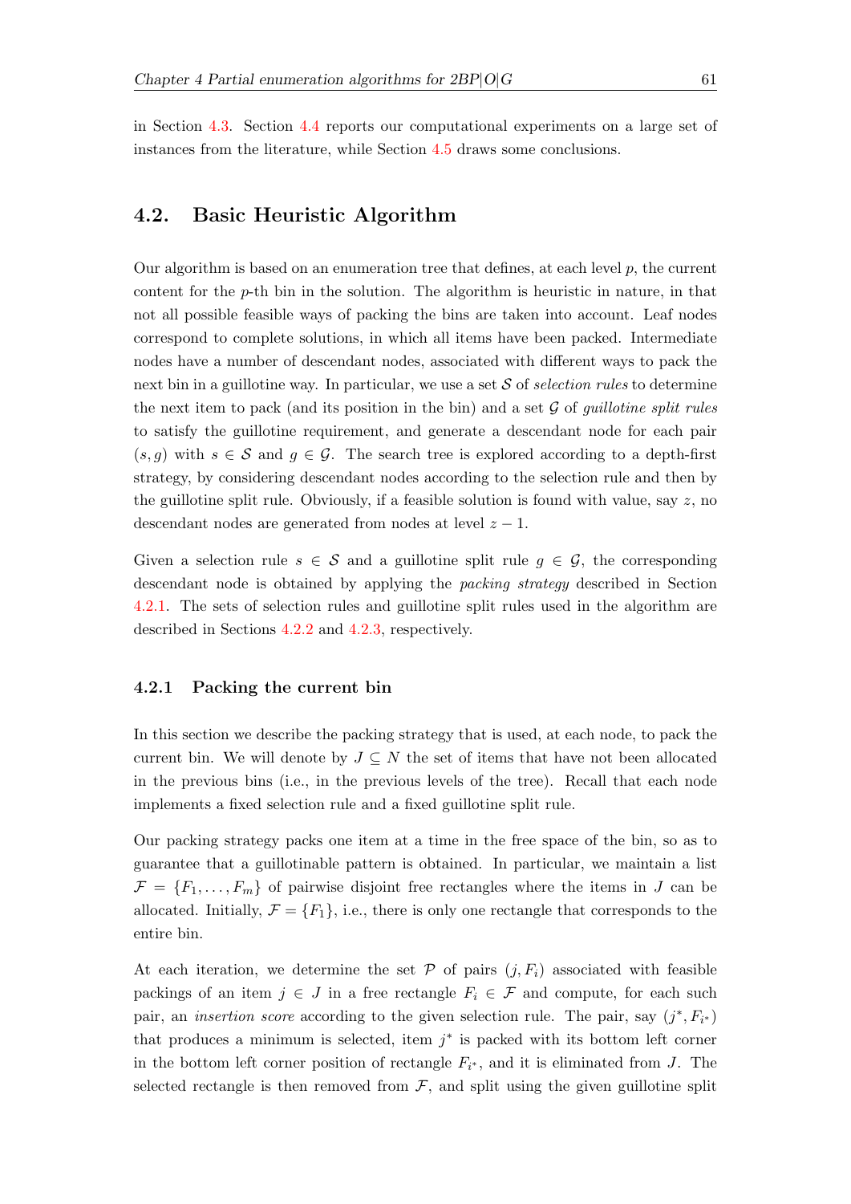in Section 4.3. Section 4.4 reports our computational experiments on a large set of instances from the literature, while Section 4.5 draws some conclusions.

## 4.2. Basic Heuristic Algorithm

Our algorithm is based on an enumeration tree that defines, at each level $p$, the current content for the $p$-th bin in the solution. The algorithm is heuristic in nature, in that not all possible feasible ways of packing the bins are taken into account. Leaf nodes correspond to complete solutions, in which all items have been packed. Intermediate nodes have a number of descendant nodes, associated with different ways to pack the next bin in a guillotine way. In particular, we use a set $\mathcal{S}$ of *selection rules* to determine the next item to pack (and its position in the bin) and a set $\mathcal{G}$ of *guillotine split rules* to satisfy the guillotine requirement, and generate a descendant node for each pair $(s, g)$ with $s \in \mathcal{S}$ and $g \in \mathcal{G}$. The search tree is explored according to a depth-first strategy, by considering descendant nodes according to the selection rule and then by the guillotine split rule. Obviously, if a feasible solution is found with value, say $z$, no descendant nodes are generated from nodes at level $z - 1$.

Given a selection rule $s \in \mathcal{S}$ and a guillotine split rule $g \in \mathcal{G}$, the corresponding descendant node is obtained by applying the *packing strategy* described in Section 4.2.1. The sets of selection rules and guillotine split rules used in the algorithm are described in Sections 4.2.2 and 4.2.3, respectively.

### 4.2.1 Packing the current bin

In this section we describe the packing strategy that is used, at each node, to pack the current bin. We will denote by $J \subseteq N$ the set of items that have not been allocated in the previous bins (i.e., in the previous levels of the tree). Recall that each node implements a fixed selection rule and a fixed guillotine split rule.

Our packing strategy packs one item at a time in the free space of the bin, so as to guarantee that a guillotinable pattern is obtained. In particular, we maintain a list $\mathcal{F} = \{F_1, \ldots, F_m\}$ of pairwise disjoint free rectangles where the items in $J$ can be allocated. Initially, $\mathcal{F} = \{F_1\}$, i.e., there is only one rectangle that corresponds to the entire bin.

At each iteration, we determine the set $\mathcal{P}$ of pairs $(j, F_i)$ associated with feasible packings of an item $j \in J$ in a free rectangle $F_i \in \mathcal{F}$ and compute, for each such pair, an *insertion score* according to the given selection rule. The pair, say $(j^*, F_{i^*})$ that produces a minimum is selected, item $j^*$ is packed with its bottom left corner in the bottom left corner position of rectangle $F_{i^*}$, and it is eliminated from $J$. The selected rectangle is then removed from $\mathcal{F}$, and split using the given guillotine split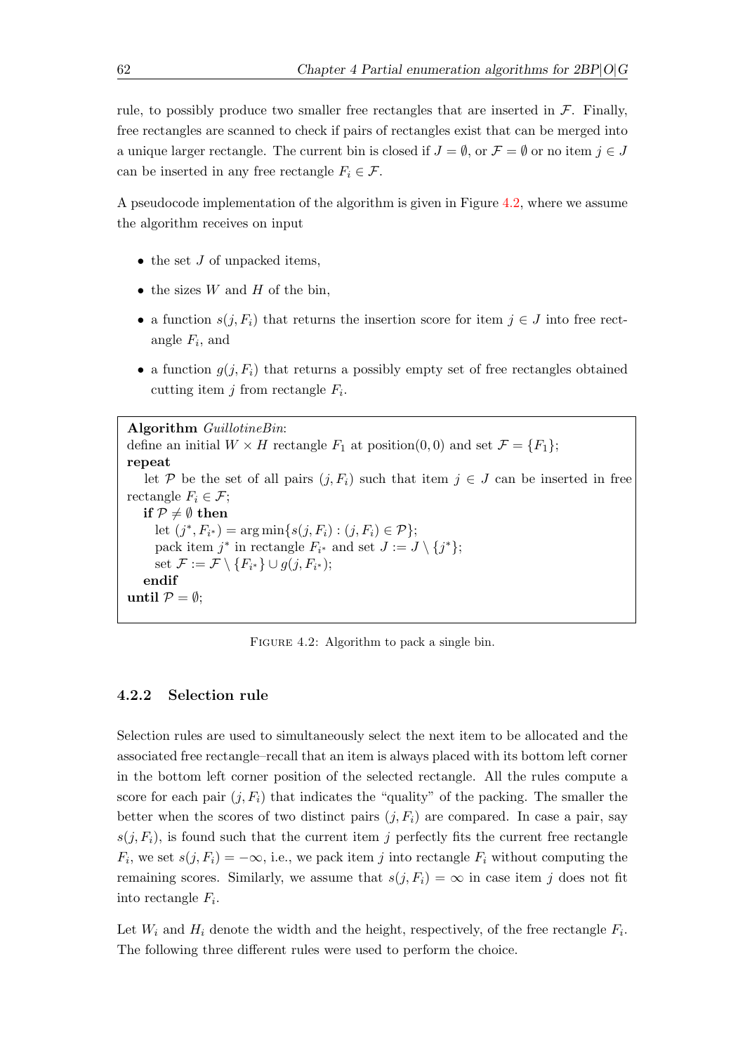rule, to possibly produce two smaller free rectangles that are inserted in $\mathcal{F}$. Finally, free rectangles are scanned to check if pairs of rectangles exist that can be merged into a unique larger rectangle. The current bin is closed if $J = \emptyset$, or $\mathcal{F} = \emptyset$ or no item $j \in J$ can be inserted in any free rectangle $F_i \in \mathcal{F}$.

A pseudocode implementation of the algorithm is given in Figure 4.2, where we assume the algorithm receives on input

- the set $J$ of unpacked items,
- the sizes $W$ and $H$ of the bin,
- a function $s(j, F_i)$ that returns the insertion score for item $j \in J$ into free rectangle $F_i$, and
- a function $g(j, F_i)$ that returns a possibly empty set of free rectangles obtained cutting item $j$ from rectangle $F_i$.

```
Algorithm GuillotineBin:
define an initial W × H rectangle F_1 at position(0,0) and set 𝓕 = {F_1};
repeat
    let 𝓟 be the set of all pairs (j, F_i) such that item j ∈ J can be inserted in free
rectangle F_i ∈ 𝓕;
    if 𝓟 ≠ ∅ then
        let (j*, F_i*) = arg min{s(j, F_i) : (j, F_i) ∈ 𝓟};
        pack item j* in rectangle F_i* and set J := J \ {j*};
        set 𝓕 := 𝓕 \ {F_i*} ∪ g(j, F_i*);
    endif
until 𝓟 = ∅;
```

FIGURE 4.2: Algorithm to pack a single bin.

### 4.2.2 Selection rule

Selection rules are used to simultaneously select the next item to be allocated and the associated free rectangle–recall that an item is always placed with its bottom left corner in the bottom left corner position of the selected rectangle. All the rules compute a score for each pair $(j, F_i)$ that indicates the "quality" of the packing. The smaller the better when the scores of two distinct pairs $(j, F_i)$ are compared. In case a pair, say $s(j, F_i)$, is found such that the current item $j$ perfectly fits the current free rectangle $F_i$, we set $s(j, F_i) = -\infty$, i.e., we pack item $j$ into rectangle $F_i$ without computing the remaining scores. Similarly, we assume that $s(j, F_i) = \infty$ in case item $j$ does not fit into rectangle $F_i$.

Let $W_i$ and $H_i$ denote the width and the height, respectively, of the free rectangle $F_i$. The following three different rules were used to perform the choice.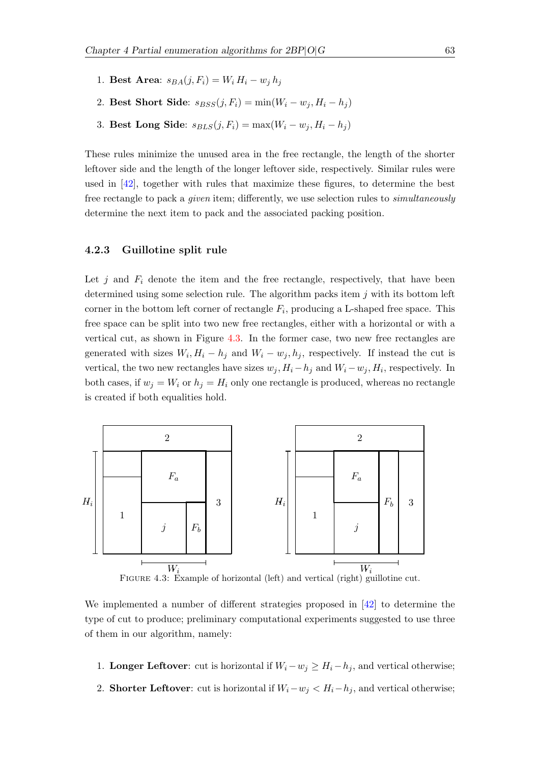1. **Best Area**: $s_{BA}(j, F_i) = W_i\,H_i - w_j\,h_j$
2. **Best Short Side**: $s_{BSS}(j, F_i) = \min(W_i - w_j, H_i - h_j)$
3. **Best Long Side**: $s_{BLS}(j, F_i) = \max(W_i - w_j, H_i - h_j)$

These rules minimize the unused area in the free rectangle, the length of the shorter leftover side and the length of the longer leftover side, respectively. Similar rules were used in [42], together with rules that maximize these figures, to determine the best free rectangle to pack a *given* item; differently, we use selection rules to *simultaneously* determine the next item to pack and the associated packing position.

### 4.2.3 Guillotine split rule

Let $j$ and $F_i$ denote the item and the free rectangle, respectively, that have been determined using some selection rule. The algorithm packs item $j$ with its bottom left corner in the bottom left corner of rectangle $F_i$, producing a L-shaped free space. This free space can be split into two new free rectangles, either with a horizontal or with a vertical cut, as shown in Figure 4.3. In the former case, two new free rectangles are generated with sizes $W_i, H_i - h_j$ and $W_i - w_j, h_j$, respectively. If instead the cut is vertical, the two new rectangles have sizes $w_j, H_i - h_j$ and $W_i - w_j, H_i$, respectively. In both cases, if $w_j = W_i$ or $h_j = H_i$ only one rectangle is produced, whereas no rectangle is created if both equalities hold.

FIGURE 4.3: Example of horizontal (left) and vertical (right) guillotine cut.

We implemented a number of different strategies proposed in [42] to determine the type of cut to produce; preliminary computational experiments suggested to use three of them in our algorithm, namely:

1. **Longer Leftover**: cut is horizontal if $W_i - w_j \geq H_i - h_j$, and vertical otherwise;
2. **Shorter Leftover**: cut is horizontal if $W_i - w_j < H_i - h_j$, and vertical otherwise;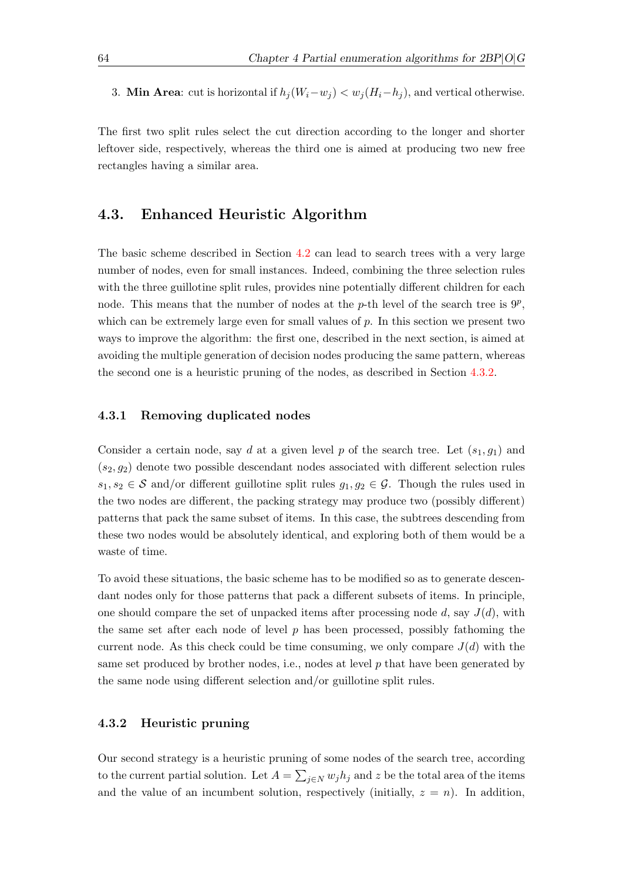3. **Min Area**: cut is horizontal if $h_j(W_i - w_j) < w_j(H_i - h_j)$, and vertical otherwise.

The first two split rules select the cut direction according to the longer and shorter leftover side, respectively, whereas the third one is aimed at producing two new free rectangles having a similar area.

## 4.3. Enhanced Heuristic Algorithm

The basic scheme described in Section 4.2 can lead to search trees with a very large number of nodes, even for small instances. Indeed, combining the three selection rules with the three guillotine split rules, provides nine potentially different children for each node. This means that the number of nodes at the $p$-th level of the search tree is $9^p$, which can be extremely large even for small values of $p$. In this section we present two ways to improve the algorithm: the first one, described in the next section, is aimed at avoiding the multiple generation of decision nodes producing the same pattern, whereas the second one is a heuristic pruning of the nodes, as described in Section 4.3.2.

### 4.3.1 Removing duplicated nodes

Consider a certain node, say $d$ at a given level $p$ of the search tree. Let $(s_1, g_1)$ and $(s_2, g_2)$ denote two possible descendant nodes associated with different selection rules $s_1, s_2 \in \mathcal{S}$ and/or different guillotine split rules $g_1, g_2 \in \mathcal{G}$. Though the rules used in the two nodes are different, the packing strategy may produce two (possibly different) patterns that pack the same subset of items. In this case, the subtrees descending from these two nodes would be absolutely identical, and exploring both of them would be a waste of time.

To avoid these situations, the basic scheme has to be modified so as to generate descendant nodes only for those patterns that pack a different subsets of items. In principle, one should compare the set of unpacked items after processing node $d$, say $J(d)$, with the same set after each node of level $p$ has been processed, possibly fathoming the current node. As this check could be time consuming, we only compare $J(d)$ with the same set produced by brother nodes, i.e., nodes at level $p$ that have been generated by the same node using different selection and/or guillotine split rules.

### 4.3.2 Heuristic pruning

Our second strategy is a heuristic pruning of some nodes of the search tree, according to the current partial solution. Let $A = \sum_{j \in N} w_j h_j$ and $z$ be the total area of the items and the value of an incumbent solution, respectively (initially, $z = n$). In addition,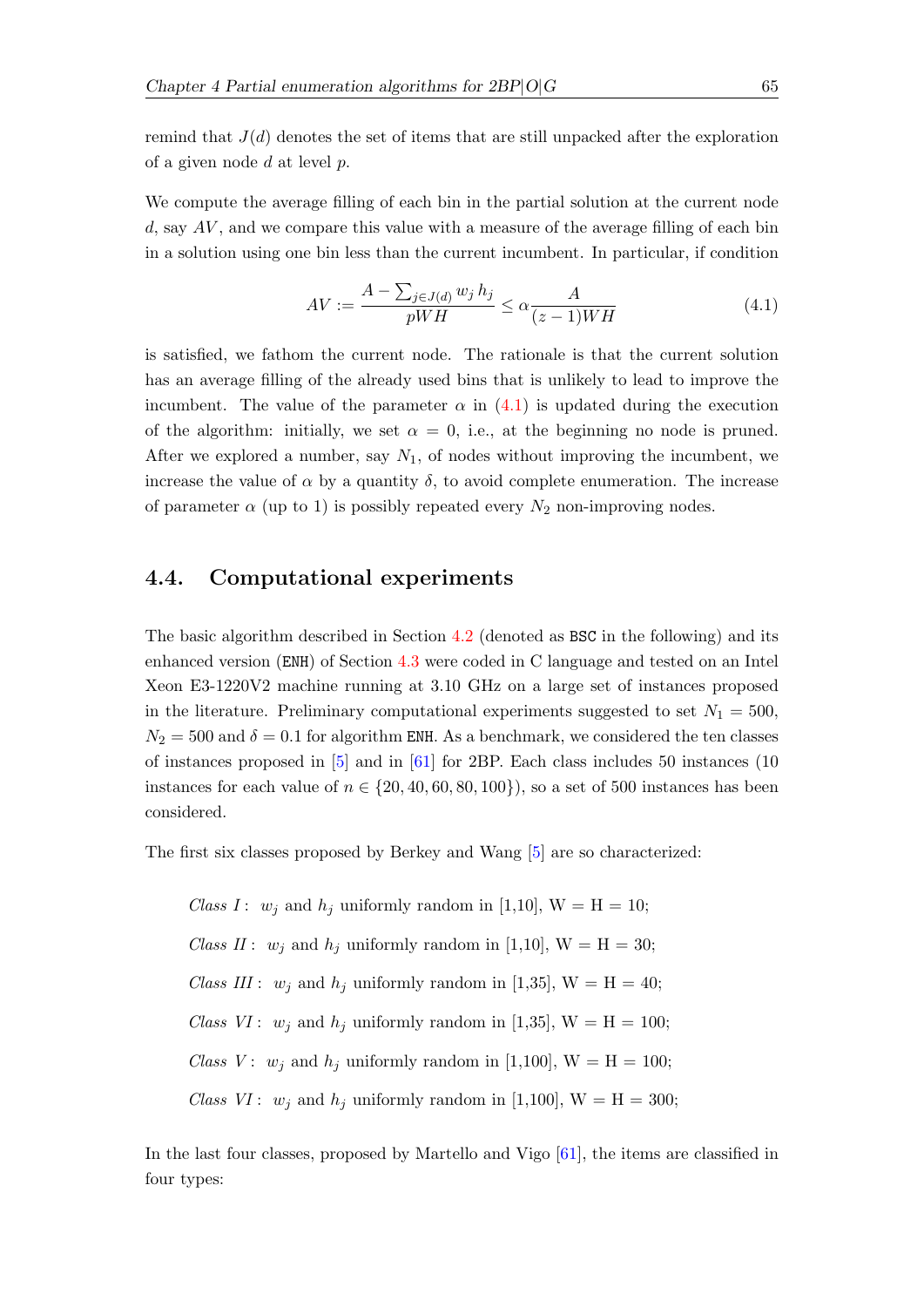remind that $J(d)$ denotes the set of items that are still unpacked after the exploration of a given node $d$ at level $p$.

We compute the average filling of each bin in the partial solution at the current node $d$, say $AV$, and we compare this value with a measure of the average filling of each bin in a solution using one bin less than the current incumbent. In particular, if condition

$$AV := \frac{A - \sum_{j \in J(d)} w_j \, h_j}{pWH} \leq \alpha \frac{A}{(z-1)WH} \tag{4.1}$$

is satisfied, we fathom the current node. The rationale is that the current solution has an average filling of the already used bins that is unlikely to lead to improve the incumbent. The value of the parameter $\alpha$ in (4.1) is updated during the execution of the algorithm: initially, we set $\alpha = 0$, i.e., at the beginning no node is pruned. After we explored a number, say $N_1$, of nodes without improving the incumbent, we increase the value of $\alpha$ by a quantity $\delta$, to avoid complete enumeration. The increase of parameter $\alpha$ (up to 1) is possibly repeated every $N_2$ non-improving nodes.

## 4.4. Computational experiments

The basic algorithm described in Section 4.2 (denoted as BSC in the following) and its enhanced version (ENH) of Section 4.3 were coded in C language and tested on an Intel Xeon E3-1220V2 machine running at 3.10 GHz on a large set of instances proposed in the literature. Preliminary computational experiments suggested to set $N_1 = 500$, $N_2 = 500$ and $\delta = 0.1$ for algorithm ENH. As a benchmark, we considered the ten classes of instances proposed in [5] and in [61] for 2BP. Each class includes 50 instances (10 instances for each value of $n \in \{20, 40, 60, 80, 100\}$), so a set of 500 instances has been considered.

The first six classes proposed by Berkey and Wang [5] are so characterized:

*Class I* : $w_j$ and $h_j$ uniformly random in [1,10], W = H = 10;

*Class II* : $w_j$ and $h_j$ uniformly random in [1,10], W = H = 30;

*Class III* : $w_j$ and $h_j$ uniformly random in [1,35], W = H = 40;

*Class VI* : $w_j$ and $h_j$ uniformly random in [1,35], W = H = 100;

*Class V* : $w_j$ and $h_j$ uniformly random in [1,100], W = H = 100;

*Class VI* : $w_j$ and $h_j$ uniformly random in [1,100], W = H = 300;

In the last four classes, proposed by Martello and Vigo [61], the items are classified in four types: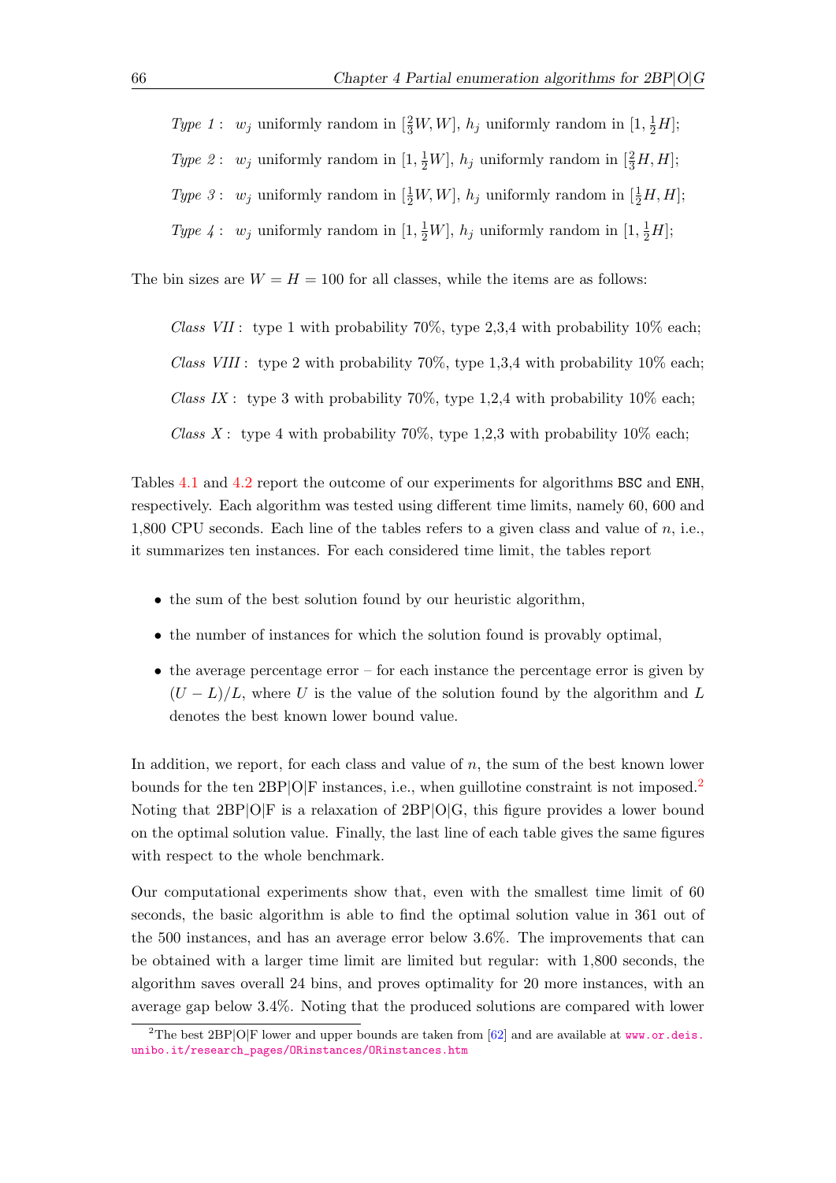*Type 1* : $w_j$ uniformly random in $[\frac{2}{3}W, W]$, $h_j$ uniformly random in $[1, \frac{1}{2}H]$;

*Type 2* : $w_j$ uniformly random in $[1, \frac{1}{2}W]$, $h_j$ uniformly random in $[\frac{2}{3}H, H]$;

*Type 3* : $w_j$ uniformly random in $[\frac{1}{2}W, W]$, $h_j$ uniformly random in $[\frac{1}{2}H, H]$;

*Type 4* : $w_j$ uniformly random in $[1, \frac{1}{2}W]$, $h_j$ uniformly random in $[1, \frac{1}{2}H]$;

The bin sizes are $W = H = 100$ for all classes, while the items are as follows:

*Class VII* : type 1 with probability 70%, type 2,3,4 with probability 10% each;

*Class VIII* : type 2 with probability 70%, type 1,3,4 with probability 10% each;

*Class IX* : type 3 with probability 70%, type 1,2,4 with probability 10% each;

*Class X* : type 4 with probability 70%, type 1,2,3 with probability 10% each;

Tables 4.1 and 4.2 report the outcome of our experiments for algorithms `BSC` and `ENH`, respectively. Each algorithm was tested using different time limits, namely 60, 600 and 1,800 CPU seconds. Each line of the tables refers to a given class and value of $n$, i.e., it summarizes ten instances. For each considered time limit, the tables report

- the sum of the best solution found by our heuristic algorithm,
- the number of instances for which the solution found is provably optimal,
- the average percentage error – for each instance the percentage error is given by $(U - L)/L$, where $U$ is the value of the solution found by the algorithm and $L$ denotes the best known lower bound value.

In addition, we report, for each class and value of $n$, the sum of the best known lower bounds for the ten 2BP|O|F instances, i.e., when guillotine constraint is not imposed.[2] Noting that 2BP|O|F is a relaxation of 2BP|O|G, this figure provides a lower bound on the optimal solution value. Finally, the last line of each table gives the same figures with respect to the whole benchmark.

Our computational experiments show that, even with the smallest time limit of 60 seconds, the basic algorithm is able to find the optimal solution value in 361 out of the 500 instances, and has an average error below 3.6%. The improvements that can be obtained with a larger time limit are limited but regular: with 1,800 seconds, the algorithm saves overall 24 bins, and proves optimality for 20 more instances, with an average gap below 3.4%. Noting that the produced solutions are compared with lower

[2] The best 2BP|O|F lower and upper bounds are taken from [62] and are available at www.or.deis.unibo.it/research_pages/ORinstances/ORinstances.htm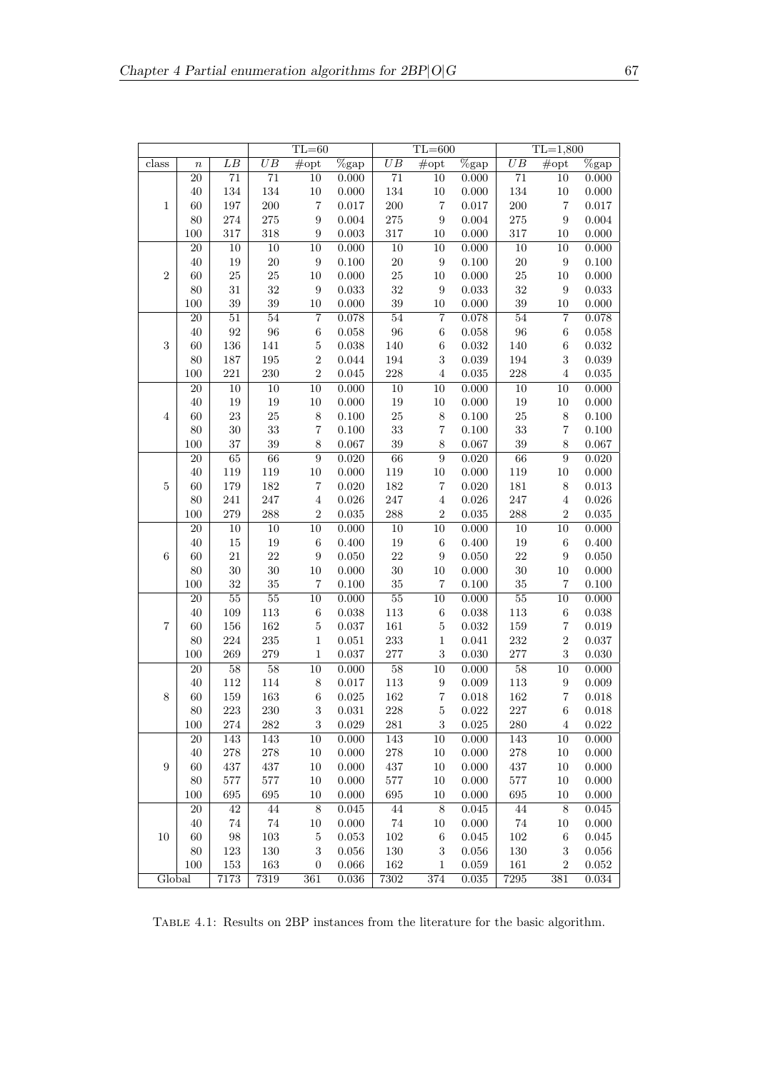| | | | TL=60 | | | TL=600 | | | TL=1,800 | | |
|---|---|---|---|---|---|---|---|---|---|---|---|
| class | $n$ | $LB$ | $UB$ | #opt | %gap | $UB$ | #opt | %gap | $UB$ | #opt | %gap |
| 1 | 20 | 71 | 71 | 10 | 0.000 | 71 | 10 | 0.000 | 71 | 10 | 0.000 |
| | 40 | 134 | 134 | 10 | 0.000 | 134 | 10 | 0.000 | 134 | 10 | 0.000 |
| | 60 | 197 | 200 | 7 | 0.017 | 200 | 7 | 0.017 | 200 | 7 | 0.017 |
| | 80 | 274 | 275 | 9 | 0.004 | 275 | 9 | 0.004 | 275 | 9 | 0.004 |
| | 100 | 317 | 318 | 9 | 0.003 | 317 | 10 | 0.000 | 317 | 10 | 0.000 |
| 2 | 20 | 10 | 10 | 10 | 0.000 | 10 | 10 | 0.000 | 10 | 10 | 0.000 |
| | 40 | 19 | 20 | 9 | 0.100 | 20 | 9 | 0.100 | 20 | 9 | 0.100 |
| | 60 | 25 | 25 | 10 | 0.000 | 25 | 10 | 0.000 | 25 | 10 | 0.000 |
| | 80 | 31 | 32 | 9 | 0.033 | 32 | 9 | 0.033 | 32 | 9 | 0.033 |
| | 100 | 39 | 39 | 10 | 0.000 | 39 | 10 | 0.000 | 39 | 10 | 0.000 |
| 3 | 20 | 51 | 54 | 7 | 0.078 | 54 | 7 | 0.078 | 54 | 7 | 0.078 |
| | 40 | 92 | 96 | 6 | 0.058 | 96 | 6 | 0.058 | 96 | 6 | 0.058 |
| | 60 | 136 | 141 | 5 | 0.038 | 140 | 6 | 0.032 | 140 | 6 | 0.032 |
| | 80 | 187 | 195 | 2 | 0.044 | 194 | 3 | 0.039 | 194 | 3 | 0.039 |
| | 100 | 221 | 230 | 2 | 0.045 | 228 | 4 | 0.035 | 228 | 4 | 0.035 |
| 4 | 20 | 10 | 10 | 10 | 0.000 | 10 | 10 | 0.000 | 10 | 10 | 0.000 |
| | 40 | 19 | 19 | 10 | 0.000 | 19 | 10 | 0.000 | 19 | 10 | 0.000 |
| | 60 | 23 | 25 | 8 | 0.100 | 25 | 8 | 0.100 | 25 | 8 | 0.100 |
| | 80 | 30 | 33 | 7 | 0.100 | 33 | 7 | 0.100 | 33 | 7 | 0.100 |
| | 100 | 37 | 39 | 8 | 0.067 | 39 | 8 | 0.067 | 39 | 8 | 0.067 |
| 5 | 20 | 65 | 66 | 9 | 0.020 | 66 | 9 | 0.020 | 66 | 9 | 0.020 |
| | 40 | 119 | 119 | 10 | 0.000 | 119 | 10 | 0.000 | 119 | 10 | 0.000 |
| | 60 | 179 | 182 | 7 | 0.020 | 182 | 7 | 0.020 | 181 | 8 | 0.013 |
| | 80 | 241 | 247 | 4 | 0.026 | 247 | 4 | 0.026 | 247 | 4 | 0.026 |
| | 100 | 279 | 288 | 2 | 0.035 | 288 | 2 | 0.035 | 288 | 2 | 0.035 |
| 6 | 20 | 10 | 10 | 10 | 0.000 | 10 | 10 | 0.000 | 10 | 10 | 0.000 |
| | 40 | 15 | 19 | 6 | 0.400 | 19 | 6 | 0.400 | 19 | 6 | 0.400 |
| | 60 | 21 | 22 | 9 | 0.050 | 22 | 9 | 0.050 | 22 | 9 | 0.050 |
| | 80 | 30 | 30 | 10 | 0.000 | 30 | 10 | 0.000 | 30 | 10 | 0.000 |
| | 100 | 32 | 35 | 7 | 0.100 | 35 | 7 | 0.100 | 35 | 7 | 0.100 |
| 7 | 20 | 55 | 55 | 10 | 0.000 | 55 | 10 | 0.000 | 55 | 10 | 0.000 |
| | 40 | 109 | 113 | 6 | 0.038 | 113 | 6 | 0.038 | 113 | 6 | 0.038 |
| | 60 | 156 | 162 | 5 | 0.037 | 161 | 5 | 0.032 | 159 | 7 | 0.019 |
| | 80 | 224 | 235 | 1 | 0.051 | 233 | 1 | 0.041 | 232 | 2 | 0.037 |
| | 100 | 269 | 279 | 1 | 0.037 | 277 | 3 | 0.030 | 277 | 3 | 0.030 |
| 8 | 20 | 58 | 58 | 10 | 0.000 | 58 | 10 | 0.000 | 58 | 10 | 0.000 |
| | 40 | 112 | 114 | 8 | 0.017 | 113 | 9 | 0.009 | 113 | 9 | 0.009 |
| | 60 | 159 | 163 | 6 | 0.025 | 162 | 7 | 0.018 | 162 | 7 | 0.018 |
| | 80 | 223 | 230 | 3 | 0.031 | 228 | 5 | 0.022 | 227 | 6 | 0.018 |
| | 100 | 274 | 282 | 3 | 0.029 | 281 | 3 | 0.025 | 280 | 4 | 0.022 |
| 9 | 20 | 143 | 143 | 10 | 0.000 | 143 | 10 | 0.000 | 143 | 10 | 0.000 |
| | 40 | 278 | 278 | 10 | 0.000 | 278 | 10 | 0.000 | 278 | 10 | 0.000 |
| | 60 | 437 | 437 | 10 | 0.000 | 437 | 10 | 0.000 | 437 | 10 | 0.000 |
| | 80 | 577 | 577 | 10 | 0.000 | 577 | 10 | 0.000 | 577 | 10 | 0.000 |
| | 100 | 695 | 695 | 10 | 0.000 | 695 | 10 | 0.000 | 695 | 10 | 0.000 |
| 10 | 20 | 42 | 44 | 8 | 0.045 | 44 | 8 | 0.045 | 44 | 8 | 0.045 |
| | 40 | 74 | 74 | 10 | 0.000 | 74 | 10 | 0.000 | 74 | 10 | 0.000 |
| | 60 | 98 | 103 | 5 | 0.053 | 102 | 6 | 0.045 | 102 | 6 | 0.045 |
| | 80 | 123 | 130 | 3 | 0.056 | 130 | 3 | 0.056 | 130 | 3 | 0.056 |
| | 100 | 153 | 163 | 0 | 0.066 | 162 | 1 | 0.059 | 161 | 2 | 0.052 |
| Global | | 7173 | 7319 | 361 | 0.036 | 7302 | 374 | 0.035 | 7295 | 381 | 0.034 |

Table 4.1: Results on 2BP instances from the literature for the basic algorithm.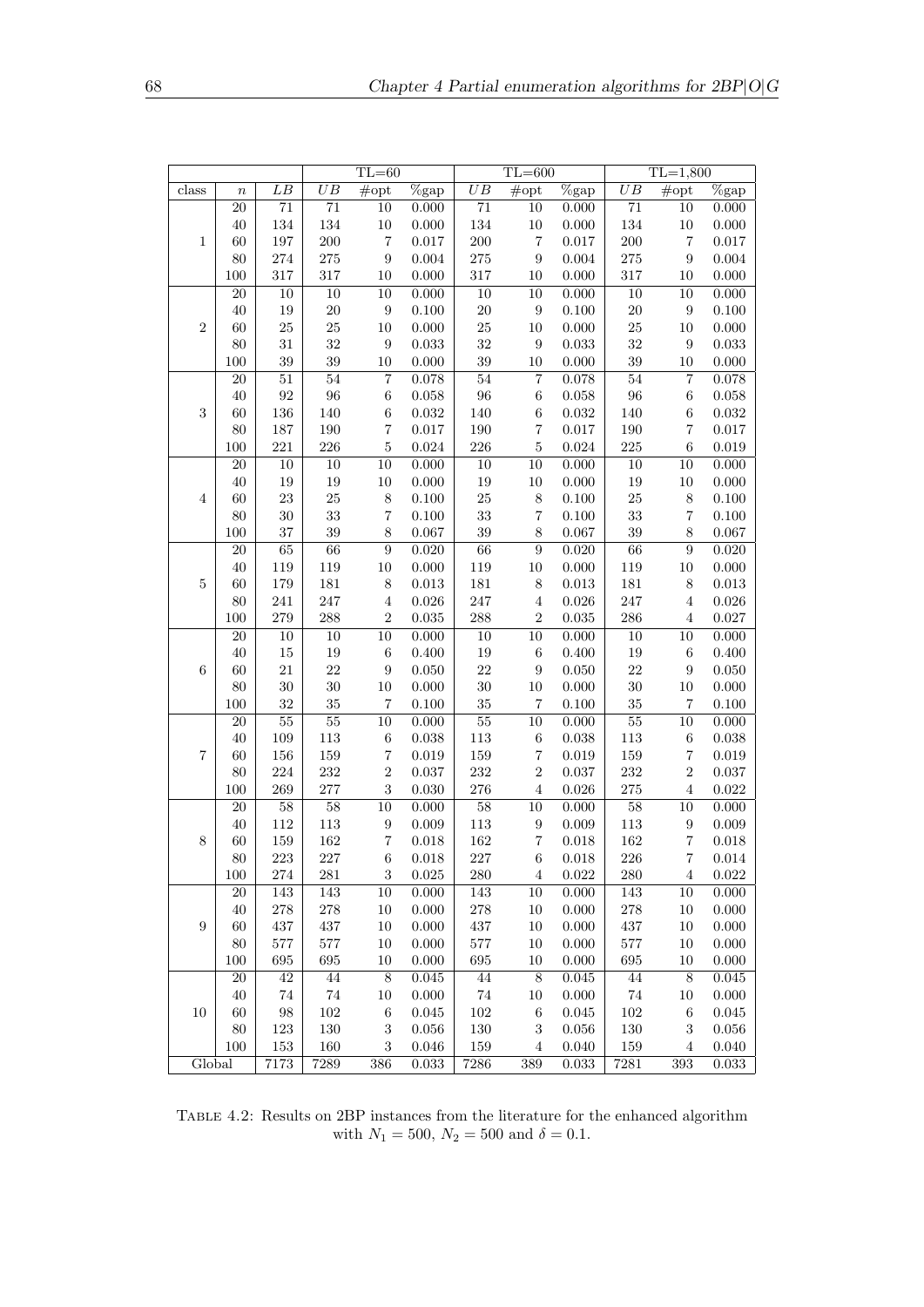| | | | TL=60 | | | TL=600 | | | TL=1,800 | | |
|---|---|---|---|---|---|---|---|---|---|---|---|
| class | $n$ | $LB$ | $UB$ | #opt | %gap | $UB$ | #opt | %gap | $UB$ | #opt | %gap |
| 1 | 20 | 71 | 71 | 10 | 0.000 | 71 | 10 | 0.000 | 71 | 10 | 0.000 |
| | 40 | 134 | 134 | 10 | 0.000 | 134 | 10 | 0.000 | 134 | 10 | 0.000 |
| | 60 | 197 | 200 | 7 | 0.017 | 200 | 7 | 0.017 | 200 | 7 | 0.017 |
| | 80 | 274 | 275 | 9 | 0.004 | 275 | 9 | 0.004 | 275 | 9 | 0.004 |
| | 100 | 317 | 317 | 10 | 0.000 | 317 | 10 | 0.000 | 317 | 10 | 0.000 |
| 2 | 20 | 10 | 10 | 10 | 0.000 | 10 | 10 | 0.000 | 10 | 10 | 0.000 |
| | 40 | 19 | 20 | 9 | 0.100 | 20 | 9 | 0.100 | 20 | 9 | 0.100 |
| | 60 | 25 | 25 | 10 | 0.000 | 25 | 10 | 0.000 | 25 | 10 | 0.000 |
| | 80 | 31 | 32 | 9 | 0.033 | 32 | 9 | 0.033 | 32 | 9 | 0.033 |
| | 100 | 39 | 39 | 10 | 0.000 | 39 | 10 | 0.000 | 39 | 10 | 0.000 |
| 3 | 20 | 51 | 54 | 7 | 0.078 | 54 | 7 | 0.078 | 54 | 7 | 0.078 |
| | 40 | 92 | 96 | 6 | 0.058 | 96 | 6 | 0.058 | 96 | 6 | 0.058 |
| | 60 | 136 | 140 | 6 | 0.032 | 140 | 6 | 0.032 | 140 | 6 | 0.032 |
| | 80 | 187 | 190 | 7 | 0.017 | 190 | 7 | 0.017 | 190 | 7 | 0.017 |
| | 100 | 221 | 226 | 5 | 0.024 | 226 | 5 | 0.024 | 225 | 6 | 0.019 |
| 4 | 20 | 10 | 10 | 10 | 0.000 | 10 | 10 | 0.000 | 10 | 10 | 0.000 |
| | 40 | 19 | 19 | 10 | 0.000 | 19 | 10 | 0.000 | 19 | 10 | 0.000 |
| | 60 | 23 | 25 | 8 | 0.100 | 25 | 8 | 0.100 | 25 | 8 | 0.100 |
| | 80 | 30 | 33 | 7 | 0.100 | 33 | 7 | 0.100 | 33 | 7 | 0.100 |
| | 100 | 37 | 39 | 8 | 0.067 | 39 | 8 | 0.067 | 39 | 8 | 0.067 |
| 5 | 20 | 65 | 66 | 9 | 0.020 | 66 | 9 | 0.020 | 66 | 9 | 0.020 |
| | 40 | 119 | 119 | 10 | 0.000 | 119 | 10 | 0.000 | 119 | 10 | 0.000 |
| | 60 | 179 | 181 | 8 | 0.013 | 181 | 8 | 0.013 | 181 | 8 | 0.013 |
| | 80 | 241 | 247 | 4 | 0.026 | 247 | 4 | 0.026 | 247 | 4 | 0.026 |
| | 100 | 279 | 288 | 2 | 0.035 | 288 | 2 | 0.035 | 286 | 4 | 0.027 |
| 6 | 20 | 10 | 10 | 10 | 0.000 | 10 | 10 | 0.000 | 10 | 10 | 0.000 |
| | 40 | 15 | 19 | 6 | 0.400 | 19 | 6 | 0.400 | 19 | 6 | 0.400 |
| | 60 | 21 | 22 | 9 | 0.050 | 22 | 9 | 0.050 | 22 | 9 | 0.050 |
| | 80 | 30 | 30 | 10 | 0.000 | 30 | 10 | 0.000 | 30 | 10 | 0.000 |
| | 100 | 32 | 35 | 7 | 0.100 | 35 | 7 | 0.100 | 35 | 7 | 0.100 |
| 7 | 20 | 55 | 55 | 10 | 0.000 | 55 | 10 | 0.000 | 55 | 10 | 0.000 |
| | 40 | 109 | 113 | 6 | 0.038 | 113 | 6 | 0.038 | 113 | 6 | 0.038 |
| | 60 | 156 | 159 | 7 | 0.019 | 159 | 7 | 0.019 | 159 | 7 | 0.019 |
| | 80 | 224 | 232 | 2 | 0.037 | 232 | 2 | 0.037 | 232 | 2 | 0.037 |
| | 100 | 269 | 277 | 3 | 0.030 | 276 | 4 | 0.026 | 275 | 4 | 0.022 |
| 8 | 20 | 58 | 58 | 10 | 0.000 | 58 | 10 | 0.000 | 58 | 10 | 0.000 |
| | 40 | 112 | 113 | 9 | 0.009 | 113 | 9 | 0.009 | 113 | 9 | 0.009 |
| | 60 | 159 | 162 | 7 | 0.018 | 162 | 7 | 0.018 | 162 | 7 | 0.018 |
| | 80 | 223 | 227 | 6 | 0.018 | 227 | 6 | 0.018 | 226 | 7 | 0.014 |
| | 100 | 274 | 281 | 3 | 0.025 | 280 | 4 | 0.022 | 280 | 4 | 0.022 |
| 9 | 20 | 143 | 143 | 10 | 0.000 | 143 | 10 | 0.000 | 143 | 10 | 0.000 |
| | 40 | 278 | 278 | 10 | 0.000 | 278 | 10 | 0.000 | 278 | 10 | 0.000 |
| | 60 | 437 | 437 | 10 | 0.000 | 437 | 10 | 0.000 | 437 | 10 | 0.000 |
| | 80 | 577 | 577 | 10 | 0.000 | 577 | 10 | 0.000 | 577 | 10 | 0.000 |
| | 100 | 695 | 695 | 10 | 0.000 | 695 | 10 | 0.000 | 695 | 10 | 0.000 |
| 10 | 20 | 42 | 44 | 8 | 0.045 | 44 | 8 | 0.045 | 44 | 8 | 0.045 |
| | 40 | 74 | 74 | 10 | 0.000 | 74 | 10 | 0.000 | 74 | 10 | 0.000 |
| | 60 | 98 | 102 | 6 | 0.045 | 102 | 6 | 0.045 | 102 | 6 | 0.045 |
| | 80 | 123 | 130 | 3 | 0.056 | 130 | 3 | 0.056 | 130 | 3 | 0.056 |
| | 100 | 153 | 160 | 3 | 0.046 | 159 | 4 | 0.040 | 159 | 4 | 0.040 |
| Global | | 7173 | 7289 | 386 | 0.033 | 7286 | 389 | 0.033 | 7281 | 393 | 0.033 |

Table 4.2: Results on 2BP instances from the literature for the enhanced algorithm with $N_1 = 500$, $N_2 = 500$ and $\delta = 0.1$.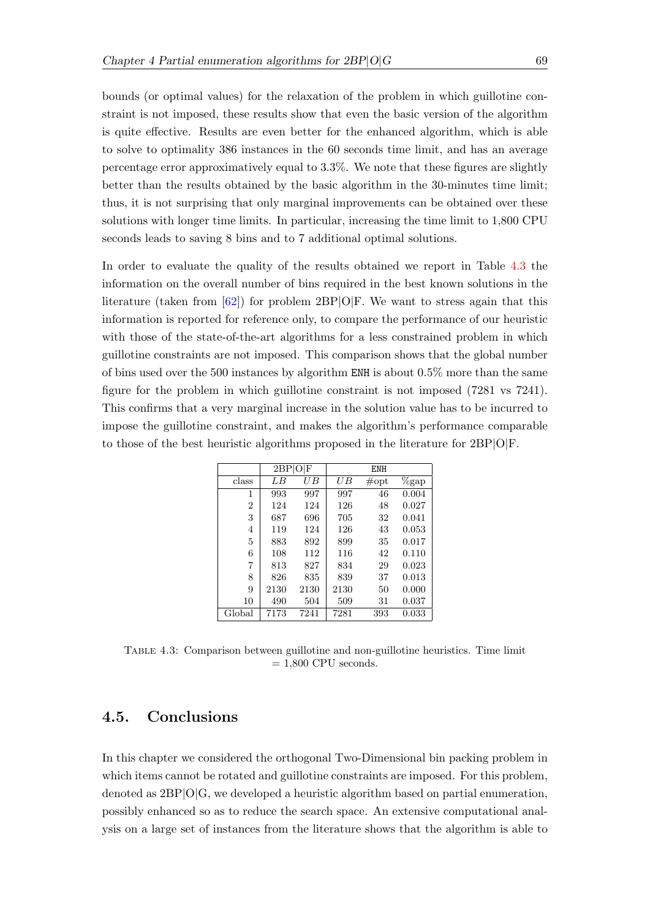bounds (or optimal values) for the relaxation of the problem in which guillotine constraint is not imposed, these results show that even the basic version of the algorithm is quite effective. Results are even better for the enhanced algorithm, which is able to solve to optimality 386 instances in the 60 seconds time limit, and has an average percentage error approximatively equal to 3.3%. We note that these figures are slightly better than the results obtained by the basic algorithm in the 30-minutes time limit; thus, it is not surprising that only marginal improvements can be obtained over these solutions with longer time limits. In particular, increasing the time limit to 1,800 CPU seconds leads to saving 8 bins and to 7 additional optimal solutions.

In order to evaluate the quality of the results obtained we report in Table 4.3 the information on the overall number of bins required in the best known solutions in the literature (taken from [62]) for problem 2BP|O|F. We want to stress again that this information is reported for reference only, to compare the performance of our heuristic with those of the state-of-the-art algorithms for a less constrained problem in which guillotine constraints are not imposed. This comparison shows that the global number of bins used over the 500 instances by algorithm ENH is about 0.5% more than the same figure for the problem in which guillotine constraint is not imposed (7281 vs 7241). This confirms that a very marginal increase in the solution value has to be incurred to impose the guillotine constraint, and makes the algorithm's performance comparable to those of the best heuristic algorithms proposed in the literature for 2BP|O|F.

| | 2BP\|O\|F | | ENH | | |
|---|---|---|---|---|---|
| class | $LB$ | $UB$ | $UB$ | #opt | %gap |
| 1 | 993 | 997 | 997 | 46 | 0.004 |
| 2 | 124 | 124 | 126 | 48 | 0.027 |
| 3 | 687 | 696 | 705 | 32 | 0.041 |
| 4 | 119 | 124 | 126 | 43 | 0.053 |
| 5 | 883 | 892 | 899 | 35 | 0.017 |
| 6 | 108 | 112 | 116 | 42 | 0.110 |
| 7 | 813 | 827 | 834 | 29 | 0.023 |
| 8 | 826 | 835 | 839 | 37 | 0.013 |
| 9 | 2130 | 2130 | 2130 | 50 | 0.000 |
| 10 | 490 | 504 | 509 | 31 | 0.037 |
| Global | 7173 | 7241 | 7281 | 393 | 0.033 |

Table 4.3: Comparison between guillotine and non-guillotine heuristics. Time limit = 1,800 CPU seconds.

## 4.5. Conclusions

In this chapter we considered the orthogonal Two-Dimensional bin packing problem in which items cannot be rotated and guillotine constraints are imposed. For this problem, denoted as 2BP|O|G, we developed a heuristic algorithm based on partial enumeration, possibly enhanced so as to reduce the search space. An extensive computational analysis on a large set of instances from the literature shows that the algorithm is able to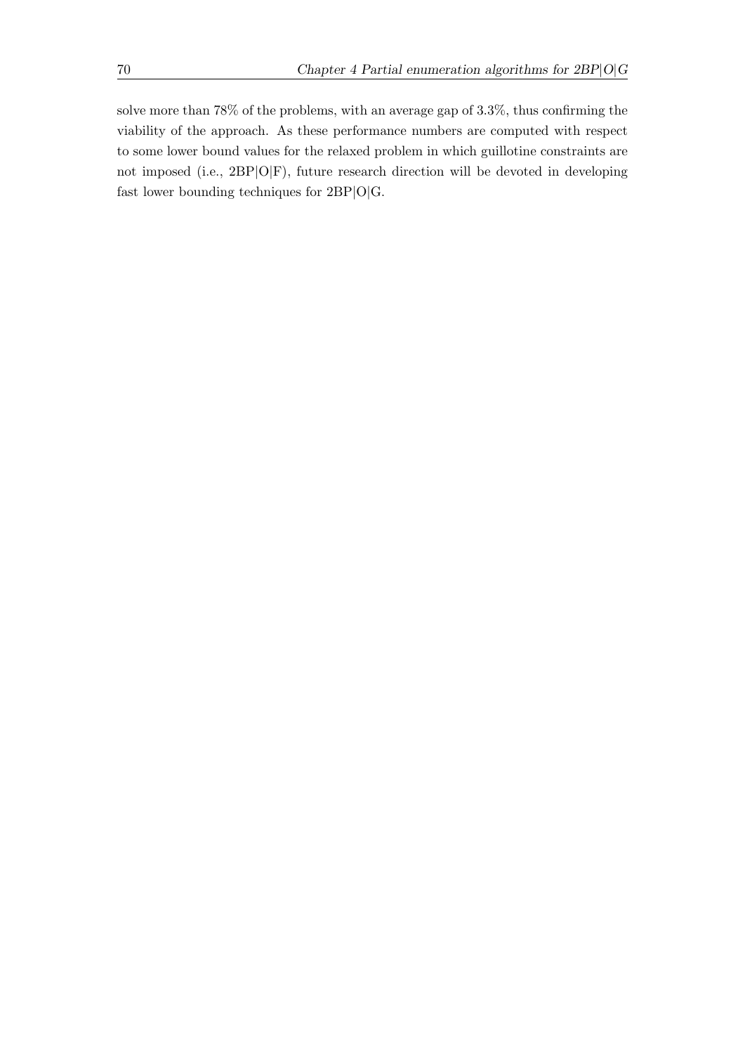solve more than 78% of the problems, with an average gap of 3.3%, thus confirming the viability of the approach. As these performance numbers are computed with respect to some lower bound values for the relaxed problem in which guillotine constraints are not imposed (i.e., 2BP|O|F), future research direction will be devoted in developing fast lower bounding techniques for 2BP|O|G.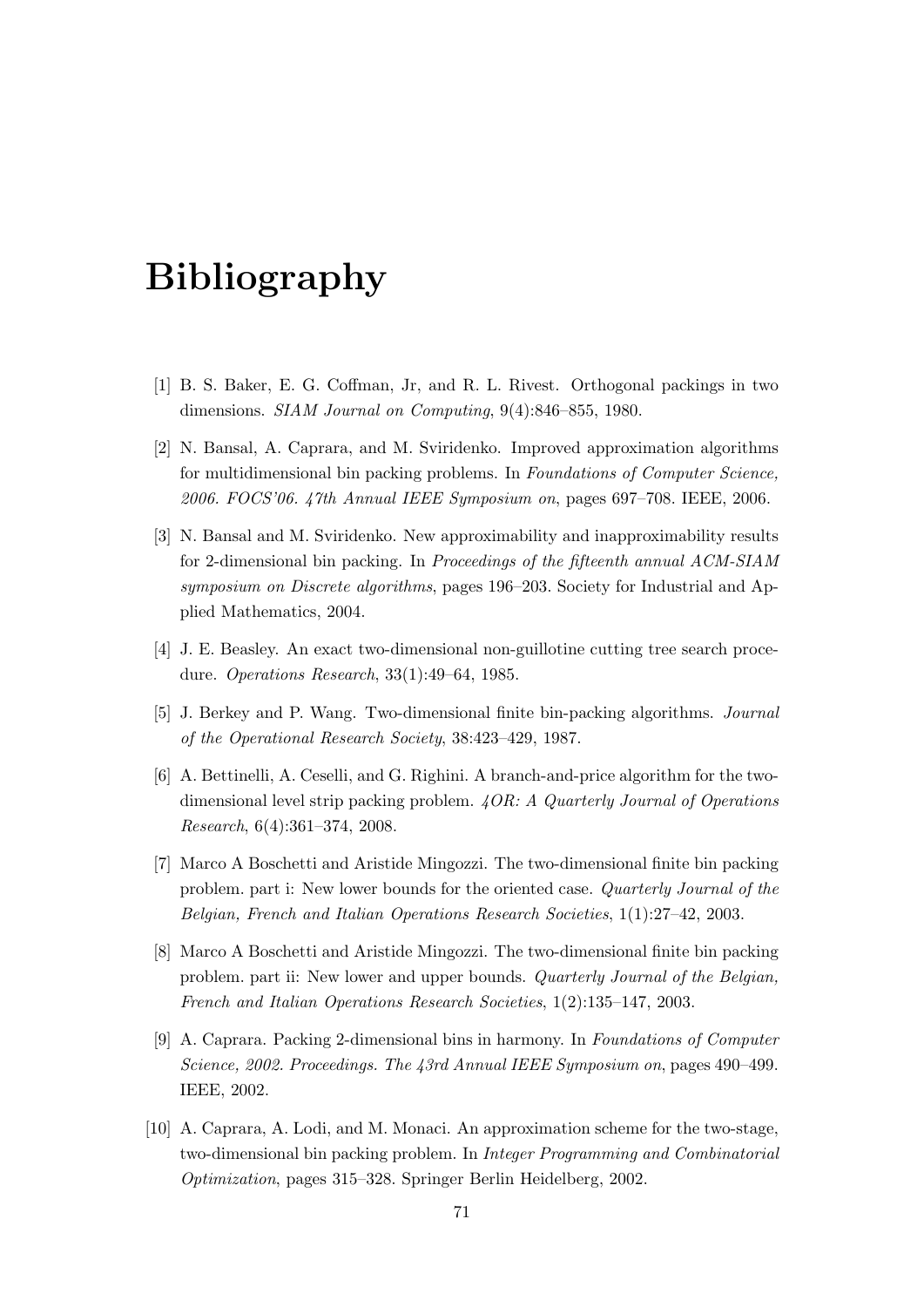# Bibliography

[1] B. S. Baker, E. G. Coffman, Jr, and R. L. Rivest. Orthogonal packings in two dimensions. *SIAM Journal on Computing*, 9(4):846–855, 1980.

[2] N. Bansal, A. Caprara, and M. Sviridenko. Improved approximation algorithms for multidimensional bin packing problems. In *Foundations of Computer Science, 2006. FOCS'06. 47th Annual IEEE Symposium on*, pages 697–708. IEEE, 2006.

[3] N. Bansal and M. Sviridenko. New approximability and inapproximability results for 2-dimensional bin packing. In *Proceedings of the fifteenth annual ACM-SIAM symposium on Discrete algorithms*, pages 196–203. Society for Industrial and Applied Mathematics, 2004.

[4] J. E. Beasley. An exact two-dimensional non-guillotine cutting tree search procedure. *Operations Research*, 33(1):49–64, 1985.

[5] J. Berkey and P. Wang. Two-dimensional finite bin-packing algorithms. *Journal of the Operational Research Society*, 38:423–429, 1987.

[6] A. Bettinelli, A. Ceselli, and G. Righini. A branch-and-price algorithm for the two-dimensional level strip packing problem. *4OR: A Quarterly Journal of Operations Research*, 6(4):361–374, 2008.

[7] Marco A Boschetti and Aristide Mingozzi. The two-dimensional finite bin packing problem. part i: New lower bounds for the oriented case. *Quarterly Journal of the Belgian, French and Italian Operations Research Societies*, 1(1):27–42, 2003.

[8] Marco A Boschetti and Aristide Mingozzi. The two-dimensional finite bin packing problem. part ii: New lower and upper bounds. *Quarterly Journal of the Belgian, French and Italian Operations Research Societies*, 1(2):135–147, 2003.

[9] A. Caprara. Packing 2-dimensional bins in harmony. In *Foundations of Computer Science, 2002. Proceedings. The 43rd Annual IEEE Symposium on*, pages 490–499. IEEE, 2002.

[10] A. Caprara, A. Lodi, and M. Monaci. An approximation scheme for the two-stage, two-dimensional bin packing problem. In *Integer Programming and Combinatorial Optimization*, pages 315–328. Springer Berlin Heidelberg, 2002.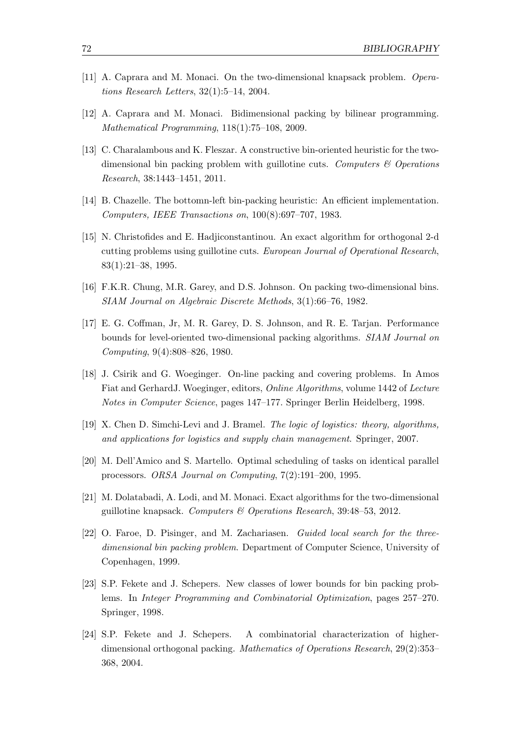[11] A. Caprara and M. Monaci. On the two-dimensional knapsack problem. *Operations Research Letters*, 32(1):5–14, 2004.

[12] A. Caprara and M. Monaci. Bidimensional packing by bilinear programming. *Mathematical Programming*, 118(1):75–108, 2009.

[13] C. Charalambous and K. Fleszar. A constructive bin-oriented heuristic for the two-dimensional bin packing problem with guillotine cuts. *Computers & Operations Research*, 38:1443–1451, 2011.

[14] B. Chazelle. The bottomn-left bin-packing heuristic: An efficient implementation. *Computers, IEEE Transactions on*, 100(8):697–707, 1983.

[15] N. Christofides and E. Hadjiconstantinou. An exact algorithm for orthogonal 2-d cutting problems using guillotine cuts. *European Journal of Operational Research*, 83(1):21–38, 1995.

[16] F.K.R. Chung, M.R. Garey, and D.S. Johnson. On packing two-dimensional bins. *SIAM Journal on Algebraic Discrete Methods*, 3(1):66–76, 1982.

[17] E. G. Coffman, Jr, M. R. Garey, D. S. Johnson, and R. E. Tarjan. Performance bounds for level-oriented two-dimensional packing algorithms. *SIAM Journal on Computing*, 9(4):808–826, 1980.

[18] J. Csirik and G. Woeginger. On-line packing and covering problems. In Amos Fiat and GerhardJ. Woeginger, editors, *Online Algorithms*, volume 1442 of *Lecture Notes in Computer Science*, pages 147–177. Springer Berlin Heidelberg, 1998.

[19] X. Chen D. Simchi-Levi and J. Bramel. *The logic of logistics: theory, algorithms, and applications for logistics and supply chain management*. Springer, 2007.

[20] M. Dell'Amico and S. Martello. Optimal scheduling of tasks on identical parallel processors. *ORSA Journal on Computing*, 7(2):191–200, 1995.

[21] M. Dolatabadi, A. Lodi, and M. Monaci. Exact algorithms for the two-dimensional guillotine knapsack. *Computers & Operations Research*, 39:48–53, 2012.

[22] O. Faroe, D. Pisinger, and M. Zachariasen. *Guided local search for the three-dimensional bin packing problem*. Department of Computer Science, University of Copenhagen, 1999.

[23] S.P. Fekete and J. Schepers. New classes of lower bounds for bin packing problems. In *Integer Programming and Combinatorial Optimization*, pages 257–270. Springer, 1998.

[24] S.P. Fekete and J. Schepers. A combinatorial characterization of higher-dimensional orthogonal packing. *Mathematics of Operations Research*, 29(2):353–368, 2004.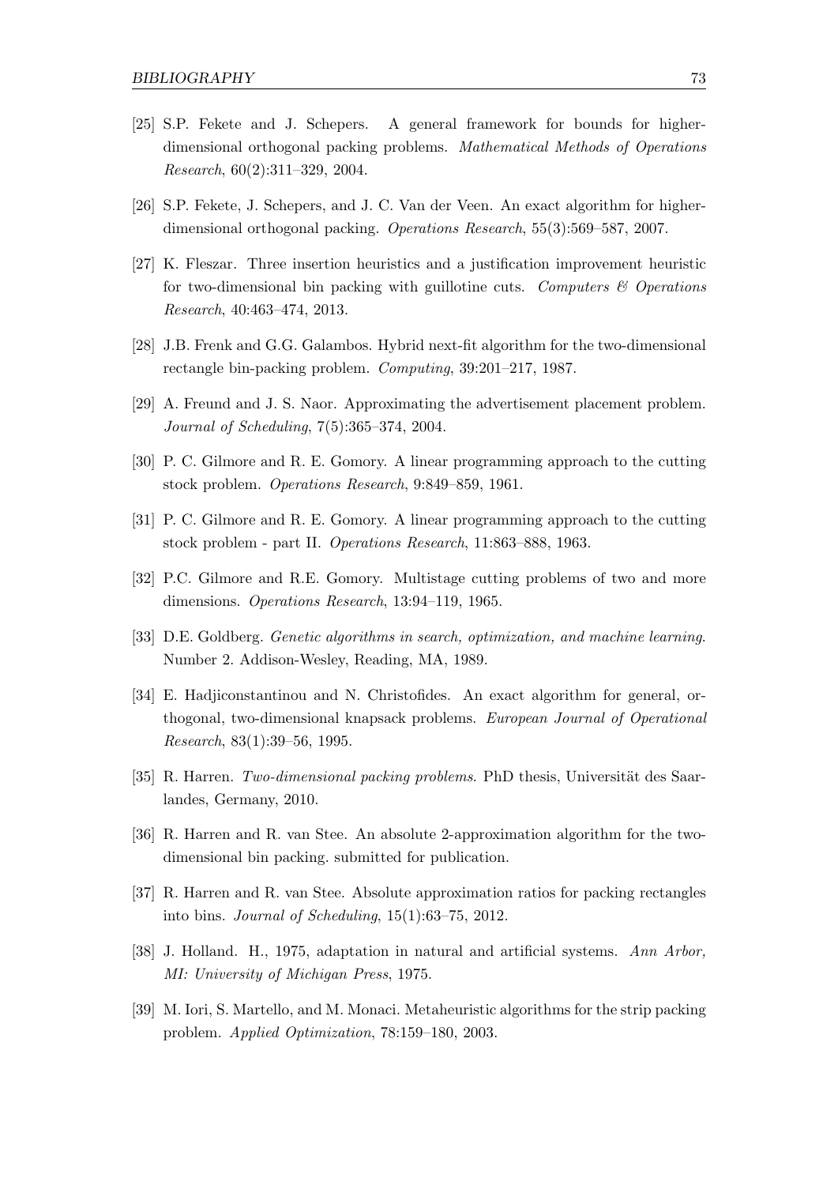[25] S.P. Fekete and J. Schepers. A general framework for bounds for higher-dimensional orthogonal packing problems. *Mathematical Methods of Operations Research*, 60(2):311–329, 2004.

[26] S.P. Fekete, J. Schepers, and J. C. Van der Veen. An exact algorithm for higher-dimensional orthogonal packing. *Operations Research*, 55(3):569–587, 2007.

[27] K. Fleszar. Three insertion heuristics and a justification improvement heuristic for two-dimensional bin packing with guillotine cuts. *Computers & Operations Research*, 40:463–474, 2013.

[28] J.B. Frenk and G.G. Galambos. Hybrid next-fit algorithm for the two-dimensional rectangle bin-packing problem. *Computing*, 39:201–217, 1987.

[29] A. Freund and J. S. Naor. Approximating the advertisement placement problem. *Journal of Scheduling*, 7(5):365–374, 2004.

[30] P. C. Gilmore and R. E. Gomory. A linear programming approach to the cutting stock problem. *Operations Research*, 9:849–859, 1961.

[31] P. C. Gilmore and R. E. Gomory. A linear programming approach to the cutting stock problem - part II. *Operations Research*, 11:863–888, 1963.

[32] P.C. Gilmore and R.E. Gomory. Multistage cutting problems of two and more dimensions. *Operations Research*, 13:94–119, 1965.

[33] D.E. Goldberg. *Genetic algorithms in search, optimization, and machine learning*. Number 2. Addison-Wesley, Reading, MA, 1989.

[34] E. Hadjiconstantinou and N. Christofides. An exact algorithm for general, orthogonal, two-dimensional knapsack problems. *European Journal of Operational Research*, 83(1):39–56, 1995.

[35] R. Harren. *Two-dimensional packing problems*. PhD thesis, Universität des Saarlandes, Germany, 2010.

[36] R. Harren and R. van Stee. An absolute 2-approximation algorithm for the two-dimensional bin packing. submitted for publication.

[37] R. Harren and R. van Stee. Absolute approximation ratios for packing rectangles into bins. *Journal of Scheduling*, 15(1):63–75, 2012.

[38] J. Holland. H., 1975, adaptation in natural and artificial systems. *Ann Arbor, MI: University of Michigan Press*, 1975.

[39] M. Iori, S. Martello, and M. Monaci. Metaheuristic algorithms for the strip packing problem. *Applied Optimization*, 78:159–180, 2003.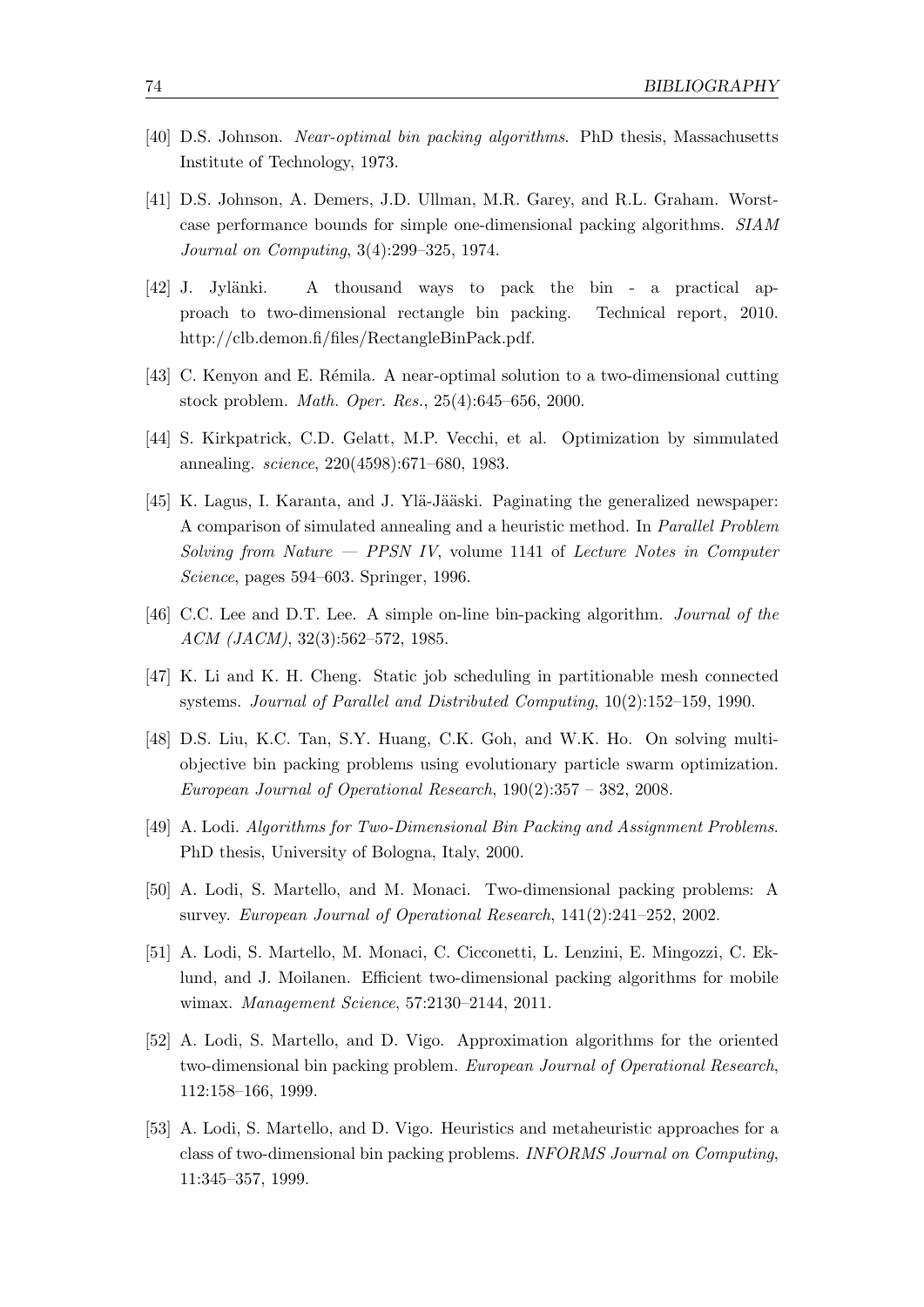[40] D.S. Johnson. *Near-optimal bin packing algorithms*. PhD thesis, Massachusetts Institute of Technology, 1973.

[41] D.S. Johnson, A. Demers, J.D. Ullman, M.R. Garey, and R.L. Graham. Worst-case performance bounds for simple one-dimensional packing algorithms. *SIAM Journal on Computing*, 3(4):299–325, 1974.

[42] J. Jylänki. A thousand ways to pack the bin - a practical approach to two-dimensional rectangle bin packing. Technical report, 2010. http://clb.demon.fi/files/RectangleBinPack.pdf.

[43] C. Kenyon and E. Rémila. A near-optimal solution to a two-dimensional cutting stock problem. *Math. Oper. Res.*, 25(4):645–656, 2000.

[44] S. Kirkpatrick, C.D. Gelatt, M.P. Vecchi, et al. Optimization by simmulated annealing. *science*, 220(4598):671–680, 1983.

[45] K. Lagus, I. Karanta, and J. Ylä-Jääski. Paginating the generalized newspaper: A comparison of simulated annealing and a heuristic method. In *Parallel Problem Solving from Nature — PPSN IV*, volume 1141 of *Lecture Notes in Computer Science*, pages 594–603. Springer, 1996.

[46] C.C. Lee and D.T. Lee. A simple on-line bin-packing algorithm. *Journal of the ACM (JACM)*, 32(3):562–572, 1985.

[47] K. Li and K. H. Cheng. Static job scheduling in partitionable mesh connected systems. *Journal of Parallel and Distributed Computing*, 10(2):152–159, 1990.

[48] D.S. Liu, K.C. Tan, S.Y. Huang, C.K. Goh, and W.K. Ho. On solving multiobjective bin packing problems using evolutionary particle swarm optimization. *European Journal of Operational Research*, 190(2):357 – 382, 2008.

[49] A. Lodi. *Algorithms for Two-Dimensional Bin Packing and Assignment Problems*. PhD thesis, University of Bologna, Italy, 2000.

[50] A. Lodi, S. Martello, and M. Monaci. Two-dimensional packing problems: A survey. *European Journal of Operational Research*, 141(2):241–252, 2002.

[51] A. Lodi, S. Martello, M. Monaci, C. Cicconetti, L. Lenzini, E. Mingozzi, C. Eklund, and J. Moilanen. Efficient two-dimensional packing algorithms for mobile wimax. *Management Science*, 57:2130–2144, 2011.

[52] A. Lodi, S. Martello, and D. Vigo. Approximation algorithms for the oriented two-dimensional bin packing problem. *European Journal of Operational Research*, 112:158–166, 1999.

[53] A. Lodi, S. Martello, and D. Vigo. Heuristics and metaheuristic approaches for a class of two-dimensional bin packing problems. *INFORMS Journal on Computing*, 11:345–357, 1999.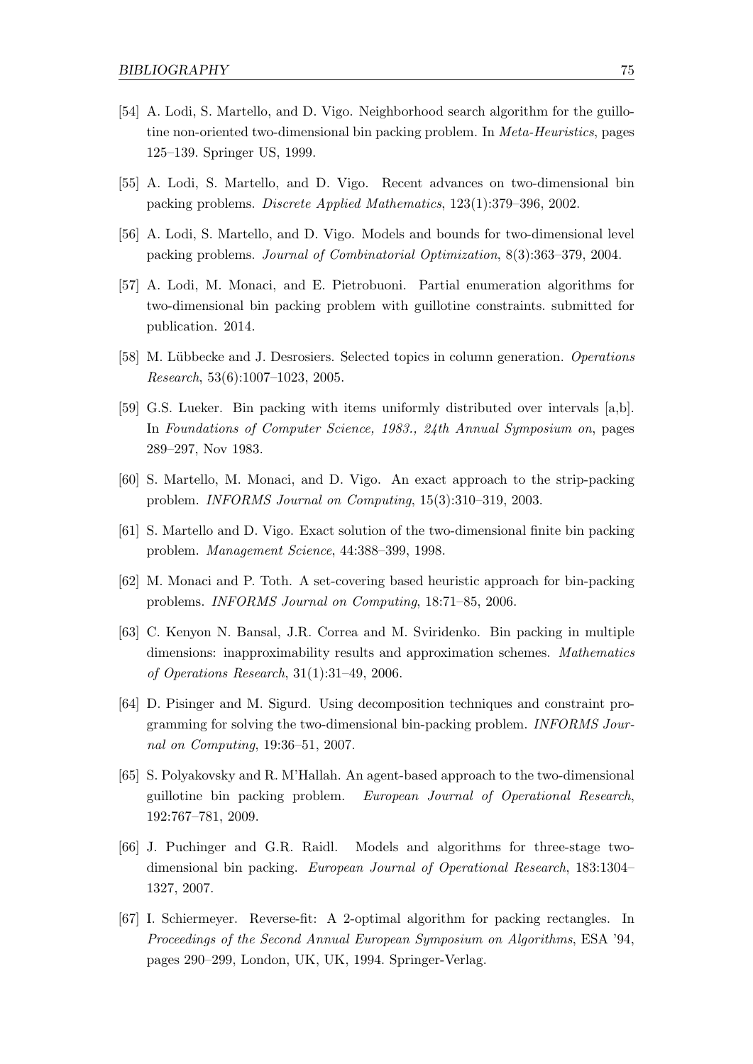[54] A. Lodi, S. Martello, and D. Vigo. Neighborhood search algorithm for the guillotine non-oriented two-dimensional bin packing problem. In *Meta-Heuristics*, pages 125–139. Springer US, 1999.

[55] A. Lodi, S. Martello, and D. Vigo. Recent advances on two-dimensional bin packing problems. *Discrete Applied Mathematics*, 123(1):379–396, 2002.

[56] A. Lodi, S. Martello, and D. Vigo. Models and bounds for two-dimensional level packing problems. *Journal of Combinatorial Optimization*, 8(3):363–379, 2004.

[57] A. Lodi, M. Monaci, and E. Pietrobuoni. Partial enumeration algorithms for two-dimensional bin packing problem with guillotine constraints. submitted for publication. 2014.

[58] M. Lübbecke and J. Desrosiers. Selected topics in column generation. *Operations Research*, 53(6):1007–1023, 2005.

[59] G.S. Lueker. Bin packing with items uniformly distributed over intervals [a,b]. In *Foundations of Computer Science, 1983., 24th Annual Symposium on*, pages 289–297, Nov 1983.

[60] S. Martello, M. Monaci, and D. Vigo. An exact approach to the strip-packing problem. *INFORMS Journal on Computing*, 15(3):310–319, 2003.

[61] S. Martello and D. Vigo. Exact solution of the two-dimensional finite bin packing problem. *Management Science*, 44:388–399, 1998.

[62] M. Monaci and P. Toth. A set-covering based heuristic approach for bin-packing problems. *INFORMS Journal on Computing*, 18:71–85, 2006.

[63] C. Kenyon N. Bansal, J.R. Correa and M. Sviridenko. Bin packing in multiple dimensions: inapproximability results and approximation schemes. *Mathematics of Operations Research*, 31(1):31–49, 2006.

[64] D. Pisinger and M. Sigurd. Using decomposition techniques and constraint programming for solving the two-dimensional bin-packing problem. *INFORMS Journal on Computing*, 19:36–51, 2007.

[65] S. Polyakovsky and R. M'Hallah. An agent-based approach to the two-dimensional guillotine bin packing problem. *European Journal of Operational Research*, 192:767–781, 2009.

[66] J. Puchinger and G.R. Raidl. Models and algorithms for three-stage two-dimensional bin packing. *European Journal of Operational Research*, 183:1304–1327, 2007.

[67] I. Schiermeyer. Reverse-fit: A 2-optimal algorithm for packing rectangles. In *Proceedings of the Second Annual European Symposium on Algorithms*, ESA '94, pages 290–299, London, UK, UK, 1994. Springer-Verlag.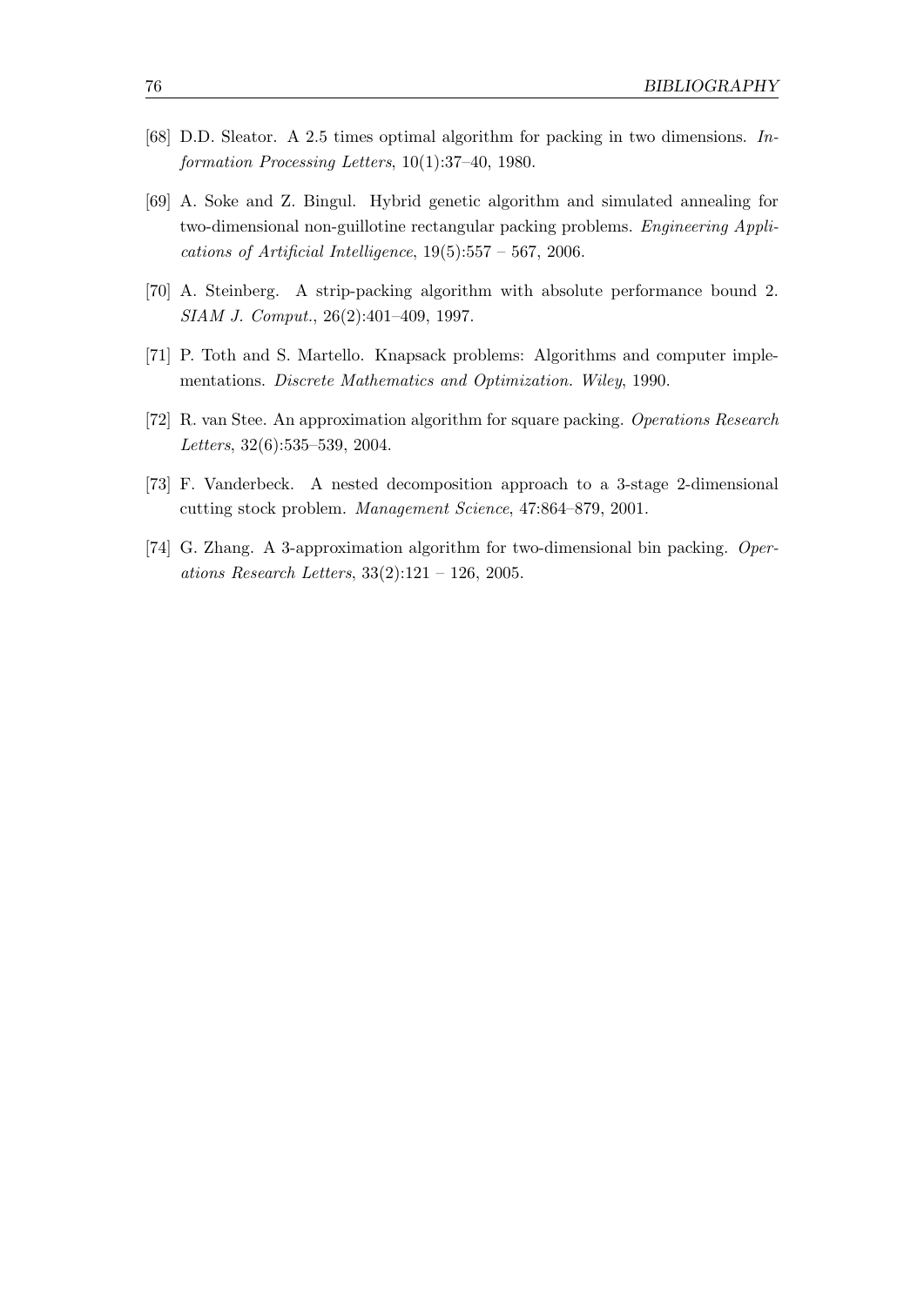[68] D.D. Sleator. A 2.5 times optimal algorithm for packing in two dimensions. *Information Processing Letters*, 10(1):37–40, 1980.

[69] A. Soke and Z. Bingul. Hybrid genetic algorithm and simulated annealing for two-dimensional non-guillotine rectangular packing problems. *Engineering Applications of Artificial Intelligence*, 19(5):557 – 567, 2006.

[70] A. Steinberg. A strip-packing algorithm with absolute performance bound 2. *SIAM J. Comput.*, 26(2):401–409, 1997.

[71] P. Toth and S. Martello. Knapsack problems: Algorithms and computer implementations. *Discrete Mathematics and Optimization. Wiley*, 1990.

[72] R. van Stee. An approximation algorithm for square packing. *Operations Research Letters*, 32(6):535–539, 2004.

[73] F. Vanderbeck. A nested decomposition approach to a 3-stage 2-dimensional cutting stock problem. *Management Science*, 47:864–879, 2001.

[74] G. Zhang. A 3-approximation algorithm for two-dimensional bin packing. *Operations Research Letters*, 33(2):121 – 126, 2005.